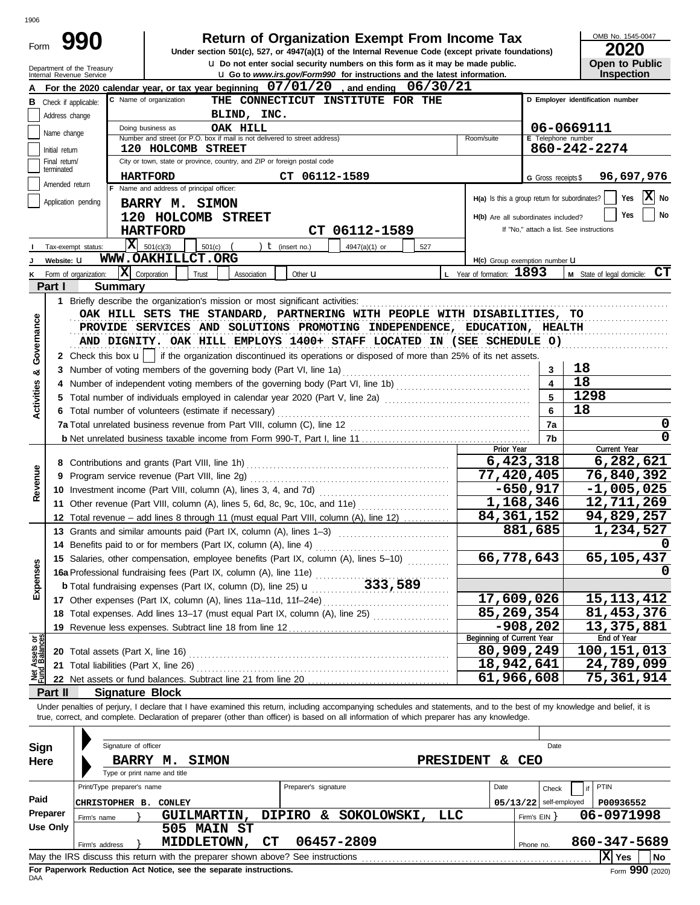1906

Form **990**

# Return of Organization Exempt From Income Tax

**Under section 501(c), 527, or 4947(a)(1) of the Internal Revenue Code (except private foundations)**

u Do not enter social security numbers on this form as it may be made public.

u Go to *www.irs.gov/Form990* for instructions and the latest information.

Department of the Treasury
Internal Revenue Service

OMB No. 1545-0047

**2020**

**Open to Public Inspection**

**A** For the 2020 calendar year, or tax year beginning 07/01/20 , and ending 06/30/21

**B** Check if applicable:
- Address change
- Name change
- Initial return
- Final return/terminated
- Amended return
- Application pending

**C** Name of organization: THE CONNECTICUT INSTITUTE FOR THE BLIND, INC.

Doing business as: OAK HILL

Number and street (or P.O. box if mail is not delivered to street address): 120 HOLCOMB STREET | Room/suite

City or town, state or province, country, and ZIP or foreign postal code: HARTFORD CT 06112-1589

**D** Employer identification number: 06-0669111

**E** Telephone number: 860-242-2274

**G** Gross receipts $ 96,697,976

**F** Name and address of principal officer:
BARRY M. SIMON
120 HOLCOMB STREET
HARTFORD CT 06112-1589

H(a) Is this a group return for subordinates? Yes [ ] No [X]

H(b) Are all subordinates included? Yes [ ] No [ ]
If "No," attach a list. See instructions

**I** Tax-exempt status: [X] 501(c)(3) [ ] 501(c) ( ) t (insert no.) [ ] 4947(a)(1) or [ ] 527

**J** Website: u WWW.OAKHILLCT.ORG

H(c) Group exemption number u

**K** Form of organization: [X] Corporation [ ] Trust [ ] Association [ ] Other u

**L** Year of formation: 1893

**M** State of legal domicile: CT

## Part I Summary

**Activities & Governance**

1 Briefly describe the organization's mission or most significant activities:
OAK HILL SETS THE STANDARD, PARTNERING WITH PEOPLE WITH DISABILITIES, TO PROVIDE SERVICES AND SOLUTIONS PROMOTING INDEPENDENCE, EDUCATION, HEALTH AND DIGNITY. OAK HILL EMPLOYS 1400+ STAFF LOCATED IN (SEE SCHEDULE O)

2 Check this box u [ ] if the organization discontinued its operations or disposed of more than 25% of its net assets.

| | Line | Value |
|---|---|---|
| 3 Number of voting members of the governing body (Part VI, line 1a) | 3 | 18 |
| 4 Number of independent voting members of the governing body (Part VI, line 1b) | 4 | 18 |
| 5 Total number of individuals employed in calendar year 2020 (Part V, line 2a) | 5 | 1298 |
| 6 Total number of volunteers (estimate if necessary) | 6 | 18 |
| 7a Total unrelated business revenue from Part VIII, column (C), line 12 | 7a | 0 |
| b Net unrelated business taxable income from Form 990-T, Part I, line 11 | 7b | 0 |

| | | Prior Year | Current Year |
|---|---|---|---|
| **Revenue** | 8 Contributions and grants (Part VIII, line 1h) | 6,423,318 | 6,282,621 |
| | 9 Program service revenue (Part VIII, line 2g) | 77,420,405 | 76,840,392 |
| | 10 Investment income (Part VIII, column (A), lines 3, 4, and 7d) | -650,917 | -1,005,025 |
| | 11 Other revenue (Part VIII, column (A), lines 5, 6d, 8c, 9c, 10c, and 11e) | 1,168,346 | 12,711,269 |
| | 12 Total revenue – add lines 8 through 11 (must equal Part VIII, column (A), line 12) | 84,361,152 | 94,829,257 |
| **Expenses** | 13 Grants and similar amounts paid (Part IX, column (A), lines 1–3) | 881,685 | 1,234,527 |
| | 14 Benefits paid to or for members (Part IX, column (A), line 4) | | 0 |
| | 15 Salaries, other compensation, employee benefits (Part IX, column (A), lines 5–10) | 66,778,643 | 65,105,437 |
| | 16a Professional fundraising fees (Part IX, column (A), line 11e) | | 0 |
| | b Total fundraising expenses (Part IX, column (D), line 25) u 333,589 | | |
| | 17 Other expenses (Part IX, column (A), lines 11a–11d, 11f–24e) | 17,609,026 | 15,113,412 |
| | 18 Total expenses. Add lines 13–17 (must equal Part IX, column (A), line 25) | 85,269,354 | 81,453,376 |
| | 19 Revenue less expenses. Subtract line 18 from line 12 | -908,202 | 13,375,881 |
| | | **Beginning of Current Year** | **End of Year** |
| **Net Assets or Fund Balances** | 20 Total assets (Part X, line 16) | 80,909,249 | 100,151,013 |
| | 21 Total liabilities (Part X, line 26) | 18,942,641 | 24,789,099 |
| | 22 Net assets or fund balances. Subtract line 21 from line 20 | 61,966,608 | 75,361,914 |

## Part II Signature Block

Under penalties of perjury, I declare that I have examined this return, including accompanying schedules and statements, and to the best of my knowledge and belief, it is true, correct, and complete. Declaration of preparer (other than officer) is based on all information of which preparer has any knowledge.

**Sign Here**

Signature of officer | Date

BARRY M. SIMON PRESIDENT & CEO
Type or print name and title

**Paid Preparer Use Only**

| Print/Type preparer's name | Preparer's signature | Date | Check if self-employed | PTIN |
|---|---|---|---|---|
| CHRISTOPHER B. CONLEY | | 05/13/22 | | P00936552 |

Firm's name } GUILMARTIN, DIPIRO & SOKOLOWSKI, LLC — Firm's EIN } 06-0971998

Firm's address } 505 MAIN ST MIDDLETOWN, CT 06457-2809 — Phone no. 860-347-5689

May the IRS discuss this return with the preparer shown above? See instructions [X] Yes [ ] No

**For Paperwork Reduction Act Notice, see the separate instructions.**

DAA Form **990** (2020)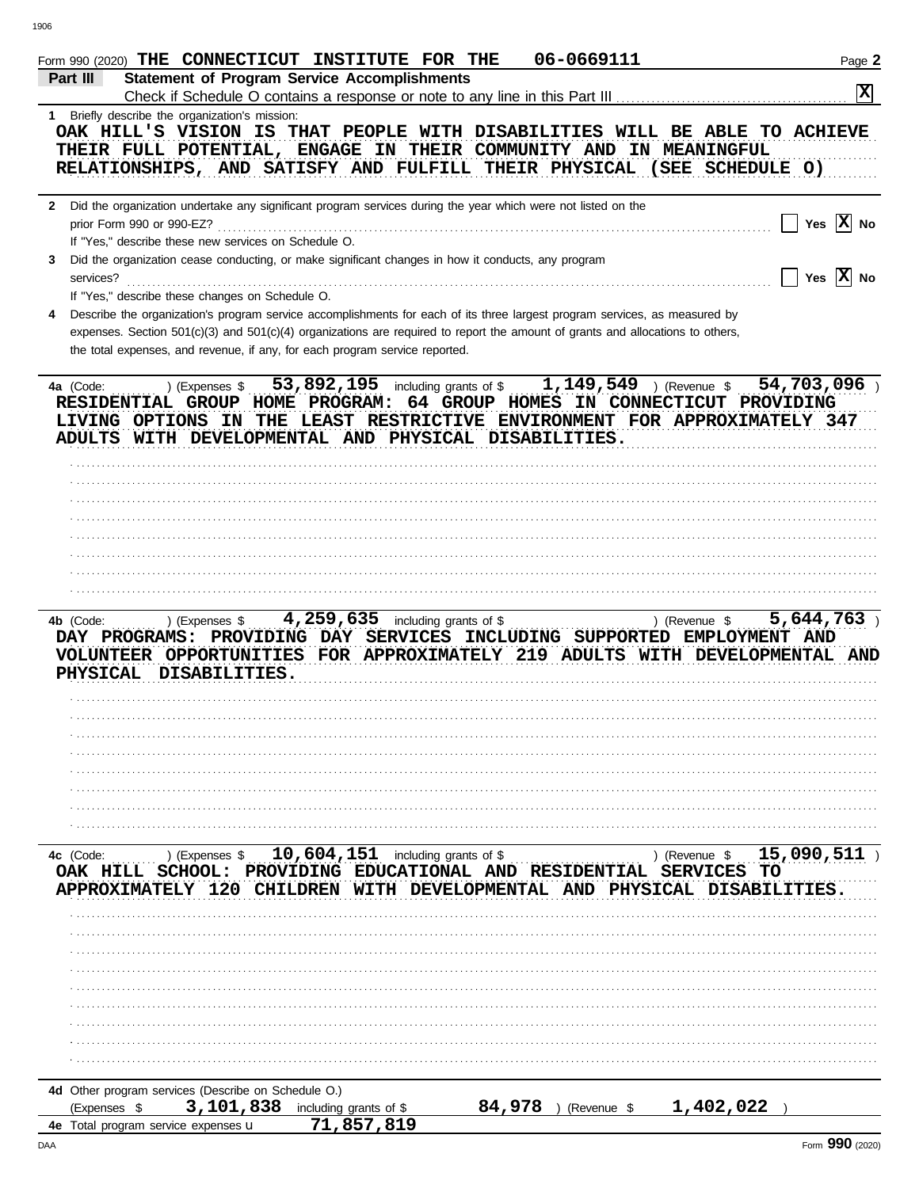Form 990 (2020) **THE CONNECTICUT INSTITUTE FOR THE 06-0669111** Page **2**

**Part III Statement of Program Service Accomplishments**

Check if Schedule O contains a response or note to any line in this Part III ..... [X]

1 Briefly describe the organization's mission:

OAK HILL'S VISION IS THAT PEOPLE WITH DISABILITIES WILL BE ABLE TO ACHIEVE THEIR FULL POTENTIAL, ENGAGE IN THEIR COMMUNITY AND IN MEANINGFUL RELATIONSHIPS, AND SATISFY AND FULFILL THEIR PHYSICAL (SEE SCHEDULE O)

2 Did the organization undertake any significant program services during the year which were not listed on the prior Form 990 or 990-EZ? ..... [ ] Yes [X] No

If "Yes," describe these new services on Schedule O.

3 Did the organization cease conducting, or make significant changes in how it conducts, any program services? ..... [ ] Yes [X] No

If "Yes," describe these changes on Schedule O.

4 Describe the organization's program service accomplishments for each of its three largest program services, as measured by expenses. Section 501(c)(3) and 501(c)(4) organizations are required to report the amount of grants and allocations to others, the total expenses, and revenue, if any, for each program service reported.

4a (Code: ) (Expenses $ 53,892,195 including grants of $ 1,149,549 ) (Revenue $ 54,703,096 )

RESIDENTIAL GROUP HOME PROGRAM: 64 GROUP HOMES IN CONNECTICUT PROVIDING LIVING OPTIONS IN THE LEAST RESTRICTIVE ENVIRONMENT FOR APPROXIMATELY 347 ADULTS WITH DEVELOPMENTAL AND PHYSICAL DISABILITIES.

4b (Code: ) (Expenses $ 4,259,635 including grants of $ ) (Revenue $ 5,644,763 )

DAY PROGRAMS: PROVIDING DAY SERVICES INCLUDING SUPPORTED EMPLOYMENT AND VOLUNTEER OPPORTUNITIES FOR APPROXIMATELY 219 ADULTS WITH DEVELOPMENTAL AND PHYSICAL DISABILITIES.

4c (Code: ) (Expenses $ 10,604,151 including grants of $ ) (Revenue $ 15,090,511 )

OAK HILL SCHOOL: PROVIDING EDUCATIONAL AND RESIDENTIAL SERVICES TO APPROXIMATELY 120 CHILDREN WITH DEVELOPMENTAL AND PHYSICAL DISABILITIES.

4d Other program services (Describe on Schedule O.)

(Expenses $ 3,101,838 including grants of $ 84,978 ) (Revenue $ 1,402,022 )

4e Total program service expenses u 71,857,819

DAA Form **990** (2020)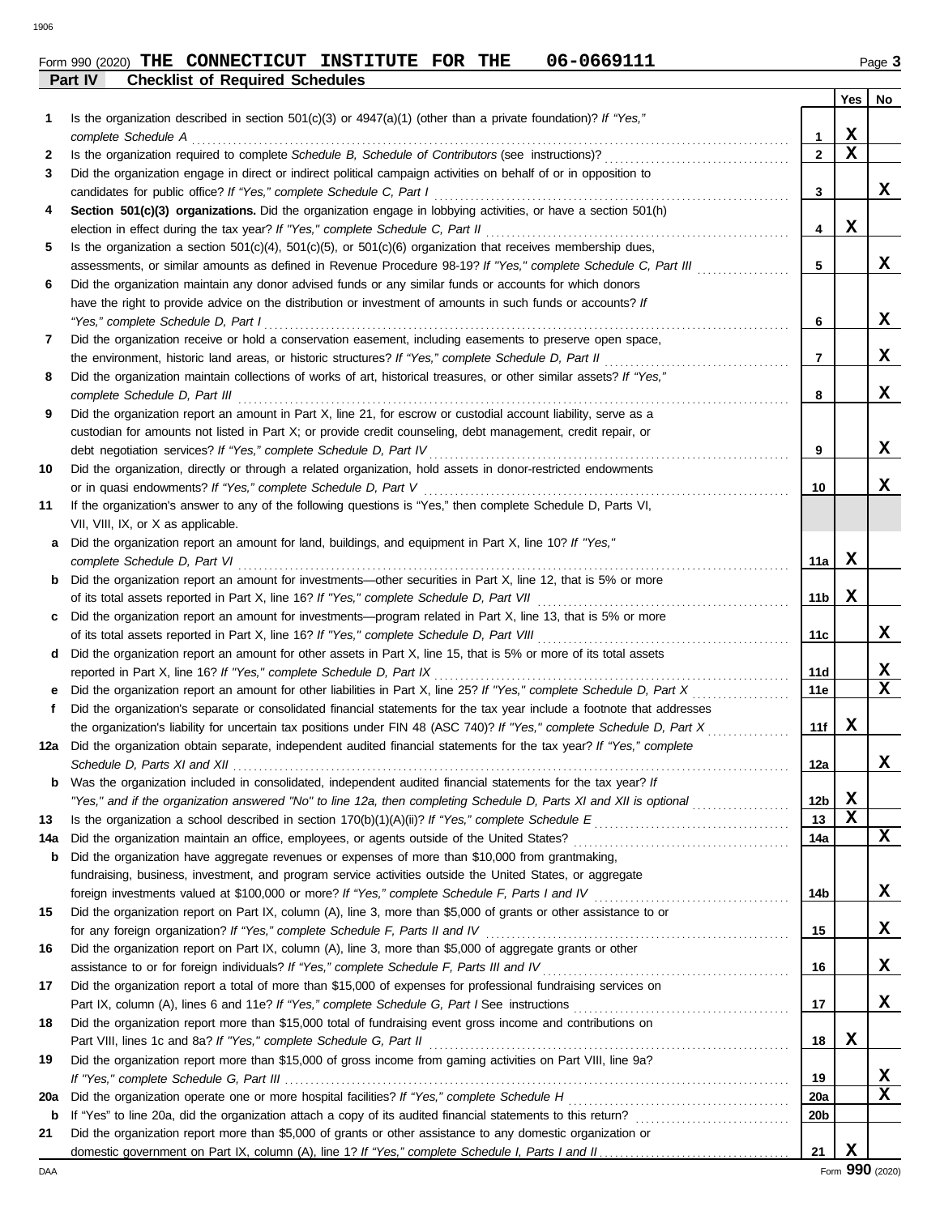Form 990 (2020) **THE CONNECTICUT INSTITUTE FOR THE 06-0669111**

## Part IV Checklist of Required Schedules

| | | | Yes | No |
|---|---|---|---|---|
| **1** | Is the organization described in section 501(c)(3) or 4947(a)(1) (other than a private foundation)? *If "Yes," complete Schedule A* | 1 | X | |
| **2** | Is the organization required to complete *Schedule B, Schedule of Contributors* (see instructions)? | 2 | X | |
| **3** | Did the organization engage in direct or indirect political campaign activities on behalf of or in opposition to candidates for public office? *If "Yes," complete Schedule C, Part I* | 3 | | X |
| **4** | **Section 501(c)(3) organizations.** Did the organization engage in lobbying activities, or have a section 501(h) election in effect during the tax year? *If "Yes," complete Schedule C, Part II* | 4 | X | |
| **5** | Is the organization a section 501(c)(4), 501(c)(5), or 501(c)(6) organization that receives membership dues, assessments, or similar amounts as defined in Revenue Procedure 98-19? *If "Yes," complete Schedule C, Part III* | 5 | | X |
| **6** | Did the organization maintain any donor advised funds or any similar funds or accounts for which donors have the right to provide advice on the distribution or investment of amounts in such funds or accounts? *If "Yes," complete Schedule D, Part I* | 6 | | X |
| **7** | Did the organization receive or hold a conservation easement, including easements to preserve open space, the environment, historic land areas, or historic structures? *If "Yes," complete Schedule D, Part II* | 7 | | X |
| **8** | Did the organization maintain collections of works of art, historical treasures, or other similar assets? *If "Yes," complete Schedule D, Part III* | 8 | | X |
| **9** | Did the organization report an amount in Part X, line 21, for escrow or custodial account liability, serve as a custodian for amounts not listed in Part X; or provide credit counseling, debt management, credit repair, or debt negotiation services? *If "Yes," complete Schedule D, Part IV* | 9 | | X |
| **10** | Did the organization, directly or through a related organization, hold assets in donor-restricted endowments or in quasi endowments? *If "Yes," complete Schedule D, Part V* | 10 | | X |
| **11** | If the organization's answer to any of the following questions is "Yes," then complete Schedule D, Parts VI, VII, VIII, IX, or X as applicable. | | | |
| **a** | Did the organization report an amount for land, buildings, and equipment in Part X, line 10? *If "Yes," complete Schedule D, Part VI* | 11a | X | |
| **b** | Did the organization report an amount for investments—other securities in Part X, line 12, that is 5% or more of its total assets reported in Part X, line 16? *If "Yes," complete Schedule D, Part VII* | 11b | X | |
| **c** | Did the organization report an amount for investments—program related in Part X, line 13, that is 5% or more of its total assets reported in Part X, line 16? *If "Yes," complete Schedule D, Part VIII* | 11c | | X |
| **d** | Did the organization report an amount for other assets in Part X, line 15, that is 5% or more of its total assets reported in Part X, line 16? *If "Yes," complete Schedule D, Part IX* | 11d | | X |
| **e** | Did the organization report an amount for other liabilities in Part X, line 25? *If "Yes," complete Schedule D, Part X* | 11e | | X |
| **f** | Did the organization's separate or consolidated financial statements for the tax year include a footnote that addresses the organization's liability for uncertain tax positions under FIN 48 (ASC 740)? *If "Yes," complete Schedule D, Part X* | 11f | X | |
| **12a** | Did the organization obtain separate, independent audited financial statements for the tax year? *If "Yes," complete Schedule D, Parts XI and XII* | 12a | | X |
| **b** | Was the organization included in consolidated, independent audited financial statements for the tax year? *If "Yes," and if the organization answered "No" to line 12a, then completing Schedule D, Parts XI and XII is optional* | 12b | X | |
| **13** | Is the organization a school described in section 170(b)(1)(A)(ii)? *If "Yes," complete Schedule E* | 13 | X | |
| **14a** | Did the organization maintain an office, employees, or agents outside of the United States? | 14a | | X |
| **b** | Did the organization have aggregate revenues or expenses of more than $10,000 from grantmaking, fundraising, business, investment, and program service activities outside the United States, or aggregate foreign investments valued at $100,000 or more? *If "Yes," complete Schedule F, Parts I and IV* | 14b | | X |
| **15** | Did the organization report on Part IX, column (A), line 3, more than $5,000 of grants or other assistance to or for any foreign organization? *If "Yes," complete Schedule F, Parts II and IV* | 15 | | X |
| **16** | Did the organization report on Part IX, column (A), line 3, more than $5,000 of aggregate grants or other assistance to or for foreign individuals? *If "Yes," complete Schedule F, Parts III and IV* | 16 | | X |
| **17** | Did the organization report a total of more than $15,000 of expenses for professional fundraising services on Part IX, column (A), lines 6 and 11e? *If "Yes," complete Schedule G, Part I* See instructions | 17 | | X |
| **18** | Did the organization report more than $15,000 total of fundraising event gross income and contributions on Part VIII, lines 1c and 8a? *If "Yes," complete Schedule G, Part II* | 18 | X | |
| **19** | Did the organization report more than $15,000 of gross income from gaming activities on Part VIII, line 9a? *If "Yes," complete Schedule G, Part III* | 19 | | X |
| **20a** | Did the organization operate one or more hospital facilities? *If "Yes," complete Schedule H* | 20a | | X |
| **b** | If "Yes" to line 20a, did the organization attach a copy of its audited financial statements to this return? | 20b | | |
| **21** | Did the organization report more than $5,000 of grants or other assistance to any domestic organization or domestic government on Part IX, column (A), line 1? *If "Yes," complete Schedule I, Parts I and II* | 21 | X | |

Form **990** (2020)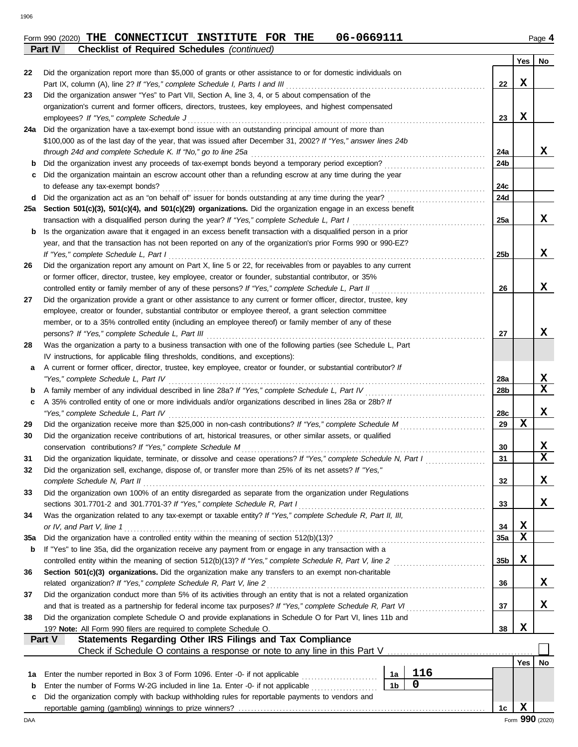Form 990 (2020) **THE CONNECTICUT INSTITUTE FOR THE 06-0669111** Page **4**

**Part IV Checklist of Required Schedules** *(continued)*

| | | | Yes | No |
|---|---|---|---|---|
| 22 | Did the organization report more than $5,000 of grants or other assistance to or for domestic individuals on Part IX, column (A), line 2? *If "Yes," complete Schedule I, Parts I and III* | 22 | X | |
| 23 | Did the organization answer "Yes" to Part VII, Section A, line 3, 4, or 5 about compensation of the organization's current and former officers, directors, trustees, key employees, and highest compensated employees? *If "Yes," complete Schedule J* | 23 | X | |
| 24a | Did the organization have a tax-exempt bond issue with an outstanding principal amount of more than $100,000 as of the last day of the year, that was issued after December 31, 2002? *If "Yes," answer lines 24b through 24d and complete Schedule K. If "No," go to line 25a* | 24a | | X |
| b | Did the organization invest any proceeds of tax-exempt bonds beyond a temporary period exception? | 24b | | |
| c | Did the organization maintain an escrow account other than a refunding escrow at any time during the year to defease any tax-exempt bonds? | 24c | | |
| d | Did the organization act as an "on behalf of" issuer for bonds outstanding at any time during the year? | 24d | | |
| 25a | **Section 501(c)(3), 501(c)(4), and 501(c)(29) organizations.** Did the organization engage in an excess benefit transaction with a disqualified person during the year? *If "Yes," complete Schedule L, Part I* | 25a | | X |
| b | Is the organization aware that it engaged in an excess benefit transaction with a disqualified person in a prior year, and that the transaction has not been reported on any of the organization's prior Forms 990 or 990-EZ? *If "Yes," complete Schedule L, Part I* | 25b | | X |
| 26 | Did the organization report any amount on Part X, line 5 or 22, for receivables from or payables to any current or former officer, director, trustee, key employee, creator or founder, substantial contributor, or 35% controlled entity or family member of any of these persons? *If "Yes," complete Schedule L, Part II* | 26 | | X |
| 27 | Did the organization provide a grant or other assistance to any current or former officer, director, trustee, key employee, creator or founder, substantial contributor or employee thereof, a grant selection committee member, or to a 35% controlled entity (including an employee thereof) or family member of any of these persons? *If "Yes," complete Schedule L, Part III* | 27 | | X |
| 28 | Was the organization a party to a business transaction with one of the following parties (see Schedule L, Part IV instructions, for applicable filing thresholds, conditions, and exceptions): | | | |
| a | A current or former officer, director, trustee, key employee, creator or founder, or substantial contributor? *If "Yes," complete Schedule L, Part IV* | 28a | | X |
| b | A family member of any individual described in line 28a? *If "Yes," complete Schedule L, Part IV* | 28b | | X |
| c | A 35% controlled entity of one or more individuals and/or organizations described in lines 28a or 28b? *If "Yes," complete Schedule L, Part IV* | 28c | | X |
| 29 | Did the organization receive more than $25,000 in non-cash contributions? *If "Yes," complete Schedule M* | 29 | X | |
| 30 | Did the organization receive contributions of art, historical treasures, or other similar assets, or qualified conservation contributions? *If "Yes," complete Schedule M* | 30 | | X |
| 31 | Did the organization liquidate, terminate, or dissolve and cease operations? *If "Yes," complete Schedule N, Part I* | 31 | | X |
| 32 | Did the organization sell, exchange, dispose of, or transfer more than 25% of its net assets? *If "Yes," complete Schedule N, Part II* | 32 | | X |
| 33 | Did the organization own 100% of an entity disregarded as separate from the organization under Regulations sections 301.7701-2 and 301.7701-3? *If "Yes," complete Schedule R, Part I* | 33 | | X |
| 34 | Was the organization related to any tax-exempt or taxable entity? *If "Yes," complete Schedule R, Part II, III, or IV, and Part V, line 1* | 34 | X | |
| 35a | Did the organization have a controlled entity within the meaning of section 512(b)(13)? | 35a | X | |
| b | If "Yes" to line 35a, did the organization receive any payment from or engage in any transaction with a controlled entity within the meaning of section 512(b)(13)? *If "Yes," complete Schedule R, Part V, line 2* | 35b | X | |
| 36 | **Section 501(c)(3) organizations.** Did the organization make any transfers to an exempt non-charitable related organization? *If "Yes," complete Schedule R, Part V, line 2* | 36 | | X |
| 37 | Did the organization conduct more than 5% of its activities through an entity that is not a related organization and that is treated as a partnership for federal income tax purposes? *If "Yes," complete Schedule R, Part VI* | 37 | | X |
| 38 | Did the organization complete Schedule O and provide explanations in Schedule O for Part VI, lines 11b and 19? **Note:** All Form 990 filers are required to complete Schedule O. | 38 | X | |

**Part V Statements Regarding Other IRS Filings and Tax Compliance**

Check if Schedule O contains a response or note to any line in this Part V ☐

| | | | | | Yes | No |
|---|---|---|---|---|---|---|
| 1a | Enter the number reported in Box 3 of Form 1096. Enter -0- if not applicable | 1a | 116 | | | |
| b | Enter the number of Forms W-2G included in line 1a. Enter -0- if not applicable | 1b | 0 | | | |
| c | Did the organization comply with backup withholding rules for reportable payments to vendors and reportable gaming (gambling) winnings to prize winners? | | | 1c | X | |

Form **990** (2020)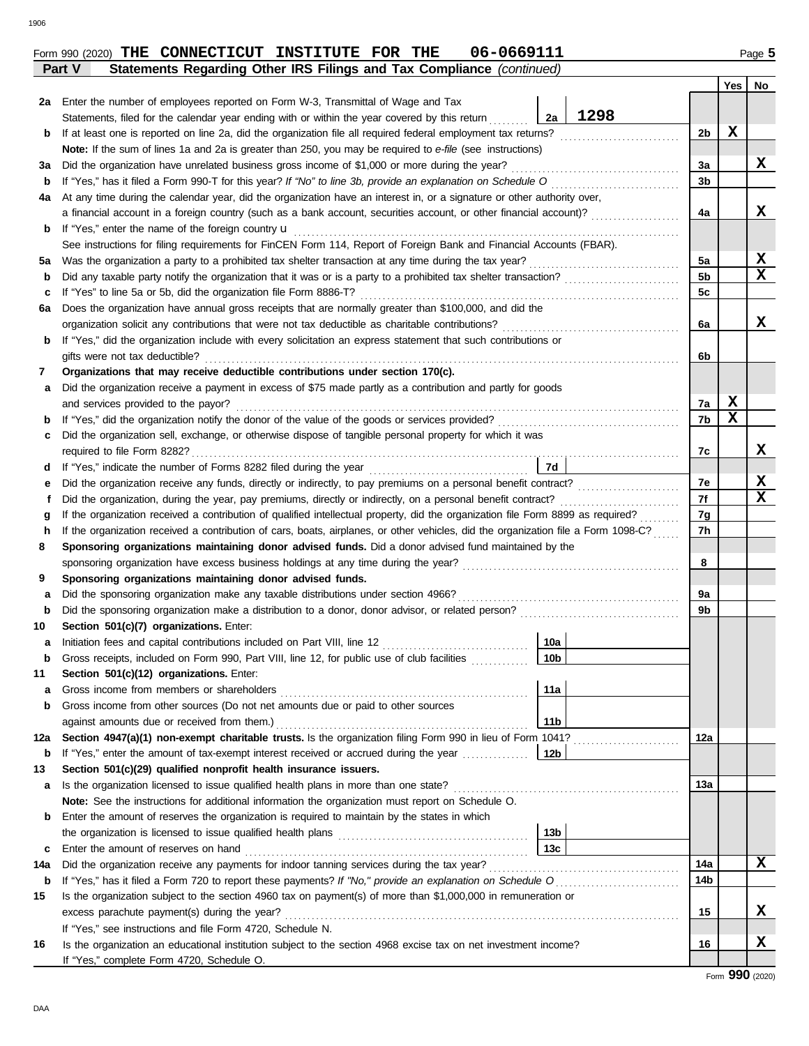Form 990 (2020) **THE CONNECTICUT INSTITUTE FOR THE 06-0669111**

## Part V Statements Regarding Other IRS Filings and Tax Compliance *(continued)*

| | | | | Yes | No |
|---|---|---|---|---|---|
| **2a** | Enter the number of employees reported on Form W-3, Transmittal of Wage and Tax Statements, filed for the calendar year ending with or within the year covered by this return | 2a: 1298 | | | |
| **b** | If at least one is reported on line 2a, did the organization file all required federal employment tax returns? | | 2b | X | |
| | **Note:** If the sum of lines 1a and 2a is greater than 250, you may be required to *e-file* (see instructions) | | | | |
| **3a** | Did the organization have unrelated business gross income of $1,000 or more during the year? | | 3a | | X |
| **b** | If "Yes," has it filed a Form 990-T for this year? *If "No" to line 3b, provide an explanation on Schedule O* | | 3b | | |
| **4a** | At any time during the calendar year, did the organization have an interest in, or a signature or other authority over, a financial account in a foreign country (such as a bank account, securities account, or other financial account)? | | 4a | | X |
| **b** | If "Yes," enter the name of the foreign country u | | | | |
| | See instructions for filing requirements for FinCEN Form 114, Report of Foreign Bank and Financial Accounts (FBAR). | | | | |
| **5a** | Was the organization a party to a prohibited tax shelter transaction at any time during the tax year? | | 5a | | X |
| **b** | Did any taxable party notify the organization that it was or is a party to a prohibited tax shelter transaction? | | 5b | | X |
| **c** | If "Yes" to line 5a or 5b, did the organization file Form 8886-T? | | 5c | | |
| **6a** | Does the organization have annual gross receipts that are normally greater than $100,000, and did the organization solicit any contributions that were not tax deductible as charitable contributions? | | 6a | | X |
| **b** | If "Yes," did the organization include with every solicitation an express statement that such contributions or gifts were not tax deductible? | | 6b | | |
| **7** | **Organizations that may receive deductible contributions under section 170(c).** | | | | |
| **a** | Did the organization receive a payment in excess of $75 made partly as a contribution and partly for goods and services provided to the payor? | | 7a | X | |
| **b** | If "Yes," did the organization notify the donor of the value of the goods or services provided? | | 7b | X | |
| **c** | Did the organization sell, exchange, or otherwise dispose of tangible personal property for which it was required to file Form 8282? | | 7c | | X |
| **d** | If "Yes," indicate the number of Forms 8282 filed during the year | 7d | | | |
| **e** | Did the organization receive any funds, directly or indirectly, to pay premiums on a personal benefit contract? | | 7e | | X |
| **f** | Did the organization, during the year, pay premiums, directly or indirectly, on a personal benefit contract? | | 7f | | X |
| **g** | If the organization received a contribution of qualified intellectual property, did the organization file Form 8899 as required? | | 7g | | |
| **h** | If the organization received a contribution of cars, boats, airplanes, or other vehicles, did the organization file a Form 1098-C? | | 7h | | |
| **8** | **Sponsoring organizations maintaining donor advised funds.** Did a donor advised fund maintained by the sponsoring organization have excess business holdings at any time during the year? | | 8 | | |
| **9** | **Sponsoring organizations maintaining donor advised funds.** | | | | |
| **a** | Did the sponsoring organization make any taxable distributions under section 4966? | | 9a | | |
| **b** | Did the sponsoring organization make a distribution to a donor, donor advisor, or related person? | | 9b | | |
| **10** | **Section 501(c)(7) organizations.** Enter: | | | | |
| **a** | Initiation fees and capital contributions included on Part VIII, line 12 | 10a | | | |
| **b** | Gross receipts, included on Form 990, Part VIII, line 12, for public use of club facilities | 10b | | | |
| **11** | **Section 501(c)(12) organizations.** Enter: | | | | |
| **a** | Gross income from members or shareholders | 11a | | | |
| **b** | Gross income from other sources (Do not net amounts due or paid to other sources against amounts due or received from them.) | 11b | | | |
| **12a** | **Section 4947(a)(1) non-exempt charitable trusts.** Is the organization filing Form 990 in lieu of Form 1041? | | 12a | | |
| **b** | If "Yes," enter the amount of tax-exempt interest received or accrued during the year | 12b | | | |
| **13** | **Section 501(c)(29) qualified nonprofit health insurance issuers.** | | | | |
| **a** | Is the organization licensed to issue qualified health plans in more than one state? | | 13a | | |
| | **Note:** See the instructions for additional information the organization must report on Schedule O. | | | | |
| **b** | Enter the amount of reserves the organization is required to maintain by the states in which the organization is licensed to issue qualified health plans | 13b | | | |
| **c** | Enter the amount of reserves on hand | 13c | | | |
| **14a** | Did the organization receive any payments for indoor tanning services during the tax year? | | 14a | | X |
| **b** | If "Yes," has it filed a Form 720 to report these payments? *If "No," provide an explanation on Schedule O* | | 14b | | |
| **15** | Is the organization subject to the section 4960 tax on payment(s) of more than $1,000,000 in remuneration or excess parachute payment(s) during the year? | | 15 | | X |
| | If "Yes," see instructions and file Form 4720, Schedule N. | | | | |
| **16** | Is the organization an educational institution subject to the section 4968 excise tax on net investment income? | | 16 | | X |
| | If "Yes," complete Form 4720, Schedule O. | | | | |

Form **990** (2020)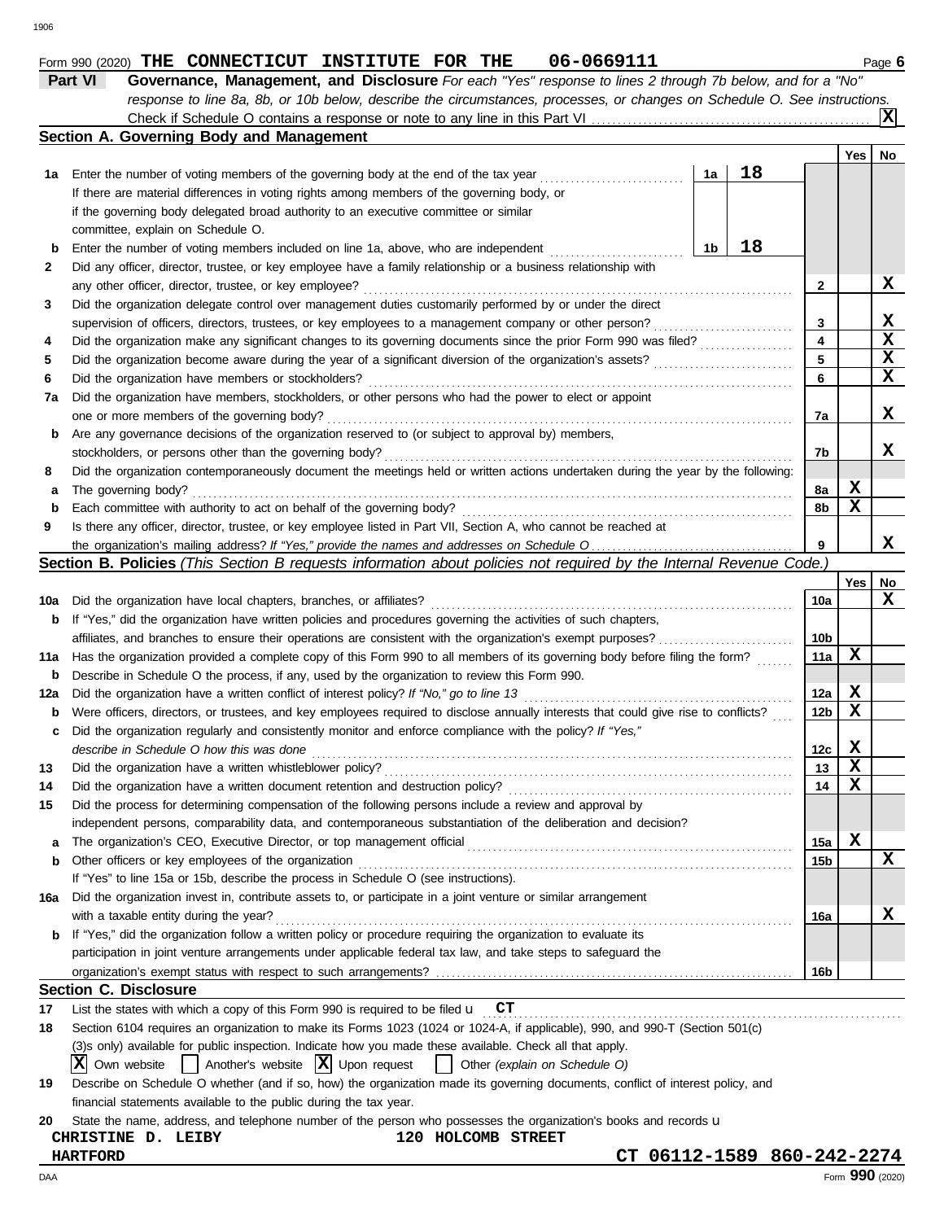Form 990 (2020) **THE CONNECTICUT INSTITUTE FOR THE 06-0669111** Page **6**

**Part VI** **Governance, Management, and Disclosure** *For each "Yes" response to lines 2 through 7b below, and for a "No" response to line 8a, 8b, or 10b below, describe the circumstances, processes, or changes on Schedule O. See instructions.*

Check if Schedule O contains a response or note to any line in this Part VI .......... **X**

## Section A. Governing Body and Management

| | | | | Yes | No |
|---|---|---|---|---|---|
| **1a** | Enter the number of voting members of the governing body at the end of the tax year .......... **1a** 18 | | | | |
| | If there are material differences in voting rights among members of the governing body, or if the governing body delegated broad authority to an executive committee or similar committee, explain on Schedule O. | | | | |
| **b** | Enter the number of voting members included on line 1a, above, who are independent .......... **1b** 18 | | | | |
| **2** | Did any officer, director, trustee, or key employee have a family relationship or a business relationship with any other officer, director, trustee, or key employee? | | **2** | | X |
| **3** | Did the organization delegate control over management duties customarily performed by or under the direct supervision of officers, directors, trustees, or key employees to a management company or other person? | | **3** | | X |
| **4** | Did the organization make any significant changes to its governing documents since the prior Form 990 was filed? | | **4** | | X |
| **5** | Did the organization become aware during the year of a significant diversion of the organization's assets? | | **5** | | X |
| **6** | Did the organization have members or stockholders? | | **6** | | X |
| **7a** | Did the organization have members, stockholders, or other persons who had the power to elect or appoint one or more members of the governing body? | | **7a** | | X |
| **b** | Are any governance decisions of the organization reserved to (or subject to approval by) members, stockholders, or persons other than the governing body? | | **7b** | | X |
| **8** | Did the organization contemporaneously document the meetings held or written actions undertaken during the year by the following: | | | | |
| **a** | The governing body? | | **8a** | X | |
| **b** | Each committee with authority to act on behalf of the governing body? | | **8b** | X | |
| **9** | Is there any officer, director, trustee, or key employee listed in Part VII, Section A, who cannot be reached at the organization's mailing address? *If "Yes," provide the names and addresses on Schedule O* | | **9** | | X |

## Section B. Policies *(This Section B requests information about policies not required by the Internal Revenue Code.)*

| | | | Yes | No |
|---|---|---|---|---|
| **10a** | Did the organization have local chapters, branches, or affiliates? | **10a** | | X |
| **b** | If "Yes," did the organization have written policies and procedures governing the activities of such chapters, affiliates, and branches to ensure their operations are consistent with the organization's exempt purposes? | **10b** | | |
| **11a** | Has the organization provided a complete copy of this Form 990 to all members of its governing body before filing the form? | **11a** | X | |
| **b** | Describe in Schedule O the process, if any, used by the organization to review this Form 990. | | | |
| **12a** | Did the organization have a written conflict of interest policy? *If "No," go to line 13* | **12a** | X | |
| **b** | Were officers, directors, or trustees, and key employees required to disclose annually interests that could give rise to conflicts? | **12b** | X | |
| **c** | Did the organization regularly and consistently monitor and enforce compliance with the policy? *If "Yes," describe in Schedule O how this was done* | **12c** | X | |
| **13** | Did the organization have a written whistleblower policy? | **13** | X | |
| **14** | Did the organization have a written document retention and destruction policy? | **14** | X | |
| **15** | Did the process for determining compensation of the following persons include a review and approval by independent persons, comparability data, and contemporaneous substantiation of the deliberation and decision? | | | |
| **a** | The organization's CEO, Executive Director, or top management official | **15a** | X | |
| **b** | Other officers or key employees of the organization | **15b** | | X |
| | If "Yes" to line 15a or 15b, describe the process in Schedule O (see instructions). | | | |
| **16a** | Did the organization invest in, contribute assets to, or participate in a joint venture or similar arrangement with a taxable entity during the year? | **16a** | | X |
| **b** | If "Yes," did the organization follow a written policy or procedure requiring the organization to evaluate its participation in joint venture arrangements under applicable federal tax law, and take steps to safeguard the organization's exempt status with respect to such arrangements? | **16b** | | |

## Section C. Disclosure

**17** List the states with which a copy of this Form 990 is required to be filed u CT

**18** Section 6104 requires an organization to make its Forms 1023 (1024 or 1024-A, if applicable), 990, and 990-T (Section 501(c)(3)s only) available for public inspection. Indicate how you made these available. Check all that apply.

[X] Own website [ ] Another's website [X] Upon request [ ] Other *(explain on Schedule O)*

**19** Describe on Schedule O whether (and if so, how) the organization made its governing documents, conflict of interest policy, and financial statements available to the public during the tax year.

**20** State the name, address, and telephone number of the person who possesses the organization's books and records u

CHRISTINE D. LEIBY 120 HOLCOMB STREET
HARTFORD CT 06112-1589 860-242-2274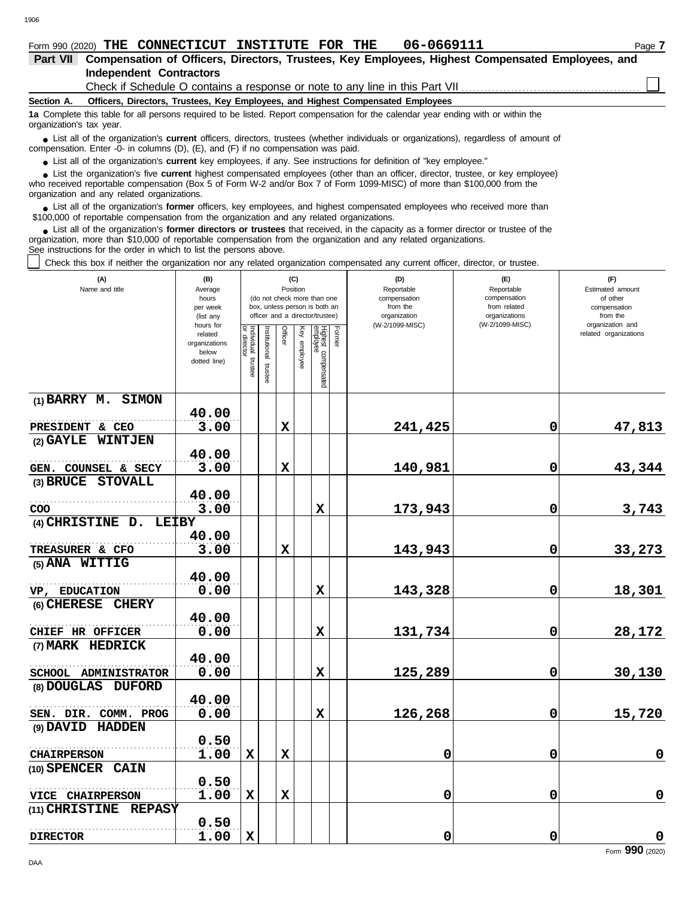Form 990 (2020) **THE CONNECTICUT INSTITUTE FOR THE 06-0669111**

## Part VII Compensation of Officers, Directors, Trustees, Key Employees, Highest Compensated Employees, and Independent Contractors

Check if Schedule O contains a response or note to any line in this Part VII ☐

**Section A. Officers, Directors, Trustees, Key Employees, and Highest Compensated Employees**

**1a** Complete this table for all persons required to be listed. Report compensation for the calendar year ending with or within the organization's tax year.

- List all of the organization's **current** officers, directors, trustees (whether individuals or organizations), regardless of amount of compensation. Enter -0- in columns (D), (E), and (F) if no compensation was paid.
- List all of the organization's **current** key employees, if any. See instructions for definition of "key employee."
- List the organization's five **current** highest compensated employees (other than an officer, director, trustee, or key employee) who received reportable compensation (Box 5 of Form W-2 and/or Box 7 of Form 1099-MISC) of more than $100,000 from the organization and any related organizations.
- List all of the organization's **former** officers, key employees, and highest compensated employees who received more than $100,000 of reportable compensation from the organization and any related organizations.
- List all of the organization's **former directors or trustees** that received, in the capacity as a former director or trustee of the organization, more than $10,000 of reportable compensation from the organization and any related organizations.

See instructions for the order in which to list the persons above.

☐ Check this box if neither the organization nor any related organization compensated any current officer, director, or trustee.

| (A) Name and title | (B) Average hours per week (list any hours for related organizations below dotted line) | (C) Position: Individual trustee or director | Institutional trustee | Officer | Key employee | Highest compensated employee | Former | (D) Reportable compensation from the organization (W-2/1099-MISC) | (E) Reportable compensation from related organizations (W-2/1099-MISC) | (F) Estimated amount of other compensation from the organization and related organizations |
|---|---|---|---|---|---|---|---|---|---|---|
| (1) BARRY M. SIMON<br>PRESIDENT & CEO | 40.00<br>3.00 | | | X | | | | 241,425 | 0 | 47,813 |
| (2) GAYLE WINTJEN<br>GEN. COUNSEL & SECY | 40.00<br>3.00 | | | X | | | | 140,981 | 0 | 43,344 |
| (3) BRUCE STOVALL<br>COO | 40.00<br>3.00 | | | | | X | | 173,943 | 0 | 3,743 |
| (4) CHRISTINE D. LEIBY<br>TREASURER & CFO | 40.00<br>3.00 | | | X | | | | 143,943 | 0 | 33,273 |
| (5) ANA WITTIG<br>VP, EDUCATION | 40.00<br>0.00 | | | | | X | | 143,328 | 0 | 18,301 |
| (6) CHERESE CHERY<br>CHIEF HR OFFICER | 40.00<br>0.00 | | | | | X | | 131,734 | 0 | 28,172 |
| (7) MARK HEDRICK<br>SCHOOL ADMINISTRATOR | 40.00<br>0.00 | | | | | X | | 125,289 | 0 | 30,130 |
| (8) DOUGLAS DUFORD<br>SEN. DIR. COMM. PROG | 40.00<br>0.00 | | | | | X | | 126,268 | 0 | 15,720 |
| (9) DAVID HADDEN<br>CHAIRPERSON | 0.50<br>1.00 | X | | X | | | | 0 | 0 | 0 |
| (10) SPENCER CAIN<br>VICE CHAIRPERSON | 0.50<br>1.00 | X | | X | | | | 0 | 0 | 0 |
| (11) CHRISTINE REPASY<br>DIRECTOR | 0.50<br>1.00 | X | | | | | | 0 | 0 | 0 |

Form **990** (2020)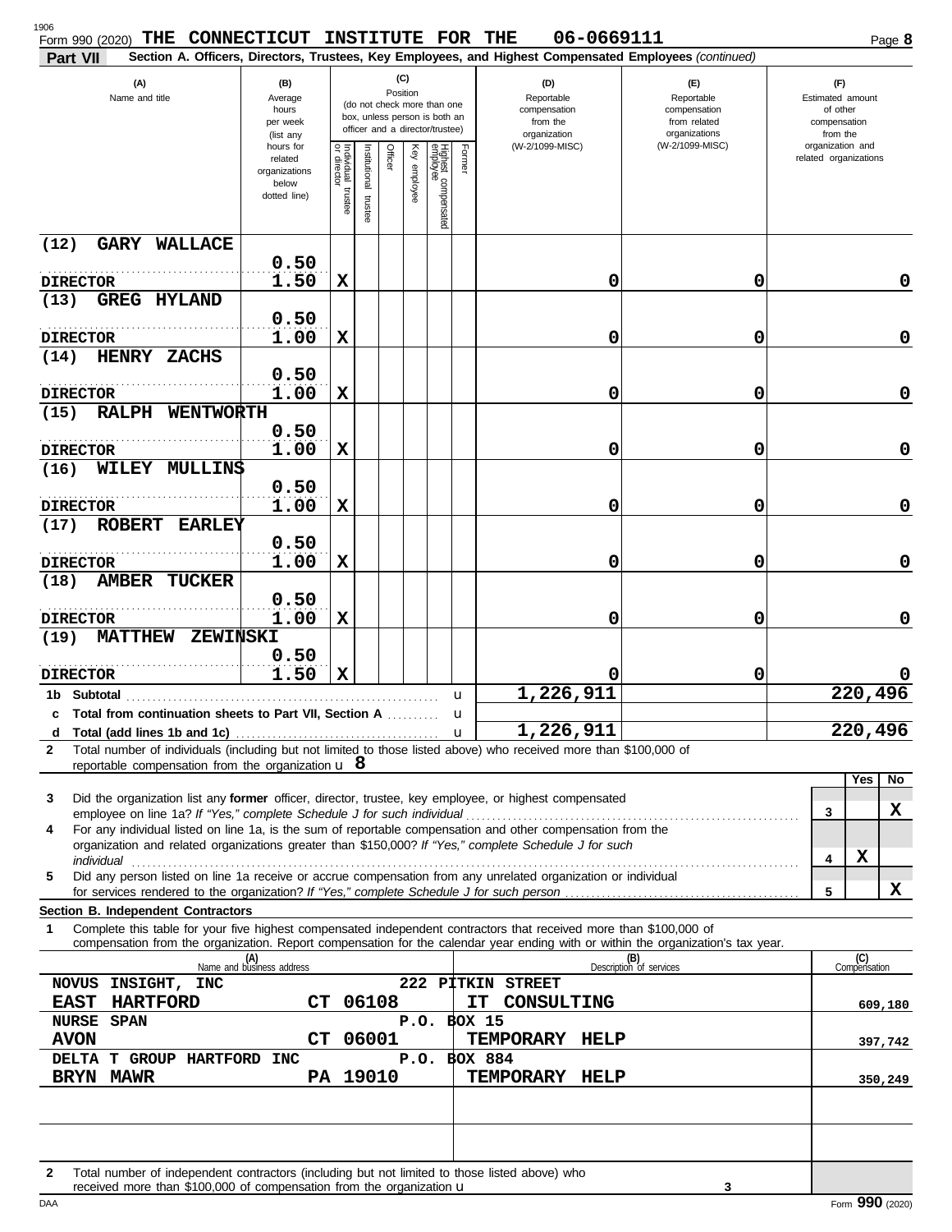Form 990 (2020) **THE CONNECTICUT INSTITUTE FOR THE 06-0669111**

**Part VII Section A. Officers, Directors, Trustees, Key Employees, and Highest Compensated Employees** *(continued)*

| (A) Name and title | (B) Average hours per week (list any hours for related organizations below dotted line) | (C) Individual trustee or director | Institutional trustee | Officer | Key employee | Highest compensated employee | Former | (D) Reportable compensation from the organization (W-2/1099-MISC) | (E) Reportable compensation from related organizations (W-2/1099-MISC) | (F) Estimated amount of other compensation from the organization and related organizations |
|---|---|---|---|---|---|---|---|---|---|---|
| (12) GARY WALLACE<br>DIRECTOR | 0.50<br>1.50 | X | | | | | | 0 | 0 | 0 |
| (13) GREG HYLAND<br>DIRECTOR | 0.50<br>1.00 | X | | | | | | 0 | 0 | 0 |
| (14) HENRY ZACHS<br>DIRECTOR | 0.50<br>1.00 | X | | | | | | 0 | 0 | 0 |
| (15) RALPH WENTWORTH<br>DIRECTOR | 0.50<br>1.00 | X | | | | | | 0 | 0 | 0 |
| (16) WILEY MULLINS<br>DIRECTOR | 0.50<br>1.00 | X | | | | | | 0 | 0 | 0 |
| (17) ROBERT EARLEY<br>DIRECTOR | 0.50<br>1.00 | X | | | | | | 0 | 0 | 0 |
| (18) AMBER TUCKER<br>DIRECTOR | 0.50<br>1.00 | X | | | | | | 0 | 0 | 0 |
| (19) MATTHEW ZEWINSKI<br>DIRECTOR | 0.50<br>1.50 | X | | | | | | 0 | 0 | 0 |
| 1b Subtotal | | | | | | | | 1,226,911 | | 220,496 |
| c Total from continuation sheets to Part VII, Section A | | | | | | | | | | |
| d Total (add lines 1b and 1c) | | | | | | | | 1,226,911 | | 220,496 |

2 Total number of individuals (including but not limited to those listed above) who received more than $100,000 of reportable compensation from the organization u **8**

| | | Yes | No |
|---|---|---|---|
| 3 Did the organization list any **former** officer, director, trustee, key employee, or highest compensated employee on line 1a? *If "Yes," complete Schedule J for such individual* | 3 | | X |
| 4 For any individual listed on line 1a, is the sum of reportable compensation and other compensation from the organization and related organizations greater than $150,000? *If "Yes," complete Schedule J for such individual* | 4 | X | |
| 5 Did any person listed on line 1a receive or accrue compensation from any unrelated organization or individual for services rendered to the organization? *If "Yes," complete Schedule J for such person* | 5 | | X |

**Section B. Independent Contractors**

1 Complete this table for your five highest compensated independent contractors that received more than $100,000 of compensation from the organization. Report compensation for the calendar year ending with or within the organization's tax year.

| (A) Name and business address | (B) Description of services | (C) Compensation |
|---|---|---|
| NOVUS INSIGHT, INC 222 PITKIN STREET<br>EAST HARTFORD CT 06108 | IT CONSULTING | 609,180 |
| NURSE SPAN P.O. BOX 15<br>AVON CT 06001 | TEMPORARY HELP | 397,742 |
| DELTA T GROUP HARTFORD INC P.O. BOX 884<br>BRYN MAWR PA 19010 | TEMPORARY HELP | 350,249 |
| | | |
| | | |

2 Total number of independent contractors (including but not limited to those listed above) who received more than $100,000 of compensation from the organization u **3**

Form **990** (2020)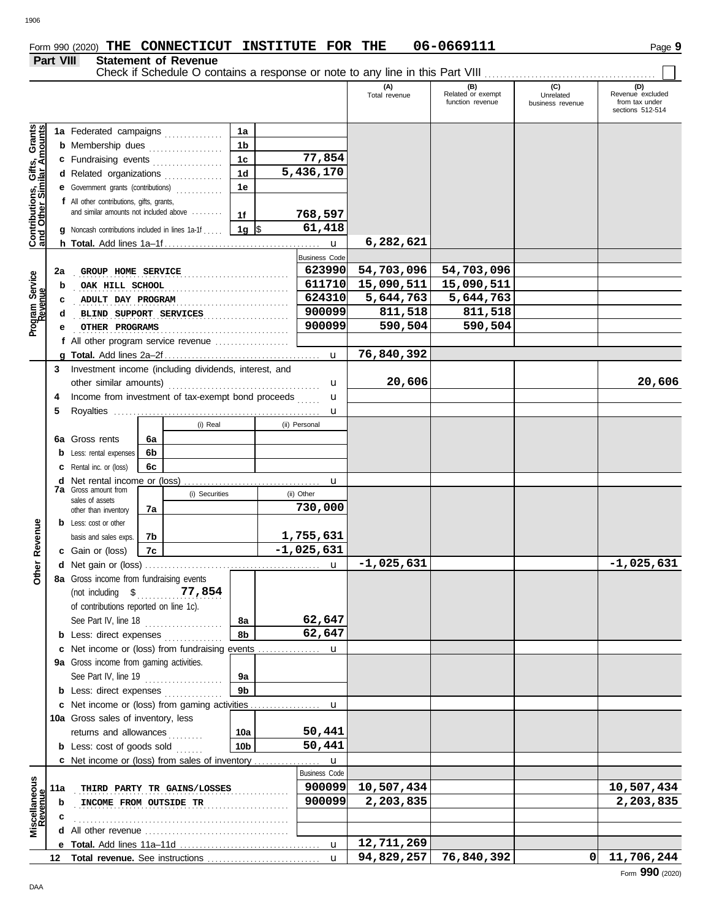Form 990 (2020) **THE CONNECTICUT INSTITUTE FOR THE** **06-0669111** Page **9**

## Part VIII Statement of Revenue

Check if Schedule O contains a response or note to any line in this Part VIII ☐

| | | | (A) Total revenue | (B) Related or exempt function revenue | (C) Unrelated business revenue | (D) Revenue excluded from tax under sections 512-514 |
|---|---|---|---|---|---|---|
| **Contributions, Gifts, Grants and Other Similar Amounts** | | | | | | |
| 1a | Federated campaigns | 1a | | | | |
| b | Membership dues | 1b | | | | |
| c | Fundraising events | 1c 77,854 | | | | |
| d | Related organizations | 1d 5,436,170 | | | | |
| e | Government grants (contributions) | 1e | | | | |
| f | All other contributions, gifts, grants, and similar amounts not included above | 1f 768,597 | | | | |
| g | Noncash contributions included in lines 1a-1f | 1g $ 61,418 | | | | |
| h | **Total.** Add lines 1a–1f | | 6,282,621 | | | |
| **Program Service Revenue** | | Business Code | | | | |
| 2a | GROUP HOME SERVICE | 623990 | 54,703,096 | 54,703,096 | | |
| b | OAK HILL SCHOOL | 611710 | 15,090,511 | 15,090,511 | | |
| c | ADULT DAY PROGRAM | 624310 | 5,644,763 | 5,644,763 | | |
| d | BLIND SUPPORT SERVICES | 900099 | 811,518 | 811,518 | | |
| e | OTHER PROGRAMS | 900099 | 590,504 | 590,504 | | |
| f | All other program service revenue | | | | | |
| g | **Total.** Add lines 2a–2f | | 76,840,392 | | | |
| **Other Revenue** | | | | | | |
| 3 | Investment income (including dividends, interest, and other similar amounts) | | 20,606 | | | 20,606 |
| 4 | Income from investment of tax-exempt bond proceeds | | | | | |
| 5 | Royalties | | | | | |
| | | (i) Real / (ii) Personal | | | | |
| 6a | Gross rents | 6a | | | | |
| b | Less: rental expenses | 6b | | | | |
| c | Rental inc. or (loss) | 6c | | | | |
| d | Net rental income or (loss) | | | | | |
| | | (i) Securities / (ii) Other | | | | |
| 7a | Gross amount from sales of assets other than inventory | 7a (ii) 730,000 | | | | |
| b | Less: cost or other basis and sales exps. | 7b (ii) 1,755,631 | | | | |
| c | Gain or (loss) | 7c (ii) -1,025,631 | | | | |
| d | Net gain or (loss) | | -1,025,631 | | | -1,025,631 |
| 8a | Gross income from fundraising events (not including $ 77,854 of contributions reported on line 1c). See Part IV, line 18 | 8a 62,647 | | | | |
| b | Less: direct expenses | 8b 62,647 | | | | |
| c | Net income or (loss) from fundraising events | | | | | |
| 9a | Gross income from gaming activities. See Part IV, line 19 | 9a | | | | |
| b | Less: direct expenses | 9b | | | | |
| c | Net income or (loss) from gaming activities | | | | | |
| 10a | Gross sales of inventory, less returns and allowances | 10a 50,441 | | | | |
| b | Less: cost of goods sold | 10b 50,441 | | | | |
| c | Net income or (loss) from sales of inventory | | | | | |
| **Miscellaneous Revenue** | | Business Code | | | | |
| 11a | THIRD PARTY TR GAINS/LOSSES | 900099 | 10,507,434 | | | 10,507,434 |
| b | INCOME FROM OUTSIDE TR | 900099 | 2,203,835 | | | 2,203,835 |
| c | | | | | | |
| d | All other revenue | | | | | |
| e | **Total.** Add lines 11a–11d | | 12,711,269 | | | |
| 12 | **Total revenue.** See instructions | | 94,829,257 | 76,840,392 | 0 | 11,706,244 |

Form **990** (2020)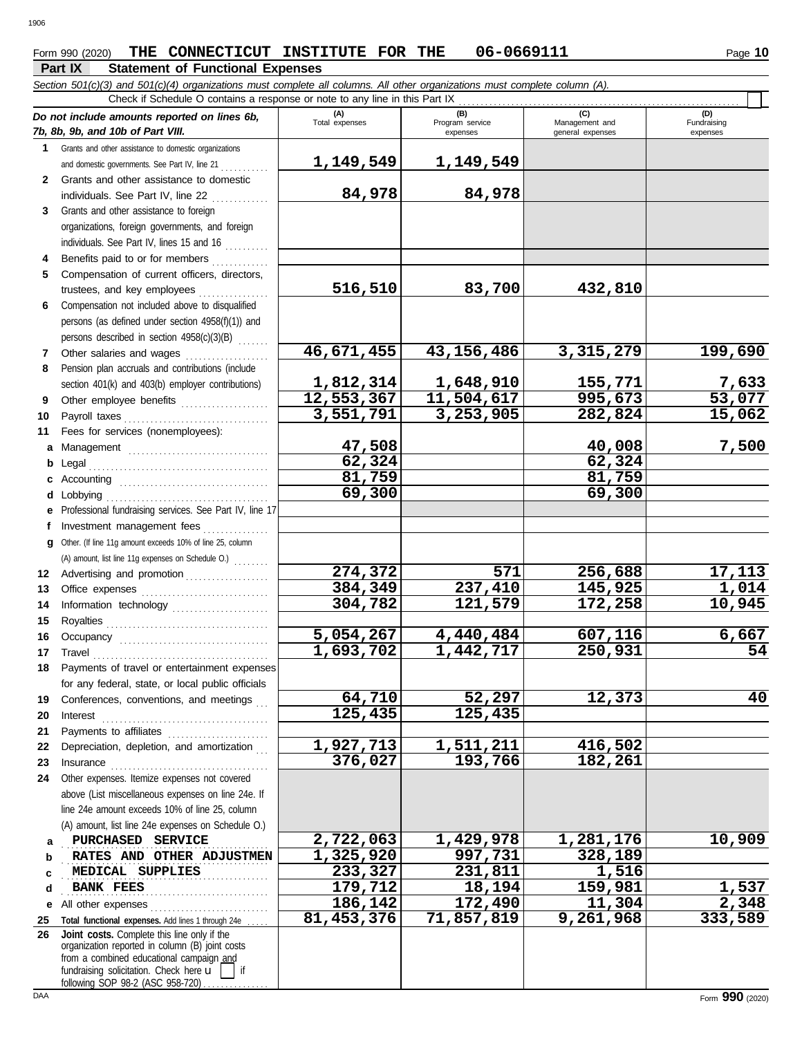Form 990 (2020) **THE CONNECTICUT INSTITUTE FOR THE 06-0669111**

## Part IX Statement of Functional Expenses

*Section 501(c)(3) and 501(c)(4) organizations must complete all columns. All other organizations must complete column (A).*

Check if Schedule O contains a response or note to any line in this Part IX ☐

| *Do not include amounts reported on lines 6b, 7b, 8b, 9b, and 10b of Part VIII.* | (A) Total expenses | (B) Program service expenses | (C) Management and general expenses | (D) Fundraising expenses |
|---|---|---|---|---|
| **1** Grants and other assistance to domestic organizations and domestic governments. See Part IV, line 21 | 1,149,549 | 1,149,549 | | |
| **2** Grants and other assistance to domestic individuals. See Part IV, line 22 | 84,978 | 84,978 | | |
| **3** Grants and other assistance to foreign organizations, foreign governments, and foreign individuals. See Part IV, lines 15 and 16 | | | | |
| **4** Benefits paid to or for members | | | | |
| **5** Compensation of current officers, directors, trustees, and key employees | 516,510 | 83,700 | 432,810 | |
| **6** Compensation not included above to disqualified persons (as defined under section 4958(f)(1)) and persons described in section 4958(c)(3)(B) | | | | |
| **7** Other salaries and wages | 46,671,455 | 43,156,486 | 3,315,279 | 199,690 |
| **8** Pension plan accruals and contributions (include section 401(k) and 403(b) employer contributions) | 1,812,314 | 1,648,910 | 155,771 | 7,633 |
| **9** Other employee benefits | 12,553,367 | 11,504,617 | 995,673 | 53,077 |
| **10** Payroll taxes | 3,551,791 | 3,253,905 | 282,824 | 15,062 |
| **11** Fees for services (nonemployees): | | | | |
| **a** Management | 47,508 | | 40,008 | 7,500 |
| **b** Legal | 62,324 | | 62,324 | |
| **c** Accounting | 81,759 | | 81,759 | |
| **d** Lobbying | 69,300 | | 69,300 | |
| **e** Professional fundraising services. See Part IV, line 17 | | | | |
| **f** Investment management fees | | | | |
| **g** Other. (If line 11g amount exceeds 10% of line 25, column (A) amount, list line 11g expenses on Schedule O.) | | | | |
| **12** Advertising and promotion | 274,372 | 571 | 256,688 | 17,113 |
| **13** Office expenses | 384,349 | 237,410 | 145,925 | 1,014 |
| **14** Information technology | 304,782 | 121,579 | 172,258 | 10,945 |
| **15** Royalties | | | | |
| **16** Occupancy | 5,054,267 | 4,440,484 | 607,116 | 6,667 |
| **17** Travel | 1,693,702 | 1,442,717 | 250,931 | 54 |
| **18** Payments of travel or entertainment expenses for any federal, state, or local public officials | | | | |
| **19** Conferences, conventions, and meetings | 64,710 | 52,297 | 12,373 | 40 |
| **20** Interest | 125,435 | 125,435 | | |
| **21** Payments to affiliates | | | | |
| **22** Depreciation, depletion, and amortization | 1,927,713 | 1,511,211 | 416,502 | |
| **23** Insurance | 376,027 | 193,766 | 182,261 | |
| **24** Other expenses. Itemize expenses not covered above (List miscellaneous expenses on line 24e. If line 24e amount exceeds 10% of line 25, column (A) amount, list line 24e expenses on Schedule O.) | | | | |
| **a** PURCHASED SERVICE | 2,722,063 | 1,429,978 | 1,281,176 | 10,909 |
| **b** RATES AND OTHER ADJUSTMEN | 1,325,920 | 997,731 | 328,189 | |
| **c** MEDICAL SUPPLIES | 233,327 | 231,811 | 1,516 | |
| **d** BANK FEES | 179,712 | 18,194 | 159,981 | 1,537 |
| **e** All other expenses | 186,142 | 172,490 | 11,304 | 2,348 |
| **25** **Total functional expenses.** Add lines 1 through 24e | 81,453,376 | 71,857,819 | 9,261,968 | 333,589 |
| **26** **Joint costs.** Complete this line only if the organization reported in column (B) joint costs from a combined educational campaign and fundraising solicitation. Check here ☐ if following SOP 98-2 (ASC 958-720) | | | | |

Form **990** (2020)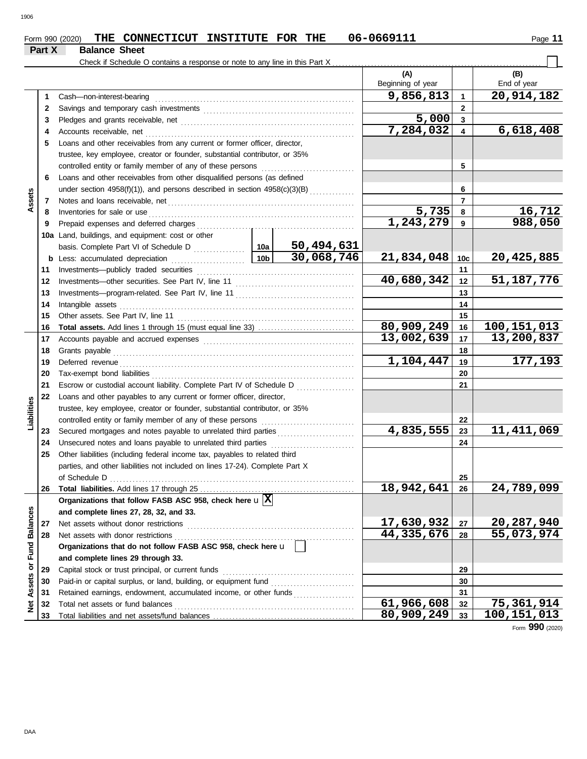Form 990 (2020) **THE CONNECTICUT INSTITUTE FOR THE** **06-0669111**

## Part X Balance Sheet

Check if Schedule O contains a response or note to any line in this Part X ☐

| Section | Line | Description | | | (A) Beginning of year | | (B) End of year |
|---|---|---|---|---|---|---|---|
| Assets | 1 | Cash—non-interest-bearing | | | 9,856,813 | 1 | 20,914,182 |
| | 2 | Savings and temporary cash investments | | | | 2 | |
| | 3 | Pledges and grants receivable, net | | | 5,000 | 3 | |
| | 4 | Accounts receivable, net | | | 7,284,032 | 4 | 6,618,408 |
| | 5 | Loans and other receivables from any current or former officer, director, trustee, key employee, creator or founder, substantial contributor, or 35% controlled entity or family member of any of these persons | | | | 5 | |
| | 6 | Loans and other receivables from other disqualified persons (as defined under section 4958(f)(1)), and persons described in section 4958(c)(3)(B) | | | | 6 | |
| | 7 | Notes and loans receivable, net | | | | 7 | |
| | 8 | Inventories for sale or use | | | 5,735 | 8 | 16,712 |
| | 9 | Prepaid expenses and deferred charges | | | 1,243,279 | 9 | 988,050 |
| | 10a | Land, buildings, and equipment: cost or other basis. Complete Part VI of Schedule D | 10a | 50,494,631 | | | |
| | b | Less: accumulated depreciation | 10b | 30,068,746 | 21,834,048 | 10c | 20,425,885 |
| | 11 | Investments—publicly traded securities | | | | 11 | |
| | 12 | Investments—other securities. See Part IV, line 11 | | | 40,680,342 | 12 | 51,187,776 |
| | 13 | Investments—program-related. See Part IV, line 11 | | | | 13 | |
| | 14 | Intangible assets | | | | 14 | |
| | 15 | Other assets. See Part IV, line 11 | | | | 15 | |
| | 16 | **Total assets.** Add lines 1 through 15 (must equal line 33) | | | 80,909,249 | 16 | 100,151,013 |
| Liabilities | 17 | Accounts payable and accrued expenses | | | 13,002,639 | 17 | 13,200,837 |
| | 18 | Grants payable | | | | 18 | |
| | 19 | Deferred revenue | | | 1,104,447 | 19 | 177,193 |
| | 20 | Tax-exempt bond liabilities | | | | 20 | |
| | 21 | Escrow or custodial account liability. Complete Part IV of Schedule D | | | | 21 | |
| | 22 | Loans and other payables to any current or former officer, director, trustee, key employee, creator or founder, substantial contributor, or 35% controlled entity or family member of any of these persons | | | | 22 | |
| | 23 | Secured mortgages and notes payable to unrelated third parties | | | 4,835,555 | 23 | 11,411,069 |
| | 24 | Unsecured notes and loans payable to unrelated third parties | | | | 24 | |
| | 25 | Other liabilities (including federal income tax, payables to related third parties, and other liabilities not included on lines 17-24). Complete Part X of Schedule D | | | | 25 | |
| | 26 | **Total liabilities.** Add lines 17 through 25 | | | 18,942,641 | 26 | 24,789,099 |
| Net Assets or Fund Balances | | **Organizations that follow FASB ASC 958, check here** ☒ **and complete lines 27, 28, 32, and 33.** | | | | | |
| | 27 | Net assets without donor restrictions | | | 17,630,932 | 27 | 20,287,940 |
| | 28 | Net assets with donor restrictions | | | 44,335,676 | 28 | 55,073,974 |
| | | **Organizations that do not follow FASB ASC 958, check here** ☐ **and complete lines 29 through 33.** | | | | | |
| | 29 | Capital stock or trust principal, or current funds | | | | 29 | |
| | 30 | Paid-in or capital surplus, or land, building, or equipment fund | | | | 30 | |
| | 31 | Retained earnings, endowment, accumulated income, or other funds | | | | 31 | |
| | 32 | Total net assets or fund balances | | | 61,966,608 | 32 | 75,361,914 |
| | 33 | Total liabilities and net assets/fund balances | | | 80,909,249 | 33 | 100,151,013 |

Form **990** (2020)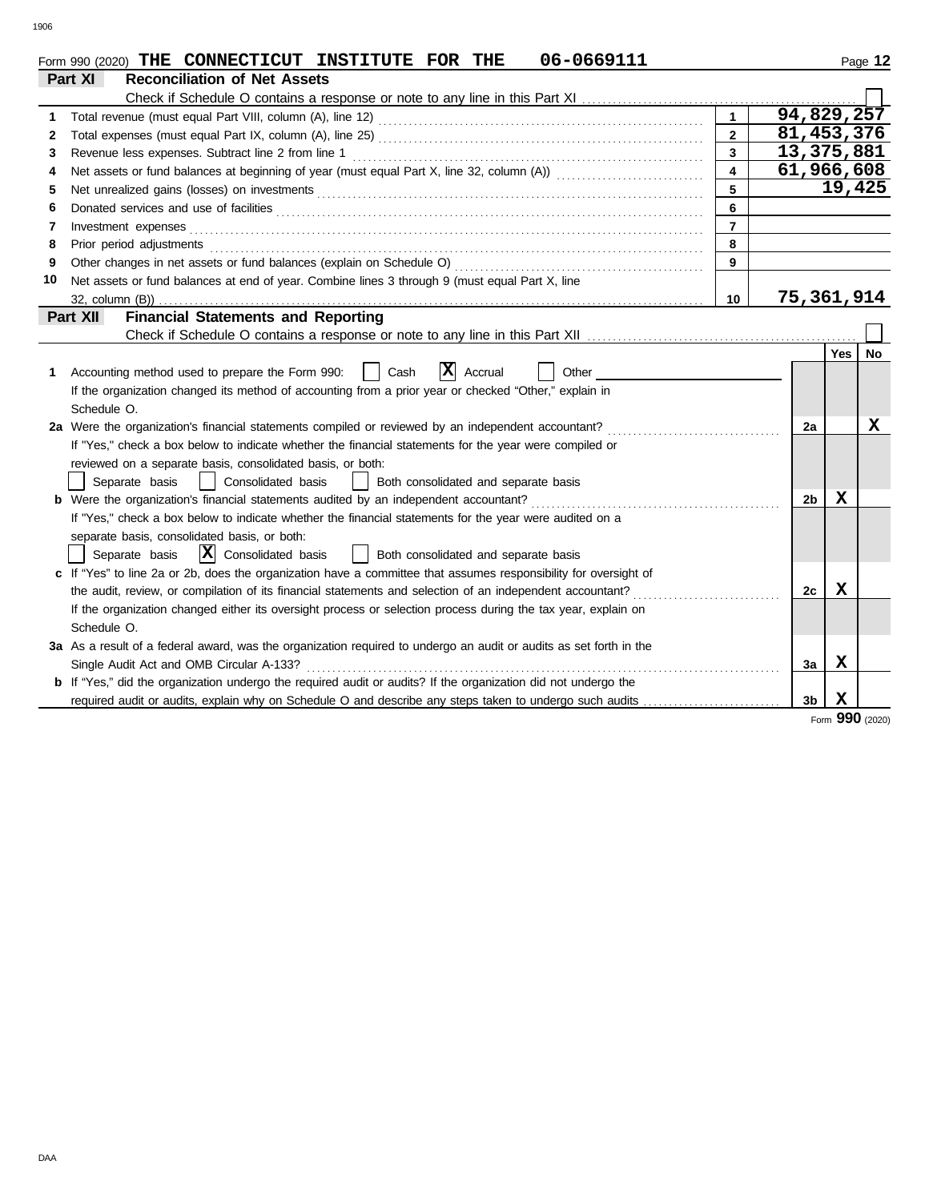Form 990 (2020) **THE CONNECTICUT INSTITUTE FOR THE 06-0669111** Page **12**

## Part XI Reconciliation of Net Assets

Check if Schedule O contains a response or note to any line in this Part XI ☐

| | | | |
|---|---|---|---|
| 1 | Total revenue (must equal Part VIII, column (A), line 12) | 1 | 94,829,257 |
| 2 | Total expenses (must equal Part IX, column (A), line 25) | 2 | 81,453,376 |
| 3 | Revenue less expenses. Subtract line 2 from line 1 | 3 | 13,375,881 |
| 4 | Net assets or fund balances at beginning of year (must equal Part X, line 32, column (A)) | 4 | 61,966,608 |
| 5 | Net unrealized gains (losses) on investments | 5 | 19,425 |
| 6 | Donated services and use of facilities | 6 | |
| 7 | Investment expenses | 7 | |
| 8 | Prior period adjustments | 8 | |
| 9 | Other changes in net assets or fund balances (explain on Schedule O) | 9 | |
| 10 | Net assets or fund balances at end of year. Combine lines 3 through 9 (must equal Part X, line 32, column (B)) | 10 | 75,361,914 |

## Part XII Financial Statements and Reporting

Check if Schedule O contains a response or note to any line in this Part XII ☐

| | | | Yes | No |
|---|---|---|---|---|
| 1 | Accounting method used to prepare the Form 990: ☐ Cash ☒ Accrual ☐ Other<br>If the organization changed its method of accounting from a prior year or checked "Other," explain in Schedule O. | | | |
| 2a | Were the organization's financial statements compiled or reviewed by an independent accountant?<br>If "Yes," check a box below to indicate whether the financial statements for the year were compiled or reviewed on a separate basis, consolidated basis, or both:<br>☐ Separate basis ☐ Consolidated basis ☐ Both consolidated and separate basis | 2a | | X |
| b | Were the organization's financial statements audited by an independent accountant?<br>If "Yes," check a box below to indicate whether the financial statements for the year were audited on a separate basis, consolidated basis, or both:<br>☐ Separate basis ☒ Consolidated basis ☐ Both consolidated and separate basis | 2b | X | |
| c | If "Yes" to line 2a or 2b, does the organization have a committee that assumes responsibility for oversight of the audit, review, or compilation of its financial statements and selection of an independent accountant?<br>If the organization changed either its oversight process or selection process during the tax year, explain on Schedule O. | 2c | X | |
| 3a | As a result of a federal award, was the organization required to undergo an audit or audits as set forth in the Single Audit Act and OMB Circular A-133? | 3a | X | |
| b | If "Yes," did the organization undergo the required audit or audits? If the organization did not undergo the required audit or audits, explain why on Schedule O and describe any steps taken to undergo such audits | 3b | X | |

Form **990** (2020)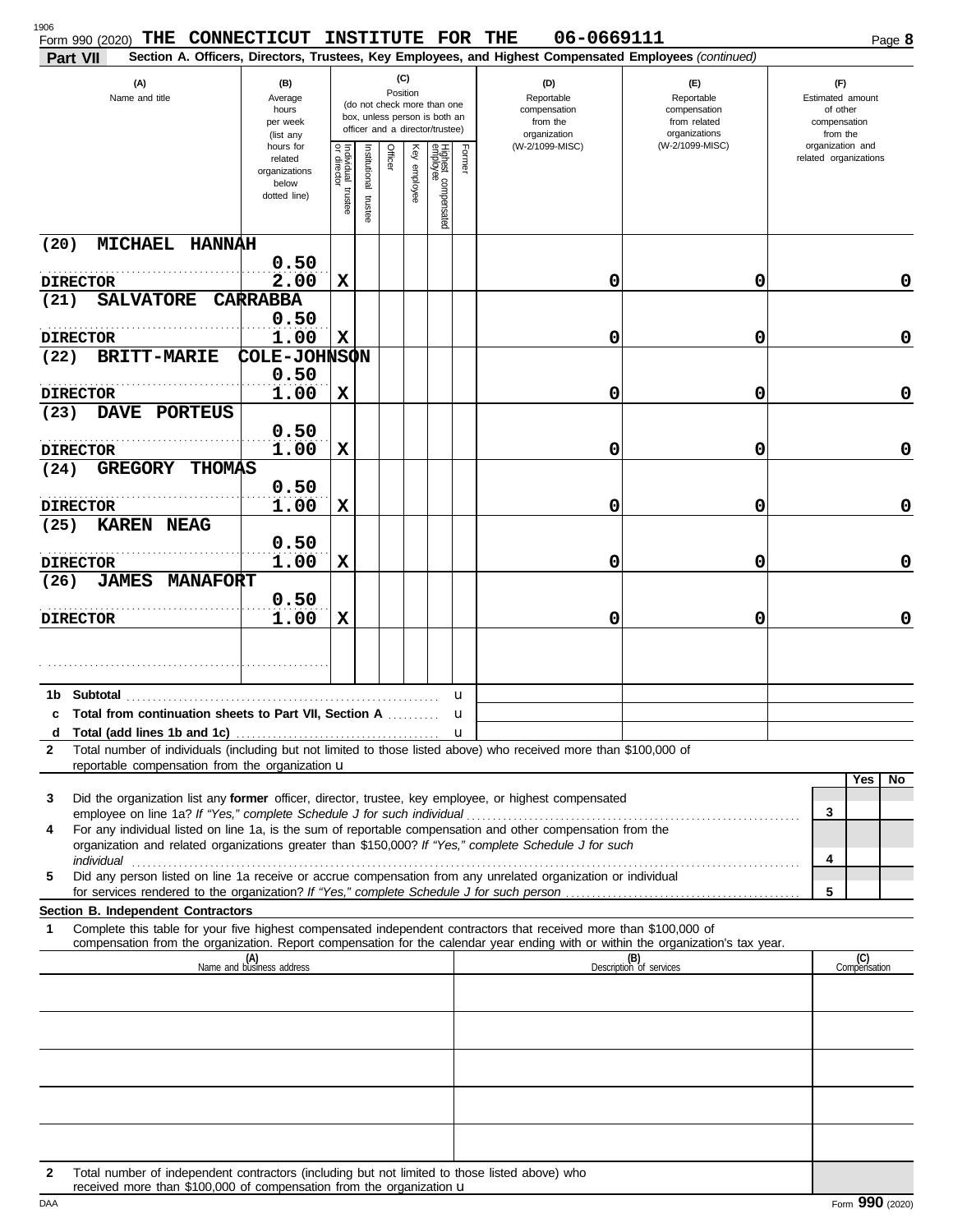Form 990 (2020) **THE CONNECTICUT INSTITUTE FOR THE** **06-0669111** Page **8**

**Part VII** **Section A. Officers, Directors, Trustees, Key Employees, and Highest Compensated Employees** *(continued)*

| (A) Name and title | (B) Average hours per week (list any hours for related organizations below dotted line) | (C) Position: Individual trustee or director | Institutional trustee | Officer | Key employee | Highest compensated employee | Former | (D) Reportable compensation from the organization (W-2/1099-MISC) | (E) Reportable compensation from related organizations (W-2/1099-MISC) | (F) Estimated amount of other compensation from the organization and related organizations |
|---|---|---|---|---|---|---|---|---|---|---|
| (20) MICHAEL HANNAH<br>DIRECTOR | 0.50<br>2.00 | X | | | | | | 0 | 0 | 0 |
| (21) SALVATORE CARRABBA<br>DIRECTOR | 0.50<br>1.00 | X | | | | | | 0 | 0 | 0 |
| (22) BRITT-MARIE COLE-JOHNSON<br>DIRECTOR | 0.50<br>1.00 | X | | | | | | 0 | 0 | 0 |
| (23) DAVE PORTEUS<br>DIRECTOR | 0.50<br>1.00 | X | | | | | | 0 | 0 | 0 |
| (24) GREGORY THOMAS<br>DIRECTOR | 0.50<br>1.00 | X | | | | | | 0 | 0 | 0 |
| (25) KAREN NEAG<br>DIRECTOR | 0.50<br>1.00 | X | | | | | | 0 | 0 | 0 |
| (26) JAMES MANAFORT<br>DIRECTOR | 0.50<br>1.00 | X | | | | | | 0 | 0 | 0 |
| | | | | | | | | | | |

**1b Subtotal** ... u

**c Total from continuation sheets to Part VII, Section A** ... u

**d Total (add lines 1b and 1c)** ... u

**2** Total number of individuals (including but not limited to those listed above) who received more than $100,000 of reportable compensation from the organization u

| | | Yes | No |
|---|---|---|---|
| **3** Did the organization list any **former** officer, director, trustee, key employee, or highest compensated employee on line 1a? *If "Yes," complete Schedule J for such individual* | 3 | | |
| **4** For any individual listed on line 1a, is the sum of reportable compensation and other compensation from the organization and related organizations greater than $150,000? *If "Yes," complete Schedule J for such individual* | 4 | | |
| **5** Did any person listed on line 1a receive or accrue compensation from any unrelated organization or individual for services rendered to the organization? *If "Yes," complete Schedule J for such person* | 5 | | |

**Section B. Independent Contractors**

**1** Complete this table for your five highest compensated independent contractors that received more than $100,000 of compensation from the organization. Report compensation for the calendar year ending with or within the organization's tax year.

| (A) Name and business address | (B) Description of services | (C) Compensation |
|---|---|---|
| | | |
| | | |
| | | |
| | | |
| | | |

**2** Total number of independent contractors (including but not limited to those listed above) who received more than $100,000 of compensation from the organization u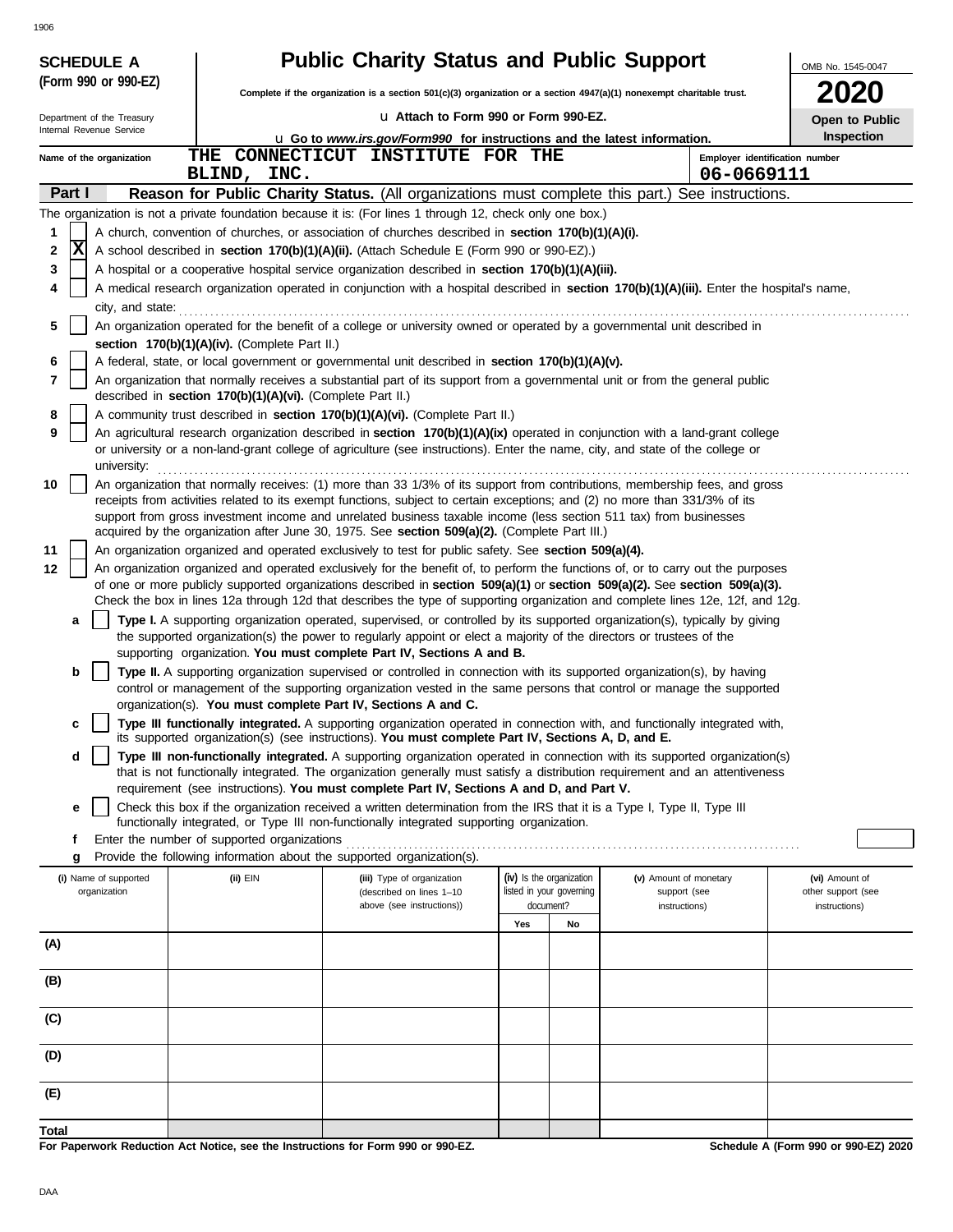**SCHEDULE A (Form 990 or 990-EZ)**

Department of the Treasury
Internal Revenue Service

# Public Charity Status and Public Support

**Complete if the organization is a section 501(c)(3) organization or a section 4947(a)(1) nonexempt charitable trust.**

u Attach to Form 990 or Form 990-EZ.

u Go to *www.irs.gov/Form990* for instructions and the latest information.

OMB No. 1545-0047

**2020**

**Open to Public Inspection**

Name of the organization: THE CONNECTICUT INSTITUTE FOR THE BLIND, INC.

Employer identification number: 06-0669111

## Part I — Reason for Public Charity Status. (All organizations must complete this part.) See instructions.

The organization is not a private foundation because it is: (For lines 1 through 12, check only one box.)

1. [ ] A church, convention of churches, or association of churches described in **section 170(b)(1)(A)(i).**
2. [X] A school described in **section 170(b)(1)(A)(ii).** (Attach Schedule E (Form 990 or 990-EZ).)
3. [ ] A hospital or a cooperative hospital service organization described in **section 170(b)(1)(A)(iii).**
4. [ ] A medical research organization operated in conjunction with a hospital described in **section 170(b)(1)(A)(iii).** Enter the hospital's name, city, and state:
5. [ ] An organization operated for the benefit of a college or university owned or operated by a governmental unit described in **section 170(b)(1)(A)(iv).** (Complete Part II.)
6. [ ] A federal, state, or local government or governmental unit described in **section 170(b)(1)(A)(v).**
7. [ ] An organization that normally receives a substantial part of its support from a governmental unit or from the general public described in **section 170(b)(1)(A)(vi).** (Complete Part II.)
8. [ ] A community trust described in **section 170(b)(1)(A)(vi).** (Complete Part II.)
9. [ ] An agricultural research organization described in **section 170(b)(1)(A)(ix)** operated in conjunction with a land-grant college or university or a non-land-grant college of agriculture (see instructions). Enter the name, city, and state of the college or university:
10. [ ] An organization that normally receives: (1) more than 33 1/3% of its support from contributions, membership fees, and gross receipts from activities related to its exempt functions, subject to certain exceptions; and (2) no more than 331/3% of its support from gross investment income and unrelated business taxable income (less section 511 tax) from businesses acquired by the organization after June 30, 1975. See **section 509(a)(2).** (Complete Part III.)
11. [ ] An organization organized and operated exclusively to test for public safety. See **section 509(a)(4).**
12. [ ] An organization organized and operated exclusively for the benefit of, to perform the functions of, or to carry out the purposes of one or more publicly supported organizations described in **section 509(a)(1)** or **section 509(a)(2).** See **section 509(a)(3).** Check the box in lines 12a through 12d that describes the type of supporting organization and complete lines 12e, 12f, and 12g.
   - **a** [ ] **Type I.** A supporting organization operated, supervised, or controlled by its supported organization(s), typically by giving the supported organization(s) the power to regularly appoint or elect a majority of the directors or trustees of the supporting organization. **You must complete Part IV, Sections A and B.**
   - **b** [ ] **Type II.** A supporting organization supervised or controlled in connection with its supported organization(s), by having control or management of the supporting organization vested in the same persons that control or manage the supported organization(s). **You must complete Part IV, Sections A and C.**
   - **c** [ ] **Type III functionally integrated.** A supporting organization operated in connection with, and functionally integrated with, its supported organization(s) (see instructions). **You must complete Part IV, Sections A, D, and E.**
   - **d** [ ] **Type III non-functionally integrated.** A supporting organization operated in connection with its supported organization(s) that is not functionally integrated. The organization generally must satisfy a distribution requirement and an attentiveness requirement (see instructions). **You must complete Part IV, Sections A and D, and Part V.**
   - **e** [ ] Check this box if the organization received a written determination from the IRS that it is a Type I, Type II, Type III functionally integrated, or Type III non-functionally integrated supporting organization.
   - **f** Enter the number of supported organizations
   - **g** Provide the following information about the supported organization(s).

| (i) Name of supported organization | (ii) EIN | (iii) Type of organization (described on lines 1–10 above (see instructions)) | (iv) Is the organization listed in your governing document? Yes | No | (v) Amount of monetary support (see instructions) | (vi) Amount of other support (see instructions) |
|---|---|---|---|---|---|---|
| (A) | | | | | | |
| (B) | | | | | | |
| (C) | | | | | | |
| (D) | | | | | | |
| (E) | | | | | | |
| **Total** | | | | | | |

**For Paperwork Reduction Act Notice, see the Instructions for Form 990 or 990-EZ.** — **Schedule A (Form 990 or 990-EZ) 2020**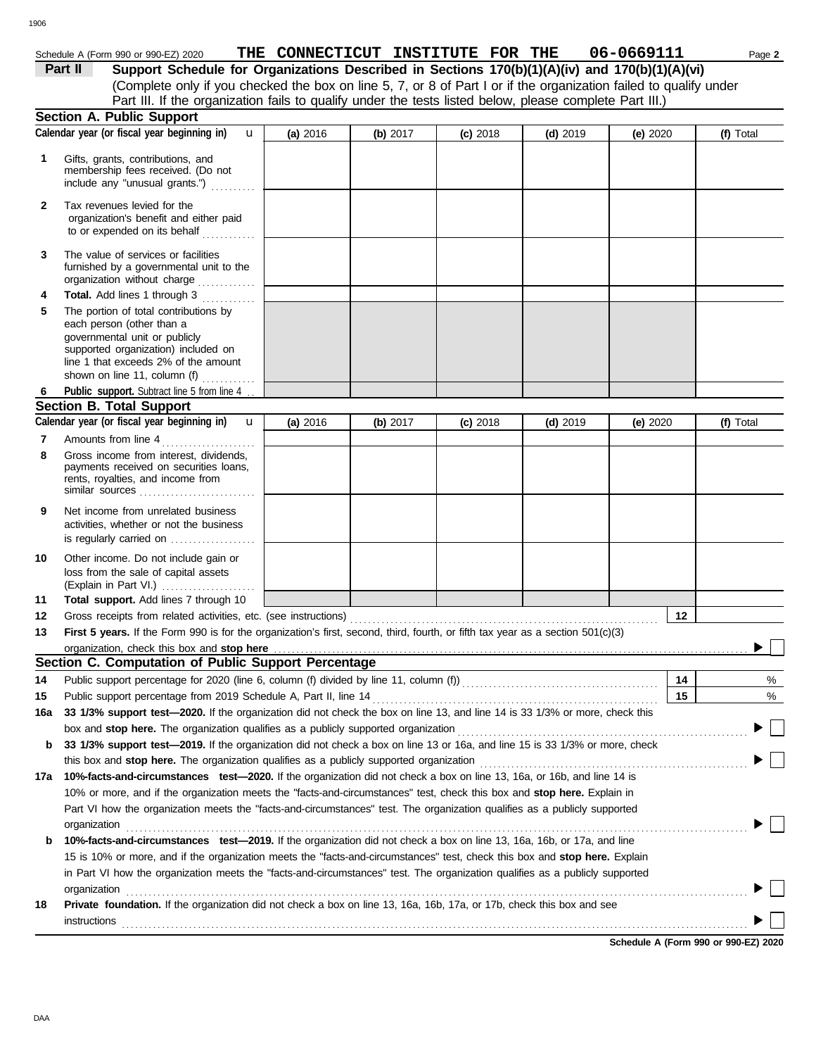Schedule A (Form 990 or 990-EZ) 2020 **THE CONNECTICUT INSTITUTE FOR THE 06-0669111** Page **2**

**Part II** **Support Schedule for Organizations Described in Sections 170(b)(1)(A)(iv) and 170(b)(1)(A)(vi)**
(Complete only if you checked the box on line 5, 7, or 8 of Part I or if the organization failed to qualify under Part III. If the organization fails to qualify under the tests listed below, please complete Part III.)

## Section A. Public Support

| Calendar year (or fiscal year beginning in) | (a) 2016 | (b) 2017 | (c) 2018 | (d) 2019 | (e) 2020 | (f) Total |
|---|---|---|---|---|---|---|
| **1** Gifts, grants, contributions, and membership fees received. (Do not include any "unusual grants.") | | | | | | |
| **2** Tax revenues levied for the organization's benefit and either paid to or expended on its behalf | | | | | | |
| **3** The value of services or facilities furnished by a governmental unit to the organization without charge | | | | | | |
| **4** **Total.** Add lines 1 through 3 | | | | | | |
| **5** The portion of total contributions by each person (other than a governmental unit or publicly supported organization) included on line 1 that exceeds 2% of the amount shown on line 11, column (f) | | | | | | |
| **6** **Public support.** Subtract line 5 from line 4 | | | | | | |

## Section B. Total Support

| Calendar year (or fiscal year beginning in) | (a) 2016 | (b) 2017 | (c) 2018 | (d) 2019 | (e) 2020 | (f) Total |
|---|---|---|---|---|---|---|
| **7** Amounts from line 4 | | | | | | |
| **8** Gross income from interest, dividends, payments received on securities loans, rents, royalties, and income from similar sources | | | | | | |
| **9** Net income from unrelated business activities, whether or not the business is regularly carried on | | | | | | |
| **10** Other income. Do not include gain or loss from the sale of capital assets (Explain in Part VI.) | | | | | | |
| **11** **Total support.** Add lines 7 through 10 | | | | | | |

**12** Gross receipts from related activities, etc. (see instructions) **12**

**13** **First 5 years.** If the Form 990 is for the organization's first, second, third, fourth, or fifth tax year as a section 501(c)(3) organization, check this box and **stop here** ▶ ☐

## Section C. Computation of Public Support Percentage

**14** Public support percentage for 2020 (line 6, column (f) divided by line 11, column (f)) **14** %

**15** Public support percentage from 2019 Schedule A, Part II, line 14 **15** %

**16a** **33 1/3% support test—2020.** If the organization did not check the box on line 13, and line 14 is 33 1/3% or more, check this box and **stop here.** The organization qualifies as a publicly supported organization ▶ ☐

**b** **33 1/3% support test—2019.** If the organization did not check a box on line 13 or 16a, and line 15 is 33 1/3% or more, check this box and **stop here.** The organization qualifies as a publicly supported organization ▶ ☐

**17a** **10%-facts-and-circumstances test—2020.** If the organization did not check a box on line 13, 16a, or 16b, and line 14 is 10% or more, and if the organization meets the "facts-and-circumstances" test, check this box and **stop here.** Explain in Part VI how the organization meets the "facts-and-circumstances" test. The organization qualifies as a publicly supported organization ▶ ☐

**b** **10%-facts-and-circumstances test—2019.** If the organization did not check a box on line 13, 16a, 16b, or 17a, and line 15 is 10% or more, and if the organization meets the "facts-and-circumstances" test, check this box and **stop here.** Explain in Part VI how the organization meets the "facts-and-circumstances" test. The organization qualifies as a publicly supported organization ▶ ☐

**18** **Private foundation.** If the organization did not check a box on line 13, 16a, 16b, 17a, or 17b, check this box and see instructions ▶ ☐

**Schedule A (Form 990 or 990-EZ) 2020**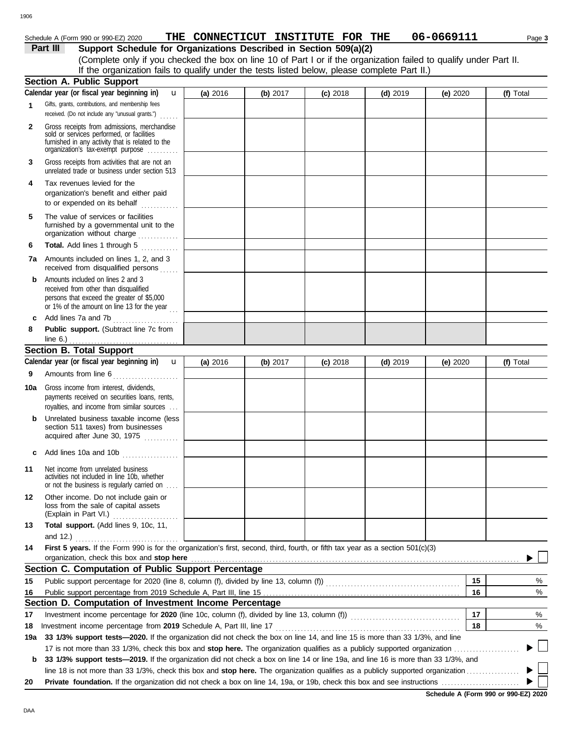Schedule A (Form 990 or 990-EZ) 2020 **THE CONNECTICUT INSTITUTE FOR THE 06-0669111** Page **3**

## Part III Support Schedule for Organizations Described in Section 509(a)(2)

(Complete only if you checked the box on line 10 of Part I or if the organization failed to qualify under Part II. If the organization fails to qualify under the tests listed below, please complete Part II.)

### Section A. Public Support

| Calendar year (or fiscal year beginning in) | (a) 2016 | (b) 2017 | (c) 2018 | (d) 2019 | (e) 2020 | (f) Total |
|---|---|---|---|---|---|---|
| **1** Gifts, grants, contributions, and membership fees received. (Do not include any "unusual grants.") | | | | | | |
| **2** Gross receipts from admissions, merchandise sold or services performed, or facilities furnished in any activity that is related to the organization's tax-exempt purpose | | | | | | |
| **3** Gross receipts from activities that are not an unrelated trade or business under section 513 | | | | | | |
| **4** Tax revenues levied for the organization's benefit and either paid to or expended on its behalf | | | | | | |
| **5** The value of services or facilities furnished by a governmental unit to the organization without charge | | | | | | |
| **6** **Total.** Add lines 1 through 5 | | | | | | |
| **7a** Amounts included on lines 1, 2, and 3 received from disqualified persons | | | | | | |
| **b** Amounts included on lines 2 and 3 received from other than disqualified persons that exceed the greater of $5,000 or 1% of the amount on line 13 for the year | | | | | | |
| **c** Add lines 7a and 7b | | | | | | |
| **8** **Public support.** (Subtract line 7c from line 6.) | | | | | | |

### Section B. Total Support

| Calendar year (or fiscal year beginning in) | (a) 2016 | (b) 2017 | (c) 2018 | (d) 2019 | (e) 2020 | (f) Total |
|---|---|---|---|---|---|---|
| **9** Amounts from line 6 | | | | | | |
| **10a** Gross income from interest, dividends, payments received on securities loans, rents, royalties, and income from similar sources | | | | | | |
| **b** Unrelated business taxable income (less section 511 taxes) from businesses acquired after June 30, 1975 | | | | | | |
| **c** Add lines 10a and 10b | | | | | | |
| **11** Net income from unrelated business activities not included in line 10b, whether or not the business is regularly carried on | | | | | | |
| **12** Other income. Do not include gain or loss from the sale of capital assets (Explain in Part VI.) | | | | | | |
| **13** **Total support.** (Add lines 9, 10c, 11, and 12.) | | | | | | |

**14** **First 5 years.** If the Form 990 is for the organization's first, second, third, fourth, or fifth tax year as a section 501(c)(3) organization, check this box and **stop here** ☐

### Section C. Computation of Public Support Percentage

| | | | |
|---|---|---|---|
| **15** | Public support percentage for 2020 (line 8, column (f), divided by line 13, column (f)) | 15 | % |
| **16** | Public support percentage from 2019 Schedule A, Part III, line 15 | 16 | % |

### Section D. Computation of Investment Income Percentage

| | | | |
|---|---|---|---|
| **17** | Investment income percentage for **2020** (line 10c, column (f), divided by line 13, column (f)) | 17 | % |
| **18** | Investment income percentage from **2019** Schedule A, Part III, line 17 | 18 | % |

**19a** **33 1/3% support tests—2020.** If the organization did not check the box on line 14, and line 15 is more than 33 1/3%, and line 17 is not more than 33 1/3%, check this box and **stop here.** The organization qualifies as a publicly supported organization ☐

**b** **33 1/3% support tests—2019.** If the organization did not check a box on line 14 or line 19a, and line 16 is more than 33 1/3%, and line 18 is not more than 33 1/3%, check this box and **stop here.** The organization qualifies as a publicly supported organization ☐

**20** **Private foundation.** If the organization did not check a box on line 14, 19a, or 19b, check this box and see instructions ☐

**Schedule A (Form 990 or 990-EZ) 2020**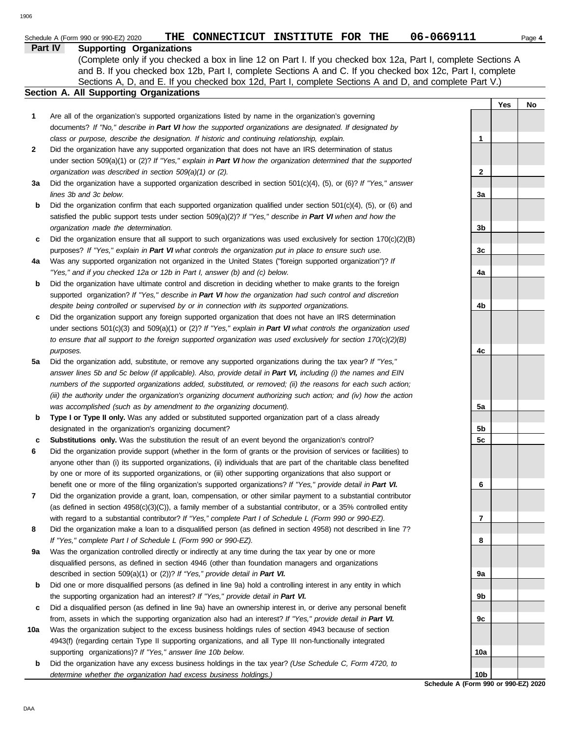Schedule A (Form 990 or 990-EZ) 2020 **THE CONNECTICUT INSTITUTE FOR THE 06-0669111**

## Part IV Supporting Organizations

(Complete only if you checked a box in line 12 on Part I. If you checked box 12a, Part I, complete Sections A and B. If you checked box 12b, Part I, complete Sections A and C. If you checked box 12c, Part I, complete Sections A, D, and E. If you checked box 12d, Part I, complete Sections A and D, and complete Part V.)

### Section A. All Supporting Organizations

| | | | Yes | No |
|---|---|---|---|---|
| **1** | Are all of the organization's supported organizations listed by name in the organization's governing documents? *If "No," describe in **Part VI** how the supported organizations are designated. If designated by class or purpose, describe the designation. If historic and continuing relationship, explain.* | **1** | | |
| **2** | Did the organization have any supported organization that does not have an IRS determination of status under section 509(a)(1) or (2)? *If "Yes," explain in **Part VI** how the organization determined that the supported organization was described in section 509(a)(1) or (2).* | **2** | | |
| **3a** | Did the organization have a supported organization described in section 501(c)(4), (5), or (6)? *If "Yes," answer lines 3b and 3c below.* | **3a** | | |
| **b** | Did the organization confirm that each supported organization qualified under section 501(c)(4), (5), or (6) and satisfied the public support tests under section 509(a)(2)? *If "Yes," describe in **Part VI** when and how the organization made the determination.* | **3b** | | |
| **c** | Did the organization ensure that all support to such organizations was used exclusively for section 170(c)(2)(B) purposes? *If "Yes," explain in **Part VI** what controls the organization put in place to ensure such use.* | **3c** | | |
| **4a** | Was any supported organization not organized in the United States ("foreign supported organization")? *If "Yes," and if you checked 12a or 12b in Part I, answer (b) and (c) below.* | **4a** | | |
| **b** | Did the organization have ultimate control and discretion in deciding whether to make grants to the foreign supported organization? *If "Yes," describe in **Part VI** how the organization had such control and discretion despite being controlled or supervised by or in connection with its supported organizations.* | **4b** | | |
| **c** | Did the organization support any foreign supported organization that does not have an IRS determination under sections 501(c)(3) and 509(a)(1) or (2)? *If "Yes," explain in **Part VI** what controls the organization used to ensure that all support to the foreign supported organization was used exclusively for section 170(c)(2)(B) purposes.* | **4c** | | |
| **5a** | Did the organization add, substitute, or remove any supported organizations during the tax year? *If "Yes," answer lines 5b and 5c below (if applicable). Also, provide detail in **Part VI,** including (i) the names and EIN numbers of the supported organizations added, substituted, or removed; (ii) the reasons for each such action; (iii) the authority under the organization's organizing document authorizing such action; and (iv) how the action was accomplished (such as by amendment to the organizing document).* | **5a** | | |
| **b** | **Type I or Type II only.** Was any added or substituted supported organization part of a class already designated in the organization's organizing document? | **5b** | | |
| **c** | **Substitutions only.** Was the substitution the result of an event beyond the organization's control? | **5c** | | |
| **6** | Did the organization provide support (whether in the form of grants or the provision of services or facilities) to anyone other than (i) its supported organizations, (ii) individuals that are part of the charitable class benefited by one or more of its supported organizations, or (iii) other supporting organizations that also support or benefit one or more of the filing organization's supported organizations? *If "Yes," provide detail in **Part VI.*** | **6** | | |
| **7** | Did the organization provide a grant, loan, compensation, or other similar payment to a substantial contributor (as defined in section 4958(c)(3)(C)), a family member of a substantial contributor, or a 35% controlled entity with regard to a substantial contributor? *If "Yes," complete Part I of Schedule L (Form 990 or 990-EZ).* | **7** | | |
| **8** | Did the organization make a loan to a disqualified person (as defined in section 4958) not described in line 7? *If "Yes," complete Part I of Schedule L (Form 990 or 990-EZ).* | **8** | | |
| **9a** | Was the organization controlled directly or indirectly at any time during the tax year by one or more disqualified persons, as defined in section 4946 (other than foundation managers and organizations described in section 509(a)(1) or (2))? *If "Yes," provide detail in **Part VI.*** | **9a** | | |
| **b** | Did one or more disqualified persons (as defined in line 9a) hold a controlling interest in any entity in which the supporting organization had an interest? *If "Yes," provide detail in **Part VI.*** | **9b** | | |
| **c** | Did a disqualified person (as defined in line 9a) have an ownership interest in, or derive any personal benefit from, assets in which the supporting organization also had an interest? *If "Yes," provide detail in **Part VI.*** | **9c** | | |
| **10a** | Was the organization subject to the excess business holdings rules of section 4943 because of section 4943(f) (regarding certain Type II supporting organizations, and all Type III non-functionally integrated supporting organizations)? *If "Yes," answer line 10b below.* | **10a** | | |
| **b** | Did the organization have any excess business holdings in the tax year? *(Use Schedule C, Form 4720, to determine whether the organization had excess business holdings.)* | **10b** | | |

**Schedule A (Form 990 or 990-EZ) 2020**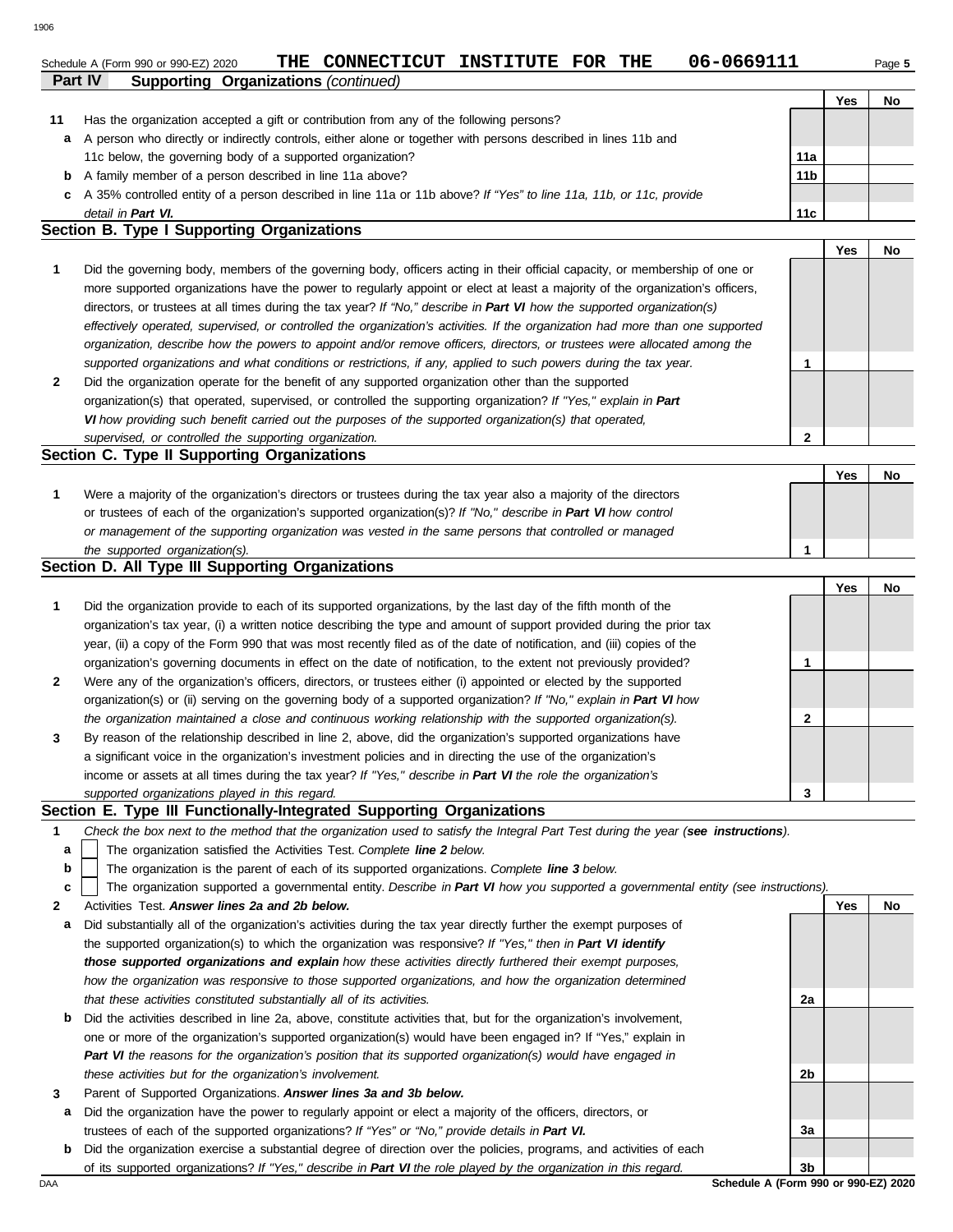Schedule A (Form 990 or 990-EZ) 2020 **THE CONNECTICUT INSTITUTE FOR THE 06-0669111** Page **5**

**Part IV Supporting Organizations** *(continued)*

| | | | Yes | No |
|---|---|---|---|---|
| **11** | Has the organization accepted a gift or contribution from any of the following persons? | | | |
| **a** | A person who directly or indirectly controls, either alone or together with persons described in lines 11b and 11c below, the governing body of a supported organization? | **11a** | | |
| **b** | A family member of a person described in line 11a above? | **11b** | | |
| **c** | A 35% controlled entity of a person described in line 11a or 11b above? *If "Yes" to line 11a, 11b, or 11c, provide detail in* ***Part VI.*** | **11c** | | |

## Section B. Type I Supporting Organizations

| | | | Yes | No |
|---|---|---|---|---|
| **1** | Did the governing body, members of the governing body, officers acting in their official capacity, or membership of one or more supported organizations have the power to regularly appoint or elect at least a majority of the organization's officers, directors, or trustees at all times during the tax year? *If "No," describe in* ***Part VI*** *how the supported organization(s) effectively operated, supervised, or controlled the organization's activities. If the organization had more than one supported organization, describe how the powers to appoint and/or remove officers, directors, or trustees were allocated among the supported organizations and what conditions or restrictions, if any, applied to such powers during the tax year.* | **1** | | |
| **2** | Did the organization operate for the benefit of any supported organization other than the supported organization(s) that operated, supervised, or controlled the supporting organization? *If "Yes," explain in* ***Part VI*** *how providing such benefit carried out the purposes of the supported organization(s) that operated, supervised, or controlled the supporting organization.* | **2** | | |

## Section C. Type II Supporting Organizations

| | | | Yes | No |
|---|---|---|---|---|
| **1** | Were a majority of the organization's directors or trustees during the tax year also a majority of the directors or trustees of each of the organization's supported organization(s)? *If "No," describe in* ***Part VI*** *how control or management of the supporting organization was vested in the same persons that controlled or managed the supported organization(s).* | **1** | | |

## Section D. All Type III Supporting Organizations

| | | | Yes | No |
|---|---|---|---|---|
| **1** | Did the organization provide to each of its supported organizations, by the last day of the fifth month of the organization's tax year, (i) a written notice describing the type and amount of support provided during the prior tax year, (ii) a copy of the Form 990 that was most recently filed as of the date of notification, and (iii) copies of the organization's governing documents in effect on the date of notification, to the extent not previously provided? | **1** | | |
| **2** | Were any of the organization's officers, directors, or trustees either (i) appointed or elected by the supported organization(s) or (ii) serving on the governing body of a supported organization? *If "No," explain in* ***Part VI*** *how the organization maintained a close and continuous working relationship with the supported organization(s).* | **2** | | |
| **3** | By reason of the relationship described in line 2, above, did the organization's supported organizations have a significant voice in the organization's investment policies and in directing the use of the organization's income or assets at all times during the tax year? *If "Yes," describe in* ***Part VI*** *the role the organization's supported organizations played in this regard.* | **3** | | |

## Section E. Type III Functionally-Integrated Supporting Organizations

**1** *Check the box next to the method that the organization used to satisfy the Integral Part Test during the year (**see instructions**).*

- **a** ☐ The organization satisfied the Activities Test. *Complete* ***line 2*** *below.*
- **b** ☐ The organization is the parent of each of its supported organizations. *Complete* ***line 3*** *below.*
- **c** ☐ The organization supported a governmental entity. *Describe in* ***Part VI*** *how you supported a governmental entity (see instructions).*

| | | | Yes | No |
|---|---|---|---|---|
| **2** | Activities Test. ***Answer lines 2a and 2b below.*** | | | |
| **a** | Did substantially all of the organization's activities during the tax year directly further the exempt purposes of the supported organization(s) to which the organization was responsive? *If "Yes," then in* ***Part VI identify those supported organizations and explain*** *how these activities directly furthered their exempt purposes, how the organization was responsive to those supported organizations, and how the organization determined that these activities constituted substantially all of its activities.* | **2a** | | |
| **b** | Did the activities described in line 2a, above, constitute activities that, but for the organization's involvement, one or more of the organization's supported organization(s) would have been engaged in? If "Yes," explain in ***Part VI*** *the reasons for the organization's position that its supported organization(s) would have engaged in these activities but for the organization's involvement.* | **2b** | | |
| **3** | Parent of Supported Organizations. ***Answer lines 3a and 3b below.*** | | | |
| **a** | Did the organization have the power to regularly appoint or elect a majority of the officers, directors, or trustees of each of the supported organizations? *If "Yes" or "No," provide details in* ***Part VI.*** | **3a** | | |
| **b** | Did the organization exercise a substantial degree of direction over the policies, programs, and activities of each of its supported organizations? *If "Yes," describe in* ***Part VI*** *the role played by the organization in this regard.* | **3b** | | |

**Schedule A (Form 990 or 990-EZ) 2020**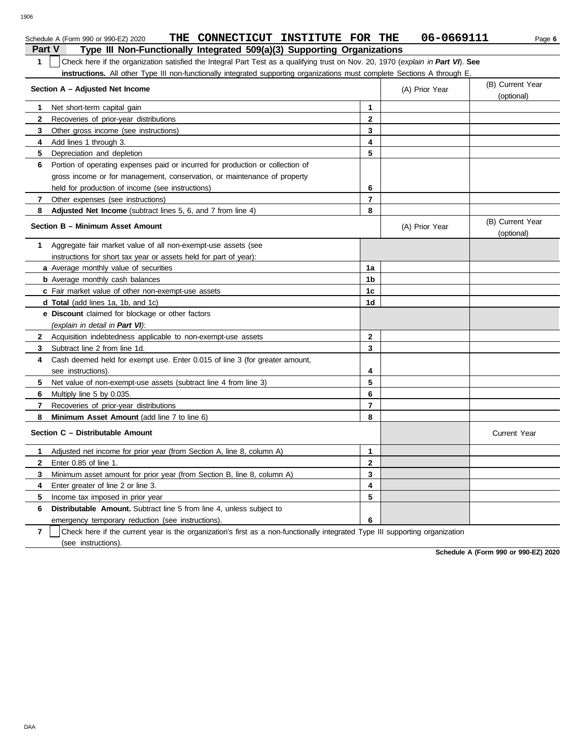Schedule A (Form 990 or 990-EZ) 2020 **THE CONNECTICUT INSTITUTE FOR THE 06-0669111**

## Part V Type III Non-Functionally Integrated 509(a)(3) Supporting Organizations

**1** ☐ Check here if the organization satisfied the Integral Part Test as a qualifying trust on Nov. 20, 1970 (*explain in **Part VI***). **See instructions.** All other Type III non-functionally integrated supporting organizations must complete Sections A through E.

| **Section A – Adjusted Net Income** | | (A) Prior Year | (B) Current Year (optional) |
|---|---|---|---|
| **1** Net short-term capital gain | 1 | | |
| **2** Recoveries of prior-year distributions | 2 | | |
| **3** Other gross income (see instructions) | 3 | | |
| **4** Add lines 1 through 3. | 4 | | |
| **5** Depreciation and depletion | 5 | | |
| **6** Portion of operating expenses paid or incurred for production or collection of gross income or for management, conservation, or maintenance of property held for production of income (see instructions) | 6 | | |
| **7** Other expenses (see instructions) | 7 | | |
| **8** **Adjusted Net Income** (subtract lines 5, 6, and 7 from line 4) | 8 | | |

| **Section B – Minimum Asset Amount** | | (A) Prior Year | (B) Current Year (optional) |
|---|---|---|---|
| **1** Aggregate fair market value of all non-exempt-use assets (see instructions for short tax year or assets held for part of year): | | | |
| **a** Average monthly value of securities | 1a | | |
| **b** Average monthly cash balances | 1b | | |
| **c** Fair market value of other non-exempt-use assets | 1c | | |
| **d** **Total** (add lines 1a, 1b, and 1c) | 1d | | |
| **e** **Discount** claimed for blockage or other factors (*explain in detail in **Part VI***): | | | |
| **2** Acquisition indebtedness applicable to non-exempt-use assets | 2 | | |
| **3** Subtract line 2 from line 1d. | 3 | | |
| **4** Cash deemed held for exempt use. Enter 0.015 of line 3 (for greater amount, see instructions). | 4 | | |
| **5** Net value of non-exempt-use assets (subtract line 4 from line 3) | 5 | | |
| **6** Multiply line 5 by 0.035. | 6 | | |
| **7** Recoveries of prior-year distributions | 7 | | |
| **8** **Minimum Asset Amount** (add line 7 to line 6) | 8 | | |

| **Section C – Distributable Amount** | | | Current Year |
|---|---|---|---|
| **1** Adjusted net income for prior year (from Section A, line 8, column A) | 1 | | |
| **2** Enter 0.85 of line 1. | 2 | | |
| **3** Minimum asset amount for prior year (from Section B, line 8, column A) | 3 | | |
| **4** Enter greater of line 2 or line 3. | 4 | | |
| **5** Income tax imposed in prior year | 5 | | |
| **6** **Distributable Amount.** Subtract line 5 from line 4, unless subject to emergency temporary reduction (see instructions). | 6 | | |

**7** ☐ Check here if the current year is the organization's first as a non-functionally integrated Type III supporting organization (see instructions).

**Schedule A (Form 990 or 990-EZ) 2020**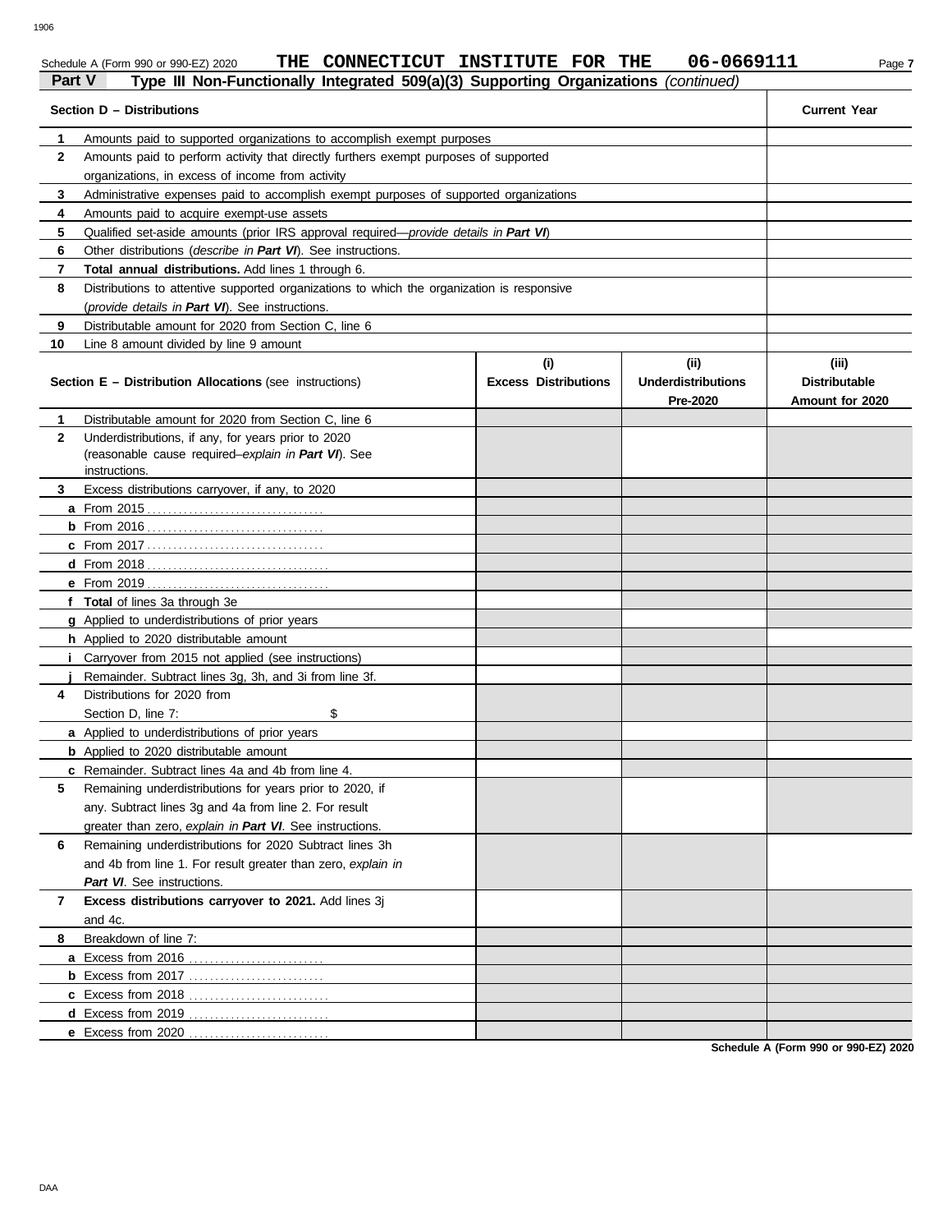Schedule A (Form 990 or 990-EZ) 2020 **THE CONNECTICUT INSTITUTE FOR THE 06-0669111**

## Part V Type III Non-Functionally Integrated 509(a)(3) Supporting Organizations *(continued)*

| | Section D – Distributions | Current Year |
|---|---|---|
| **1** | Amounts paid to supported organizations to accomplish exempt purposes | |
| **2** | Amounts paid to perform activity that directly furthers exempt purposes of supported organizations, in excess of income from activity | |
| **3** | Administrative expenses paid to accomplish exempt purposes of supported organizations | |
| **4** | Amounts paid to acquire exempt-use assets | |
| **5** | Qualified set-aside amounts (prior IRS approval required—*provide details in **Part VI***) | |
| **6** | Other distributions (*describe in **Part VI***). See instructions. | |
| **7** | **Total annual distributions.** Add lines 1 through 6. | |
| **8** | Distributions to attentive supported organizations to which the organization is responsive (*provide details in **Part VI***). See instructions. | |
| **9** | Distributable amount for 2020 from Section C, line 6 | |
| **10** | Line 8 amount divided by line 9 amount | |

| | Section E – Distribution Allocations (see instructions) | (i) Excess Distributions | (ii) Underdistributions Pre-2020 | (iii) Distributable Amount for 2020 |
|---|---|---|---|---|
| **1** | Distributable amount for 2020 from Section C, line 6 | | | |
| **2** | Underdistributions, if any, for years prior to 2020 (reasonable cause required–*explain in **Part VI***). See instructions. | | | |
| **3** | Excess distributions carryover, if any, to 2020 | | | |
| **a** | From 2015 | | | |
| **b** | From 2016 | | | |
| **c** | From 2017 | | | |
| **d** | From 2018 | | | |
| **e** | From 2019 | | | |
| **f** | **Total** of lines 3a through 3e | | | |
| **g** | Applied to underdistributions of prior years | | | |
| **h** | Applied to 2020 distributable amount | | | |
| **i** | Carryover from 2015 not applied (see instructions) | | | |
| **j** | Remainder. Subtract lines 3g, 3h, and 3i from line 3f. | | | |
| **4** | Distributions for 2020 from Section D, line 7: $ | | | |
| **a** | Applied to underdistributions of prior years | | | |
| **b** | Applied to 2020 distributable amount | | | |
| **c** | Remainder. Subtract lines 4a and 4b from line 4. | | | |
| **5** | Remaining underdistributions for years prior to 2020, if any. Subtract lines 3g and 4a from line 2. For result greater than zero, *explain in **Part VI***. See instructions. | | | |
| **6** | Remaining underdistributions for 2020 Subtract lines 3h and 4b from line 1. For result greater than zero, *explain in **Part VI***. See instructions. | | | |
| **7** | **Excess distributions carryover to 2021.** Add lines 3j and 4c. | | | |
| **8** | Breakdown of line 7: | | | |
| **a** | Excess from 2016 | | | |
| **b** | Excess from 2017 | | | |
| **c** | Excess from 2018 | | | |
| **d** | Excess from 2019 | | | |
| **e** | Excess from 2020 | | | |

**Schedule A (Form 990 or 990-EZ) 2020**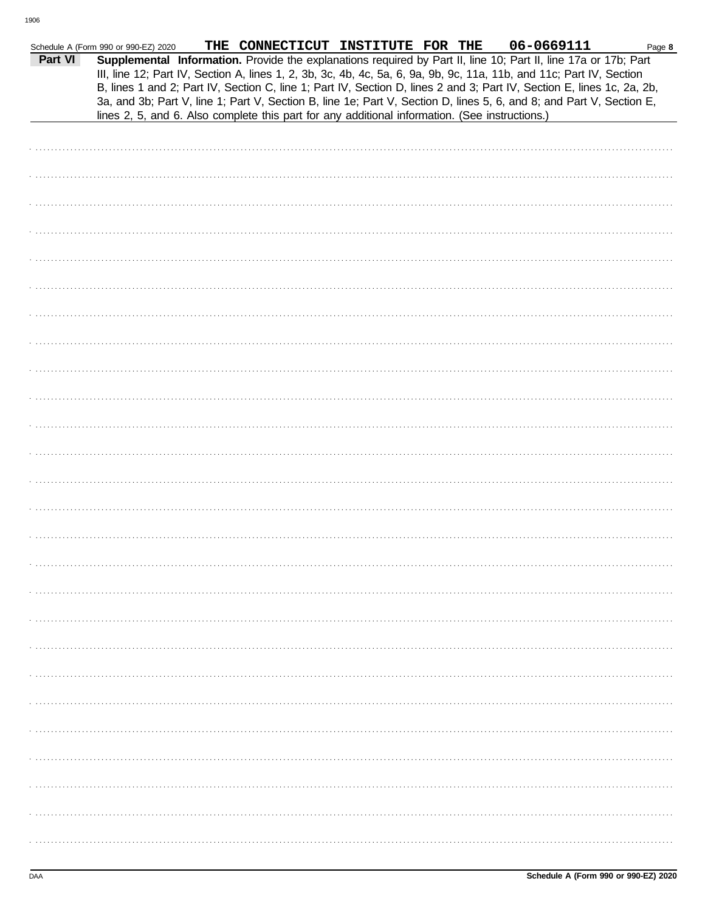Schedule A (Form 990 or 990-EZ) 2020 THE CONNECTICUT INSTITUTE FOR THE 06-0669111 Page **8**

**Part VI** **Supplemental Information.** Provide the explanations required by Part II, line 10; Part II, line 17a or 17b; Part III, line 12; Part IV, Section A, lines 1, 2, 3b, 3c, 4b, 4c, 5a, 6, 9a, 9b, 9c, 11a, 11b, and 11c; Part IV, Section B, lines 1 and 2; Part IV, Section C, line 1; Part IV, Section D, lines 2 and 3; Part IV, Section E, lines 1c, 2a, 2b, 3a, and 3b; Part V, line 1; Part V, Section B, line 1e; Part V, Section D, lines 5, 6, and 8; and Part V, Section E, lines 2, 5, and 6. Also complete this part for any additional information. (See instructions.)

**Schedule A (Form 990 or 990-EZ) 2020**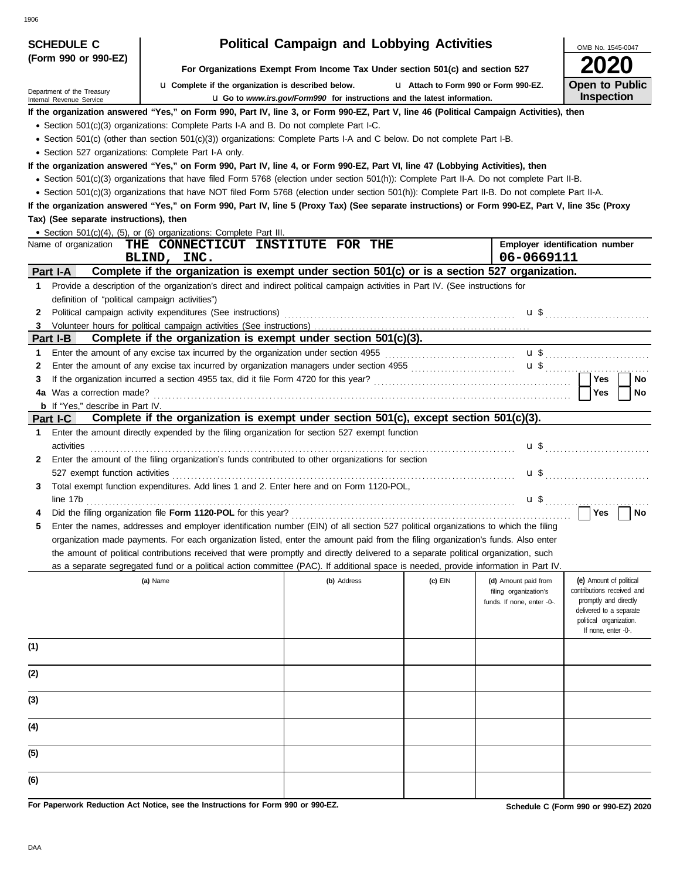**SCHEDULE C (Form 990 or 990-EZ)**

Department of the Treasury
Internal Revenue Service

# Political Campaign and Lobbying Activities

**For Organizations Exempt From Income Tax Under section 501(c) and section 527**

u **Complete if the organization is described below.** u **Attach to Form 990 or Form 990-EZ.**

u **Go to *www.irs.gov/Form990* for instructions and the latest information.**

OMB No. 1545-0047

**2020**

**Open to Public Inspection**

**If the organization answered "Yes," on Form 990, Part IV, line 3, or Form 990-EZ, Part V, line 46 (Political Campaign Activities), then**

- Section 501(c)(3) organizations: Complete Parts I-A and B. Do not complete Part I-C.
- Section 501(c) (other than section 501(c)(3)) organizations: Complete Parts I-A and C below. Do not complete Part I-B.
- Section 527 organizations: Complete Part I-A only.

**If the organization answered "Yes," on Form 990, Part IV, line 4, or Form 990-EZ, Part VI, line 47 (Lobbying Activities), then**

- Section 501(c)(3) organizations that have filed Form 5768 (election under section 501(h)): Complete Part II-A. Do not complete Part II-B.
- Section 501(c)(3) organizations that have NOT filed Form 5768 (election under section 501(h)): Complete Part II-B. Do not complete Part II-A.

**If the organization answered "Yes," on Form 990, Part IV, line 5 (Proxy Tax) (See separate instructions) or Form 990-EZ, Part V, line 35c (Proxy Tax) (See separate instructions), then**

- Section 501(c)(4), (5), or (6) organizations: Complete Part III.

Name of organization **THE CONNECTICUT INSTITUTE FOR THE BLIND, INC.**

**Employer identification number** **06-0669111**

## Part I-A Complete if the organization is exempt under section 501(c) or is a section 527 organization.

1 Provide a description of the organization's direct and indirect political campaign activities in Part IV. (See instructions for definition of "political campaign activities")

2 Political campaign activity expenditures (See instructions) u $

3 Volunteer hours for political campaign activities (See instructions)

## Part I-B Complete if the organization is exempt under section 501(c)(3).

1 Enter the amount of any excise tax incurred by the organization under section 4955 u $

2 Enter the amount of any excise tax incurred by organization managers under section 4955 u $

3 If the organization incurred a section 4955 tax, did it file Form 4720 for this year? Yes No

4a Was a correction made? Yes No

b If "Yes," describe in Part IV.

## Part I-C Complete if the organization is exempt under section 501(c), except section 501(c)(3).

1 Enter the amount directly expended by the filing organization for section 527 exempt function activities u $

2 Enter the amount of the filing organization's funds contributed to other organizations for section 527 exempt function activities u $

3 Total exempt function expenditures. Add lines 1 and 2. Enter here and on Form 1120-POL, line 17b u $

4 Did the filing organization file **Form 1120-POL** for this year? Yes No

5 Enter the names, addresses and employer identification number (EIN) of all section 527 political organizations to which the filing organization made payments. For each organization listed, enter the amount paid from the filing organization's funds. Also enter the amount of political contributions received that were promptly and directly delivered to a separate political organization, such as a separate segregated fund or a political action committee (PAC). If additional space is needed, provide information in Part IV.

| | (a) Name | (b) Address | (c) EIN | (d) Amount paid from filing organization's funds. If none, enter -0-. | (e) Amount of political contributions received and promptly and directly delivered to a separate political organization. If none, enter -0-. |
|---|---|---|---|---|---|
| (1) | | | | | |
| (2) | | | | | |
| (3) | | | | | |
| (4) | | | | | |
| (5) | | | | | |
| (6) | | | | | |

**For Paperwork Reduction Act Notice, see the Instructions for Form 990 or 990-EZ.**

**Schedule C (Form 990 or 990-EZ) 2020**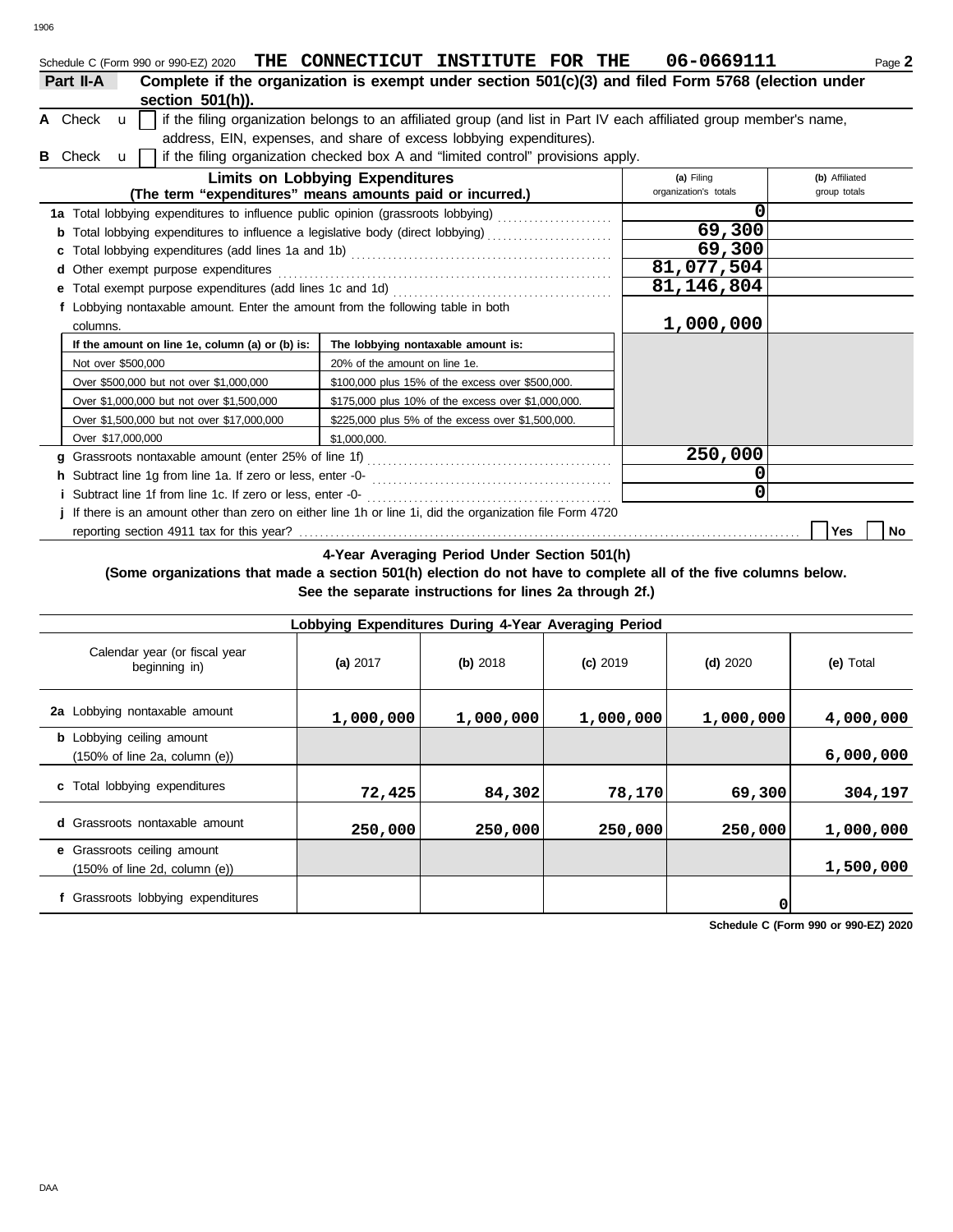Schedule C (Form 990 or 990-EZ) 2020 **THE CONNECTICUT INSTITUTE FOR THE** **06-0669111** Page **2**

**Part II-A** **Complete if the organization is exempt under section 501(c)(3) and filed Form 5768 (election under section 501(h)).**

**A** Check ☐ if the filing organization belongs to an affiliated group (and list in Part IV each affiliated group member's name, address, EIN, expenses, and share of excess lobbying expenditures).

**B** Check ☐ if the filing organization checked box A and "limited control" provisions apply.

| **Limits on Lobbying Expenditures** (The term "expenditures" means amounts paid or incurred.) | **(a)** Filing organization's totals | **(b)** Affiliated group totals |
|---|---|---|
| **1a** Total lobbying expenditures to influence public opinion (grassroots lobbying) | 0 | |
| **b** Total lobbying expenditures to influence a legislative body (direct lobbying) | 69,300 | |
| **c** Total lobbying expenditures (add lines 1a and 1b) | 69,300 | |
| **d** Other exempt purpose expenditures | 81,077,504 | |
| **e** Total exempt purpose expenditures (add lines 1c and 1d) | 81,146,804 | |
| **f** Lobbying nontaxable amount. Enter the amount from the following table in both columns. | 1,000,000 | |

| If the amount on line 1e, column (a) or (b) is: | The lobbying nontaxable amount is: |
|---|---|
| Not over $500,000 | 20% of the amount on line 1e. |
| Over $500,000 but not over $1,000,000 | $100,000 plus 15% of the excess over $500,000. |
| Over $1,000,000 but not over $1,500,000 | $175,000 plus 10% of the excess over $1,000,000. |
| Over $1,500,000 but not over $17,000,000 | $225,000 plus 5% of the excess over $1,500,000. |
| Over $17,000,000 | $1,000,000. |

| | (a) | (b) |
|---|---|---|
| **g** Grassroots nontaxable amount (enter 25% of line 1f) | 250,000 | |
| **h** Subtract line 1g from line 1a. If zero or less, enter -0- | 0 | |
| **i** Subtract line 1f from line 1c. If zero or less, enter -0- | 0 | |

**j** If there is an amount other than zero on either line 1h or line 1i, did the organization file Form 4720 reporting section 4911 tax for this year? ☐ Yes ☐ No

**4-Year Averaging Period Under Section 501(h)**

**(Some organizations that made a section 501(h) election do not have to complete all of the five columns below. See the separate instructions for lines 2a through 2f.)**

| **Lobbying Expenditures During 4-Year Averaging Period** | | | | | |
|---|---|---|---|---|---|
| Calendar year (or fiscal year beginning in) | **(a)** 2017 | **(b)** 2018 | **(c)** 2019 | **(d)** 2020 | **(e)** Total |
| **2a** Lobbying nontaxable amount | 1,000,000 | 1,000,000 | 1,000,000 | 1,000,000 | 4,000,000 |
| **b** Lobbying ceiling amount (150% of line 2a, column (e)) | | | | | 6,000,000 |
| **c** Total lobbying expenditures | 72,425 | 84,302 | 78,170 | 69,300 | 304,197 |
| **d** Grassroots nontaxable amount | 250,000 | 250,000 | 250,000 | 250,000 | 1,000,000 |
| **e** Grassroots ceiling amount (150% of line 2d, column (e)) | | | | | 1,500,000 |
| **f** Grassroots lobbying expenditures | | | | 0 | |

**Schedule C (Form 990 or 990-EZ) 2020**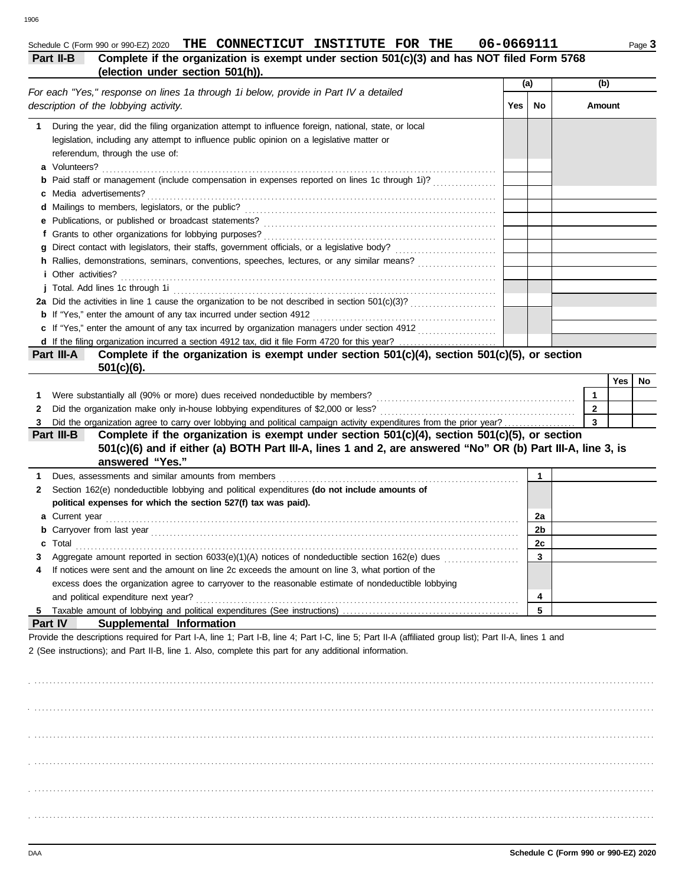Schedule C (Form 990 or 990-EZ) 2020 **THE CONNECTICUT INSTITUTE FOR THE 06-0669111** Page **3**

**Part II-B** **Complete if the organization is exempt under section 501(c)(3) and has NOT filed Form 5768 (election under section 501(h)).**

| *For each "Yes," response on lines 1a through 1i below, provide in Part IV a detailed description of the lobbying activity.* | (a) Yes | (a) No | (b) Amount |
|---|---|---|---|
| **1** During the year, did the filing organization attempt to influence foreign, national, state, or local legislation, including any attempt to influence public opinion on a legislative matter or referendum, through the use of: | | | |
| **a** Volunteers? | | | |
| **b** Paid staff or management (include compensation in expenses reported on lines 1c through 1i)? | | | |
| **c** Media advertisements? | | | |
| **d** Mailings to members, legislators, or the public? | | | |
| **e** Publications, or published or broadcast statements? | | | |
| **f** Grants to other organizations for lobbying purposes? | | | |
| **g** Direct contact with legislators, their staffs, government officials, or a legislative body? | | | |
| **h** Rallies, demonstrations, seminars, conventions, speeches, lectures, or any similar means? | | | |
| **i** Other activities? | | | |
| **j** Total. Add lines 1c through 1i | | | |
| **2a** Did the activities in line 1 cause the organization to be not described in section 501(c)(3)? | | | |
| **b** If "Yes," enter the amount of any tax incurred under section 4912 | | | |
| **c** If "Yes," enter the amount of any tax incurred by organization managers under section 4912 | | | |
| **d** If the filing organization incurred a section 4912 tax, did it file Form 4720 for this year? | | | |

**Part III-A** **Complete if the organization is exempt under section 501(c)(4), section 501(c)(5), or section 501(c)(6).**

| | | Yes | No |
|---|---|---|---|
| **1** Were substantially all (90% or more) dues received nondeductible by members? | **1** | | |
| **2** Did the organization make only in-house lobbying expenditures of $2,000 or less? | **2** | | |
| **3** Did the organization agree to carry over lobbying and political campaign activity expenditures from the prior year? | **3** | | |

**Part III-B** **Complete if the organization is exempt under section 501(c)(4), section 501(c)(5), or section 501(c)(6) and if either (a) BOTH Part III-A, lines 1 and 2, are answered "No" OR (b) Part III-A, line 3, is answered "Yes."**

| | | |
|---|---|---|
| **1** Dues, assessments and similar amounts from members | **1** | |
| **2** Section 162(e) nondeductible lobbying and political expenditures **(do not include amounts of political expenses for which the section 527(f) tax was paid).** | | |
| **a** Current year | **2a** | |
| **b** Carryover from last year | **2b** | |
| **c** Total | **2c** | |
| **3** Aggregate amount reported in section 6033(e)(1)(A) notices of nondeductible section 162(e) dues | **3** | |
| **4** If notices were sent and the amount on line 2c exceeds the amount on line 3, what portion of the excess does the organization agree to carryover to the reasonable estimate of nondeductible lobbying and political expenditure next year? | **4** | |
| **5** Taxable amount of lobbying and political expenditures (See instructions) | **5** | |

**Part IV** **Supplemental Information**

Provide the descriptions required for Part I-A, line 1; Part I-B, line 4; Part I-C, line 5; Part II-A (affiliated group list); Part II-A, lines 1 and 2 (See instructions); and Part II-B, line 1. Also, complete this part for any additional information.

DAA **Schedule C (Form 990 or 990-EZ) 2020**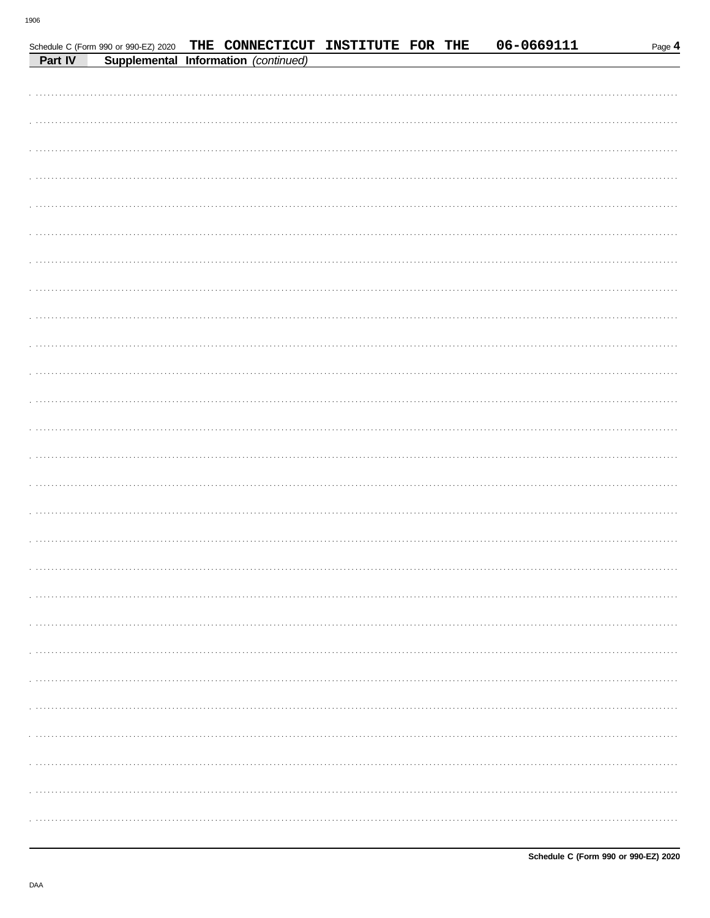Schedule C (Form 990 or 990-EZ) 2020 THE CONNECTICUT INSTITUTE FOR THE 06-0669111 Page **4**

**Part IV** **Supplemental Information** *(continued)*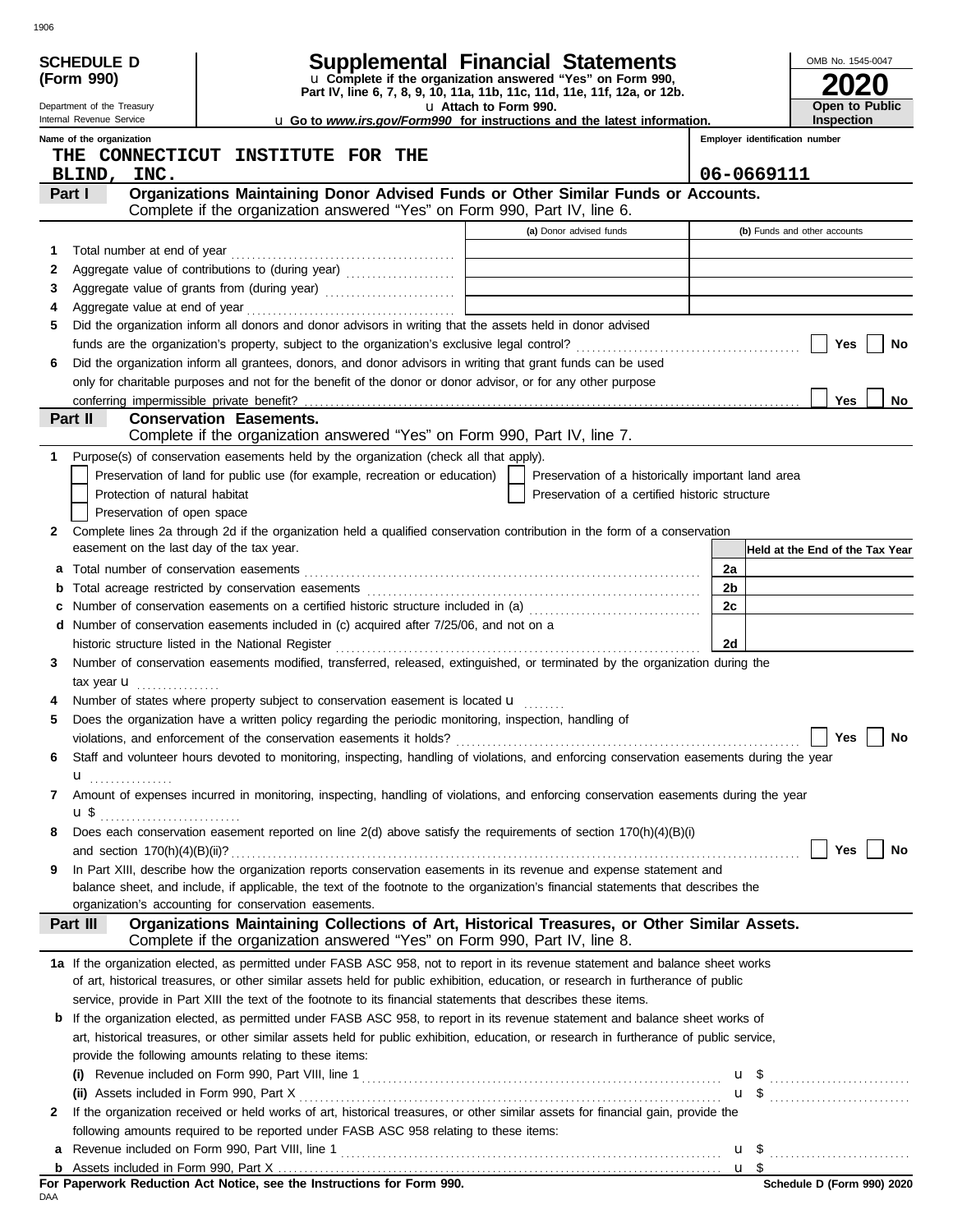**SCHEDULE D (Form 990)**

Department of the Treasury
Internal Revenue Service

# Supplemental Financial Statements

u Complete if the organization answered "Yes" on Form 990, Part IV, line 6, 7, 8, 9, 10, 11a, 11b, 11c, 11d, 11e, 11f, 12a, or 12b.
u Attach to Form 990.
u Go to *www.irs.gov/Form990* for instructions and the latest information.

OMB No. 1545-0047
**2020**
**Open to Public Inspection**

**Name of the organization:** THE CONNECTICUT INSTITUTE FOR THE BLIND, INC.
**Employer identification number:** 06-0669111

## Part I — Organizations Maintaining Donor Advised Funds or Other Similar Funds or Accounts.
Complete if the organization answered "Yes" on Form 990, Part IV, line 6.

| | | (a) Donor advised funds | (b) Funds and other accounts |
|---|---|---|---|
| 1 | Total number at end of year | | |
| 2 | Aggregate value of contributions to (during year) | | |
| 3 | Aggregate value of grants from (during year) | | |
| 4 | Aggregate value at end of year | | |

5 Did the organization inform all donors and donor advisors in writing that the assets held in donor advised funds are the organization's property, subject to the organization's exclusive legal control? ☐ Yes ☐ No

6 Did the organization inform all grantees, donors, and donor advisors in writing that grant funds can be used only for charitable purposes and not for the benefit of the donor or donor advisor, or for any other purpose conferring impermissible private benefit? ☐ Yes ☐ No

## Part II — Conservation Easements.
Complete if the organization answered "Yes" on Form 990, Part IV, line 7.

1 Purpose(s) of conservation easements held by the organization (check all that apply).
- ☐ Preservation of land for public use (for example, recreation or education)
- ☐ Preservation of a historically important land area
- ☐ Protection of natural habitat
- ☐ Preservation of a certified historic structure
- ☐ Preservation of open space

2 Complete lines 2a through 2d if the organization held a qualified conservation contribution in the form of a conservation easement on the last day of the tax year.

| | | | Held at the End of the Tax Year |
|---|---|---|---|
| a | Total number of conservation easements | 2a | |
| b | Total acreage restricted by conservation easements | 2b | |
| c | Number of conservation easements on a certified historic structure included in (a) | 2c | |
| d | Number of conservation easements included in (c) acquired after 7/25/06, and not on a historic structure listed in the National Register | 2d | |

3 Number of conservation easements modified, transferred, released, extinguished, or terminated by the organization during the tax year u ..............

4 Number of states where property subject to conservation easement is located u ........

5 Does the organization have a written policy regarding the periodic monitoring, inspection, handling of violations, and enforcement of the conservation easements it holds? ☐ Yes ☐ No

6 Staff and volunteer hours devoted to monitoring, inspecting, handling of violations, and enforcing conservation easements during the year u ..............

7 Amount of expenses incurred in monitoring, inspecting, handling of violations, and enforcing conservation easements during the year u $ ..............

8 Does each conservation easement reported on line 2(d) above satisfy the requirements of section 170(h)(4)(B)(i) and section 170(h)(4)(B)(ii)? ☐ Yes ☐ No

9 In Part XIII, describe how the organization reports conservation easements in its revenue and expense statement and balance sheet, and include, if applicable, the text of the footnote to the organization's financial statements that describes the organization's accounting for conservation easements.

## Part III — Organizations Maintaining Collections of Art, Historical Treasures, or Other Similar Assets.
Complete if the organization answered "Yes" on Form 990, Part IV, line 8.

1a If the organization elected, as permitted under FASB ASC 958, not to report in its revenue statement and balance sheet works of art, historical treasures, or other similar assets held for public exhibition, education, or research in furtherance of public service, provide in Part XIII the text of the footnote to its financial statements that describes these items.

b If the organization elected, as permitted under FASB ASC 958, to report in its revenue statement and balance sheet works of art, historical treasures, or other similar assets held for public exhibition, education, or research in furtherance of public service, provide the following amounts relating to these items:

(i) Revenue included on Form 990, Part VIII, line 1 u $ ..............

(ii) Assets included in Form 990, Part X u $ ..............

2 If the organization received or held works of art, historical treasures, or other similar assets for financial gain, provide the following amounts required to be reported under FASB ASC 958 relating to these items:

a Revenue included on Form 990, Part VIII, line 1 u $ ..............

b Assets included in Form 990, Part X u $

**For Paperwork Reduction Act Notice, see the Instructions for Form 990.**
**Schedule D (Form 990) 2020**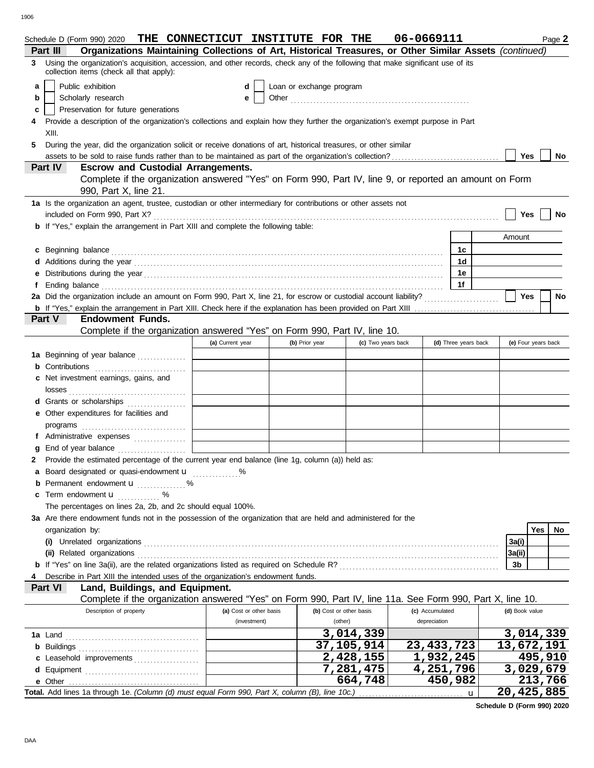Schedule D (Form 990) 2020 THE CONNECTICUT INSTITUTE FOR THE 06-0669111 Page **2**

**Part III Organizations Maintaining Collections of Art, Historical Treasures, or Other Similar Assets** *(continued)*

**3** Using the organization's acquisition, accession, and other records, check any of the following that make significant use of its collection items (check all that apply):

- **a** ☐ Public exhibition
- **b** ☐ Scholarly research
- **c** ☐ Preservation for future generations
- **d** ☐ Loan or exchange program
- **e** ☐ Other

**4** Provide a description of the organization's collections and explain how they further the organization's exempt purpose in Part XIII.

**5** During the year, did the organization solicit or receive donations of art, historical treasures, or other similar assets to be sold to raise funds rather than to be maintained as part of the organization's collection? ☐ Yes ☐ No

**Part IV Escrow and Custodial Arrangements.**
Complete if the organization answered "Yes" on Form 990, Part IV, line 9, or reported an amount on Form 990, Part X, line 21.

**1a** Is the organization an agent, trustee, custodian or other intermediary for contributions or other assets not included on Form 990, Part X? ☐ Yes ☐ No

**b** If "Yes," explain the arrangement in Part XIII and complete the following table:

| | | Amount |
|---|---|---|
| **c** Beginning balance | 1c | |
| **d** Additions during the year | 1d | |
| **e** Distributions during the year | 1e | |
| **f** Ending balance | 1f | |

**2a** Did the organization include an amount on Form 990, Part X, line 21, for escrow or custodial account liability? ☐ Yes ☐ No

**b** If "Yes," explain the arrangement in Part XIII. Check here if the explanation has been provided on Part XIII ☐

**Part V Endowment Funds.**
Complete if the organization answered "Yes" on Form 990, Part IV, line 10.

| | (a) Current year | (b) Prior year | (c) Two years back | (d) Three years back | (e) Four years back |
|---|---|---|---|---|---|
| **1a** Beginning of year balance | | | | | |
| **b** Contributions | | | | | |
| **c** Net investment earnings, gains, and losses | | | | | |
| **d** Grants or scholarships | | | | | |
| **e** Other expenditures for facilities and programs | | | | | |
| **f** Administrative expenses | | | | | |
| **g** End of year balance | | | | | |

**2** Provide the estimated percentage of the current year end balance (line 1g, column (a)) held as:

- **a** Board designated or quasi-endowment u %
- **b** Permanent endowment u %
- **c** Term endowment u %

The percentages on lines 2a, 2b, and 2c should equal 100%.

**3a** Are there endowment funds not in the possession of the organization that are held and administered for the organization by:

| | | Yes | No |
|---|---|---|---|
| **(i)** Unrelated organizations | 3a(i) | | |
| **(ii)** Related organizations | 3a(ii) | | |
| **b** If "Yes" on line 3a(ii), are the related organizations listed as required on Schedule R? | 3b | | |

**4** Describe in Part XIII the intended uses of the organization's endowment funds.

**Part VI Land, Buildings, and Equipment.**
Complete if the organization answered "Yes" on Form 990, Part IV, line 11a. See Form 990, Part X, line 10.

| Description of property | (a) Cost or other basis (investment) | (b) Cost or other basis (other) | (c) Accumulated depreciation | (d) Book value |
|---|---|---|---|---|
| **1a** Land | | 3,014,339 | | 3,014,339 |
| **b** Buildings | | 37,105,914 | 23,433,723 | 13,672,191 |
| **c** Leasehold improvements | | 2,428,155 | 1,932,245 | 495,910 |
| **d** Equipment | | 7,281,475 | 4,251,796 | 3,029,679 |
| **e** Other | | 664,748 | 450,982 | 213,766 |
| **Total.** Add lines 1a through 1e. *(Column (d) must equal Form 990, Part X, column (B), line 10c.)* u | | | | 20,425,885 |

**Schedule D (Form 990) 2020**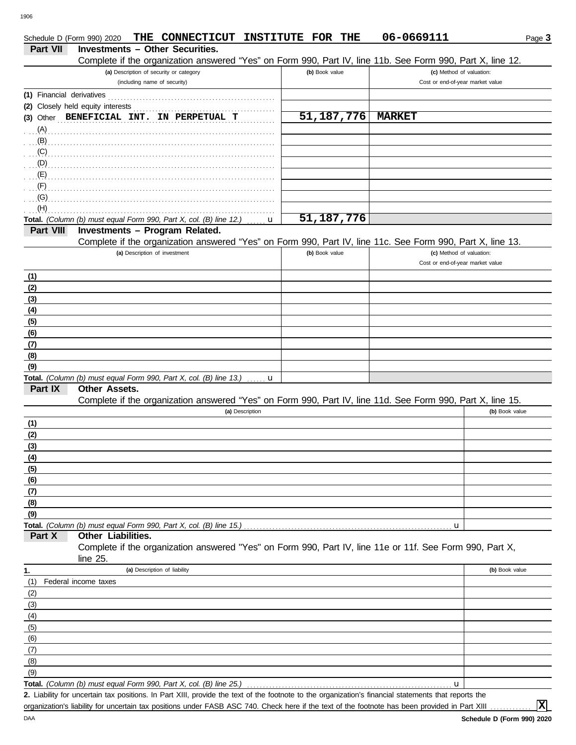Schedule D (Form 990) 2020 **THE CONNECTICUT INSTITUTE FOR THE** **06-0669111** Page **3**

## Part VII Investments – Other Securities.

Complete if the organization answered "Yes" on Form 990, Part IV, line 11b. See Form 990, Part X, line 12.

| (a) Description of security or category (including name of security) | (b) Book value | (c) Method of valuation: Cost or end-of-year market value |
|---|---|---|
| (1) Financial derivatives | | |
| (2) Closely held equity interests | | |
| (3) Other **BENEFICIAL INT. IN PERPETUAL T** | **51,187,776** | **MARKET** |
| (A) | | |
| (B) | | |
| (C) | | |
| (D) | | |
| (E) | | |
| (F) | | |
| (G) | | |
| (H) | | |
| **Total.** *(Column (b) must equal Form 990, Part X, col. (B) line 12.)* u | **51,187,776** | |

## Part VIII Investments – Program Related.

Complete if the organization answered "Yes" on Form 990, Part IV, line 11c. See Form 990, Part X, line 13.

| (a) Description of investment | (b) Book value | (c) Method of valuation: Cost or end-of-year market value |
|---|---|---|
| (1) | | |
| (2) | | |
| (3) | | |
| (4) | | |
| (5) | | |
| (6) | | |
| (7) | | |
| (8) | | |
| (9) | | |
| **Total.** *(Column (b) must equal Form 990, Part X, col. (B) line 13.)* u | | |

## Part IX Other Assets.

Complete if the organization answered "Yes" on Form 990, Part IV, line 11d. See Form 990, Part X, line 15.

| (a) Description | (b) Book value |
|---|---|
| (1) | |
| (2) | |
| (3) | |
| (4) | |
| (5) | |
| (6) | |
| (7) | |
| (8) | |
| (9) | |
| **Total.** *(Column (b) must equal Form 990, Part X, col. (B) line 15.)* u | |

## Part X Other Liabilities.

Complete if the organization answered "Yes" on Form 990, Part IV, line 11e or 11f. See Form 990, Part X, line 25.

| 1. (a) Description of liability | (b) Book value |
|---|---|
| (1) Federal income taxes | |
| (2) | |
| (3) | |
| (4) | |
| (5) | |
| (6) | |
| (7) | |
| (8) | |
| (9) | |
| **Total.** *(Column (b) must equal Form 990, Part X, col. (B) line 25.)* u | |

**2.** Liability for uncertain tax positions. In Part XIII, provide the text of the footnote to the organization's financial statements that reports the organization's liability for uncertain tax positions under FASB ASC 740. Check here if the text of the footnote has been provided in Part XIII ............ **X**

DAA **Schedule D (Form 990) 2020**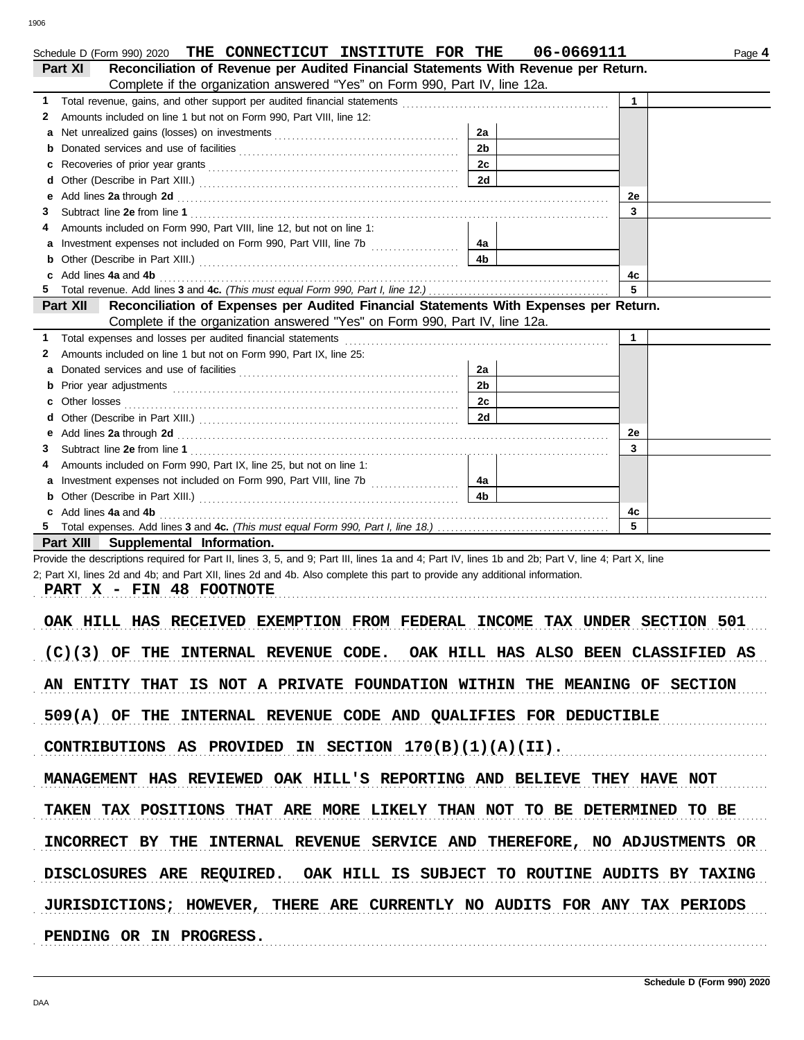Schedule D (Form 990) 2020 THE CONNECTICUT INSTITUTE FOR THE 06-0669111 Page **4**

## Part XI Reconciliation of Revenue per Audited Financial Statements With Revenue per Return.

Complete if the organization answered "Yes" on Form 990, Part IV, line 12a.

| | | | | | |
|---|---|---|---|---|---|
| **1** | Total revenue, gains, and other support per audited financial statements | | | 1 | |
| **2** | Amounts included on line 1 but not on Form 990, Part VIII, line 12: | | | | |
| **a** | Net unrealized gains (losses) on investments | 2a | | | |
| **b** | Donated services and use of facilities | 2b | | | |
| **c** | Recoveries of prior year grants | 2c | | | |
| **d** | Other (Describe in Part XIII.) | 2d | | | |
| **e** | Add lines **2a** through **2d** | | | 2e | |
| **3** | Subtract line **2e** from line **1** | | | 3 | |
| **4** | Amounts included on Form 990, Part VIII, line 12, but not on line 1: | | | | |
| **a** | Investment expenses not included on Form 990, Part VIII, line 7b | 4a | | | |
| **b** | Other (Describe in Part XIII.) | 4b | | | |
| **c** | Add lines **4a** and **4b** | | | 4c | |
| **5** | Total revenue. Add lines **3** and **4c.** *(This must equal Form 990, Part I, line 12.)* | | | 5 | |

## Part XII Reconciliation of Expenses per Audited Financial Statements With Expenses per Return.

Complete if the organization answered "Yes" on Form 990, Part IV, line 12a.

| | | | | | |
|---|---|---|---|---|---|
| **1** | Total expenses and losses per audited financial statements | | | 1 | |
| **2** | Amounts included on line 1 but not on Form 990, Part IX, line 25: | | | | |
| **a** | Donated services and use of facilities | 2a | | | |
| **b** | Prior year adjustments | 2b | | | |
| **c** | Other losses | 2c | | | |
| **d** | Other (Describe in Part XIII.) | 2d | | | |
| **e** | Add lines **2a** through **2d** | | | 2e | |
| **3** | Subtract line **2e** from line **1** | | | 3 | |
| **4** | Amounts included on Form 990, Part IX, line 25, but not on line 1: | | | | |
| **a** | Investment expenses not included on Form 990, Part VIII, line 7b | 4a | | | |
| **b** | Other (Describe in Part XIII.) | 4b | | | |
| **c** | Add lines **4a** and **4b** | | | 4c | |
| **5** | Total expenses. Add lines **3** and **4c.** *(This must equal Form 990, Part I, line 18.)* | | | 5 | |

## Part XIII Supplemental Information.

Provide the descriptions required for Part II, lines 3, 5, and 9; Part III, lines 1a and 4; Part IV, lines 1b and 2b; Part V, line 4; Part X, line 2; Part XI, lines 2d and 4b; and Part XII, lines 2d and 4b. Also complete this part to provide any additional information.

PART X - FIN 48 FOOTNOTE

OAK HILL HAS RECEIVED EXEMPTION FROM FEDERAL INCOME TAX UNDER SECTION 501 (C)(3) OF THE INTERNAL REVENUE CODE. OAK HILL HAS ALSO BEEN CLASSIFIED AS AN ENTITY THAT IS NOT A PRIVATE FOUNDATION WITHIN THE MEANING OF SECTION 509(A) OF THE INTERNAL REVENUE CODE AND QUALIFIES FOR DEDUCTIBLE CONTRIBUTIONS AS PROVIDED IN SECTION 170(B)(1)(A)(II). MANAGEMENT HAS REVIEWED OAK HILL'S REPORTING AND BELIEVE THEY HAVE NOT TAKEN TAX POSITIONS THAT ARE MORE LIKELY THAN NOT TO BE DETERMINED TO BE INCORRECT BY THE INTERNAL REVENUE SERVICE AND THEREFORE, NO ADJUSTMENTS OR DISCLOSURES ARE REQUIRED. OAK HILL IS SUBJECT TO ROUTINE AUDITS BY TAXING JURISDICTIONS; HOWEVER, THERE ARE CURRENTLY NO AUDITS FOR ANY TAX PERIODS PENDING OR IN PROGRESS.

**Schedule D (Form 990) 2020**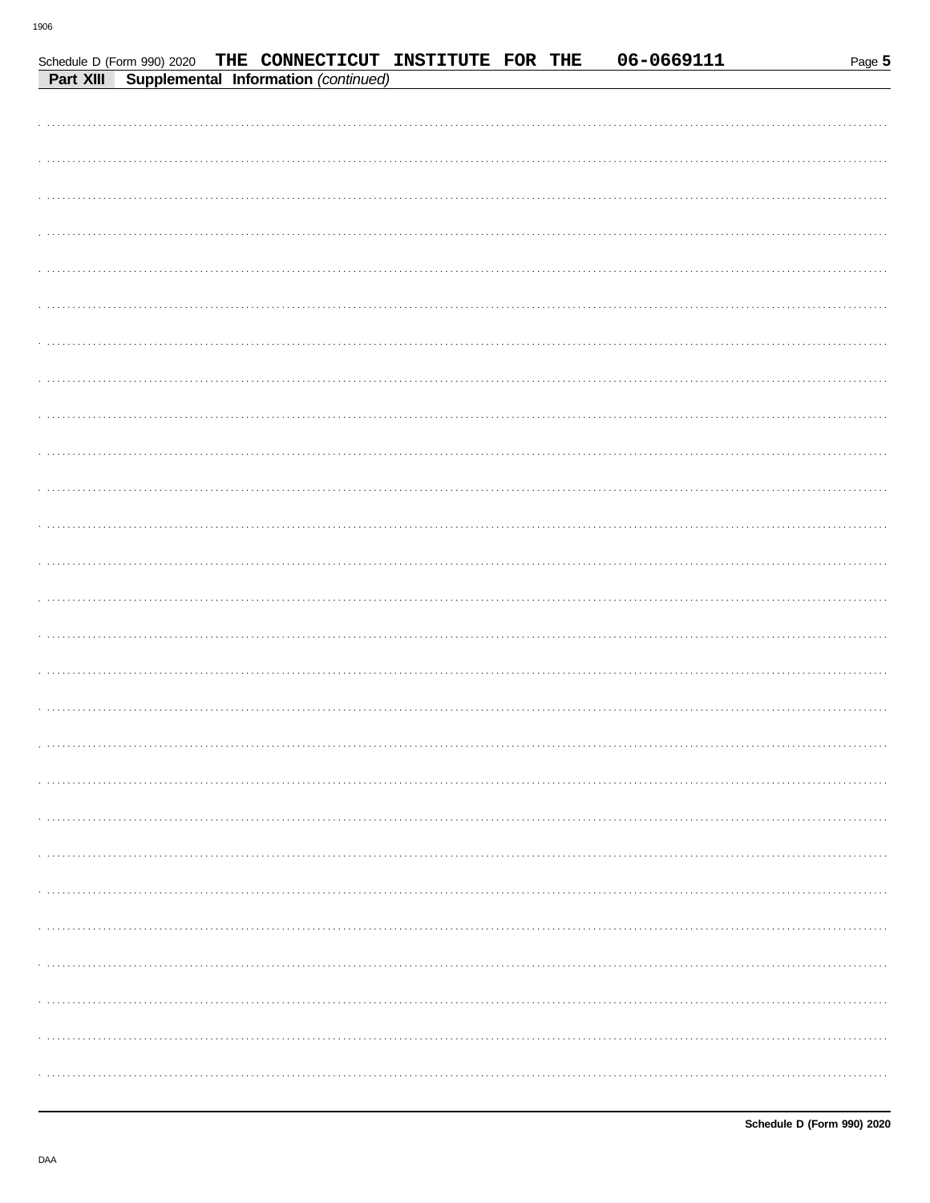Schedule D (Form 990) 2020 THE CONNECTICUT INSTITUTE FOR THE 06-0669111

**Part XIII** **Supplemental Information** *(continued)*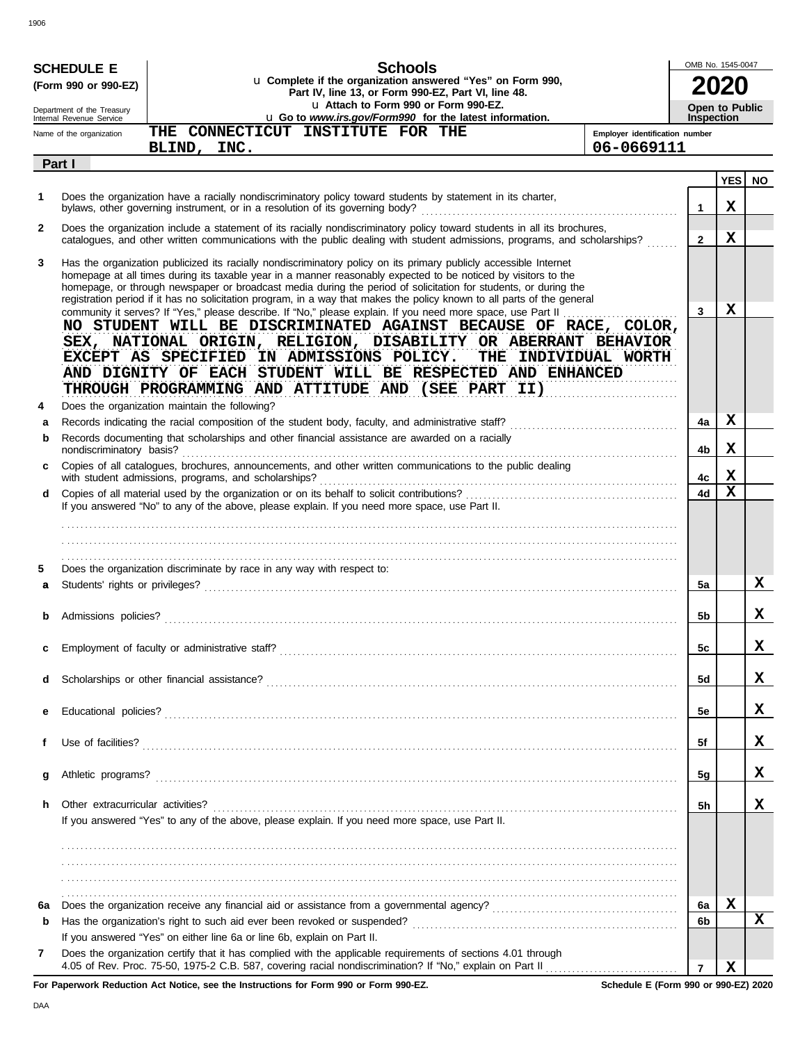**SCHEDULE E** (Form 990 or 990-EZ)

Department of the Treasury
Internal Revenue Service

# Schools

▶ Complete if the organization answered "Yes" on Form 990, Part IV, line 13, or Form 990-EZ, Part VI, line 48.
▶ Attach to Form 990 or Form 990-EZ.
▶ Go to *www.irs.gov/Form990* for the latest information.

OMB No. 1545-0047

**2020**

**Open to Public Inspection**

Name of the organization: THE CONNECTICUT INSTITUTE FOR THE BLIND, INC.

Employer identification number: 06-0669111

## Part I

| | | | YES | NO |
|---|---|---|---|---|
| 1 | Does the organization have a racially nondiscriminatory policy toward students by statement in its charter, bylaws, other governing instrument, or in a resolution of its governing body? | 1 | X | |
| 2 | Does the organization include a statement of its racially nondiscriminatory policy toward students in all its brochures, catalogues, and other written communications with the public dealing with student admissions, programs, and scholarships? | 2 | X | |
| 3 | Has the organization publicized its racially nondiscriminatory policy on its primary publicly accessible Internet homepage at all times during its taxable year in a manner reasonably expected to be noticed by visitors to the homepage, or through newspaper or broadcast media during the period of solicitation for students, or during the registration period if it has no solicitation program, in a way that makes the policy known to all parts of the general community it serves? If "Yes," please describe. If "No," please explain. If you need more space, use Part II | 3 | X | |

NO STUDENT WILL BE DISCRIMINATED AGAINST BECAUSE OF RACE, COLOR, SEX, NATIONAL ORIGIN, RELIGION, DISABILITY OR ABERRANT BEHAVIOR EXCEPT AS SPECIFIED IN ADMISSIONS POLICY. THE INDIVIDUAL WORTH AND DIGNITY OF EACH STUDENT WILL BE RESPECTED AND ENHANCED THROUGH PROGRAMMING AND ATTITUDE AND (SEE PART II)

| | | | YES | NO |
|---|---|---|---|---|
| 4 | Does the organization maintain the following? | | | |
| a | Records indicating the racial composition of the student body, faculty, and administrative staff? | 4a | X | |
| b | Records documenting that scholarships and other financial assistance are awarded on a racially nondiscriminatory basis? | 4b | X | |
| c | Copies of all catalogues, brochures, announcements, and other written communications to the public dealing with student admissions, programs, and scholarships? | 4c | X | |
| d | Copies of all material used by the organization or on its behalf to solicit contributions? | 4d | X | |
| | If you answered "No" to any of the above, please explain. If you need more space, use Part II. | | | |
| 5 | Does the organization discriminate by race in any way with respect to: | | | |
| a | Students' rights or privileges? | 5a | | X |
| b | Admissions policies? | 5b | | X |
| c | Employment of faculty or administrative staff? | 5c | | X |
| d | Scholarships or other financial assistance? | 5d | | X |
| e | Educational policies? | 5e | | X |
| f | Use of facilities? | 5f | | X |
| g | Athletic programs? | 5g | | X |
| h | Other extracurricular activities? | 5h | | X |
| | If you answered "Yes" to any of the above, please explain. If you need more space, use Part II. | | | |
| 6a | Does the organization receive any financial aid or assistance from a governmental agency? | 6a | X | |
| b | Has the organization's right to such aid ever been revoked or suspended? | 6b | | X |
| | If you answered "Yes" on either line 6a or line 6b, explain on Part II. | | | |
| 7 | Does the organization certify that it has complied with the applicable requirements of sections 4.01 through 4.05 of Rev. Proc. 75-50, 1975-2 C.B. 587, covering racial nondiscrimination? If "No," explain on Part II | 7 | X | |

**For Paperwork Reduction Act Notice, see the Instructions for Form 990 or Form 990-EZ.** **Schedule E (Form 990 or 990-EZ) 2020**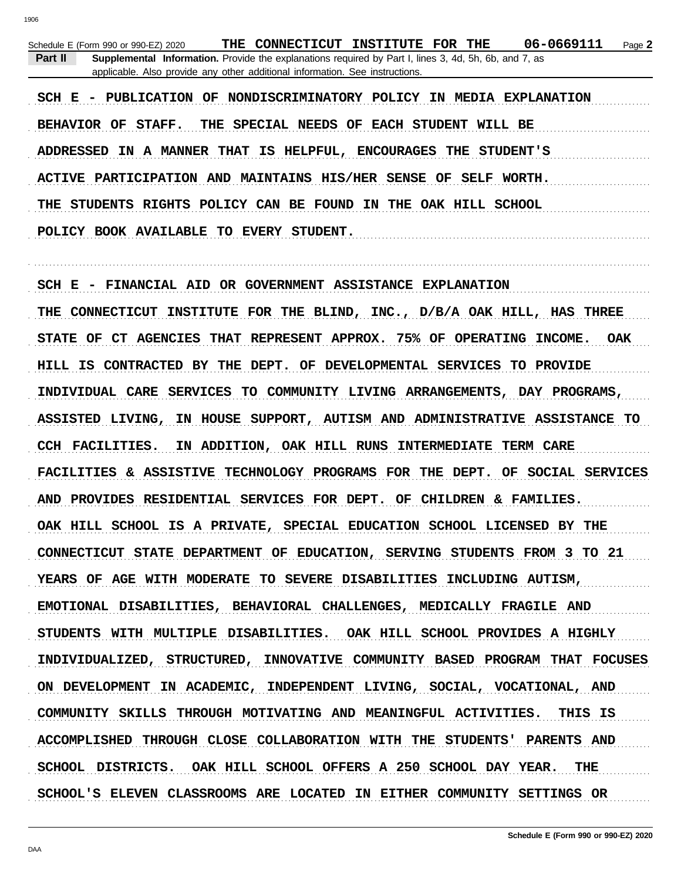Schedule E (Form 990 or 990-EZ) 2020 THE CONNECTICUT INSTITUTE FOR THE 06-0669111

**Part II** **Supplemental Information.** Provide the explanations required by Part I, lines 3, 4d, 5h, 6b, and 7, as applicable. Also provide any other additional information. See instructions.

SCH E - PUBLICATION OF NONDISCRIMINATORY POLICY IN MEDIA EXPLANATION

BEHAVIOR OF STAFF. THE SPECIAL NEEDS OF EACH STUDENT WILL BE ADDRESSED IN A MANNER THAT IS HELPFUL, ENCOURAGES THE STUDENT'S ACTIVE PARTICIPATION AND MAINTAINS HIS/HER SENSE OF SELF WORTH. THE STUDENTS RIGHTS POLICY CAN BE FOUND IN THE OAK HILL SCHOOL POLICY BOOK AVAILABLE TO EVERY STUDENT.

SCH E - FINANCIAL AID OR GOVERNMENT ASSISTANCE EXPLANATION

THE CONNECTICUT INSTITUTE FOR THE BLIND, INC., D/B/A OAK HILL, HAS THREE STATE OF CT AGENCIES THAT REPRESENT APPROX. 75% OF OPERATING INCOME. OAK HILL IS CONTRACTED BY THE DEPT. OF DEVELOPMENTAL SERVICES TO PROVIDE INDIVIDUAL CARE SERVICES TO COMMUNITY LIVING ARRANGEMENTS, DAY PROGRAMS, ASSISTED LIVING, IN HOUSE SUPPORT, AUTISM AND ADMINISTRATIVE ASSISTANCE TO CCH FACILITIES. IN ADDITION, OAK HILL RUNS INTERMEDIATE TERM CARE FACILITIES & ASSISTIVE TECHNOLOGY PROGRAMS FOR THE DEPT. OF SOCIAL SERVICES AND PROVIDES RESIDENTIAL SERVICES FOR DEPT. OF CHILDREN & FAMILIES. OAK HILL SCHOOL IS A PRIVATE, SPECIAL EDUCATION SCHOOL LICENSED BY THE CONNECTICUT STATE DEPARTMENT OF EDUCATION, SERVING STUDENTS FROM 3 TO 21 YEARS OF AGE WITH MODERATE TO SEVERE DISABILITIES INCLUDING AUTISM, EMOTIONAL DISABILITIES, BEHAVIORAL CHALLENGES, MEDICALLY FRAGILE AND STUDENTS WITH MULTIPLE DISABILITIES. OAK HILL SCHOOL PROVIDES A HIGHLY INDIVIDUALIZED, STRUCTURED, INNOVATIVE COMMUNITY BASED PROGRAM THAT FOCUSES ON DEVELOPMENT IN ACADEMIC, INDEPENDENT LIVING, SOCIAL, VOCATIONAL, AND COMMUNITY SKILLS THROUGH MOTIVATING AND MEANINGFUL ACTIVITIES. THIS IS ACCOMPLISHED THROUGH CLOSE COLLABORATION WITH THE STUDENTS' PARENTS AND SCHOOL DISTRICTS. OAK HILL SCHOOL OFFERS A 250 SCHOOL DAY YEAR. THE SCHOOL'S ELEVEN CLASSROOMS ARE LOCATED IN EITHER COMMUNITY SETTINGS OR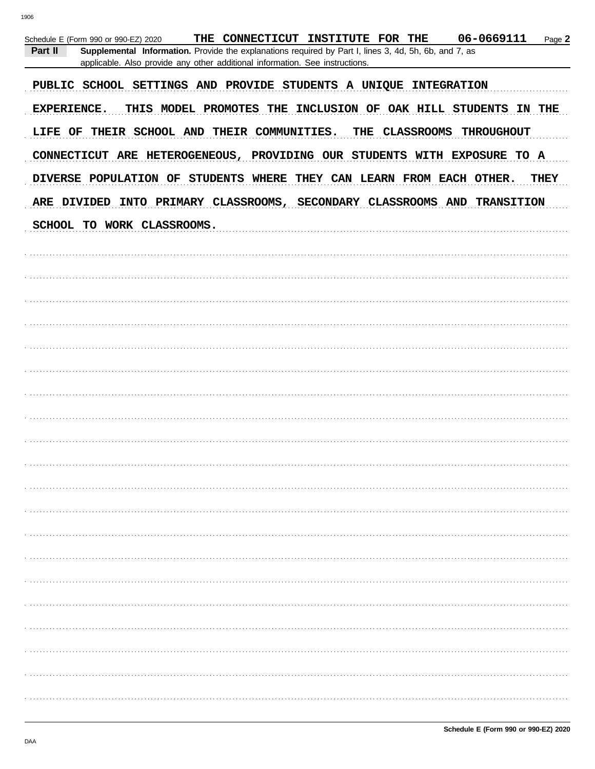Schedule E (Form 990 or 990-EZ) 2020 THE CONNECTICUT INSTITUTE FOR THE 06-0669111 Page 2

**Part II** **Supplemental Information.** Provide the explanations required by Part I, lines 3, 4d, 5h, 6b, and 7, as applicable. Also provide any other additional information. See instructions.

PUBLIC SCHOOL SETTINGS AND PROVIDE STUDENTS A UNIQUE INTEGRATION EXPERIENCE. THIS MODEL PROMOTES THE INCLUSION OF OAK HILL STUDENTS IN THE LIFE OF THEIR SCHOOL AND THEIR COMMUNITIES. THE CLASSROOMS THROUGHOUT CONNECTICUT ARE HETEROGENEOUS, PROVIDING OUR STUDENTS WITH EXPOSURE TO A DIVERSE POPULATION OF STUDENTS WHERE THEY CAN LEARN FROM EACH OTHER. THEY ARE DIVIDED INTO PRIMARY CLASSROOMS, SECONDARY CLASSROOMS AND TRANSITION SCHOOL TO WORK CLASSROOMS.

Schedule E (Form 990 or 990-EZ) 2020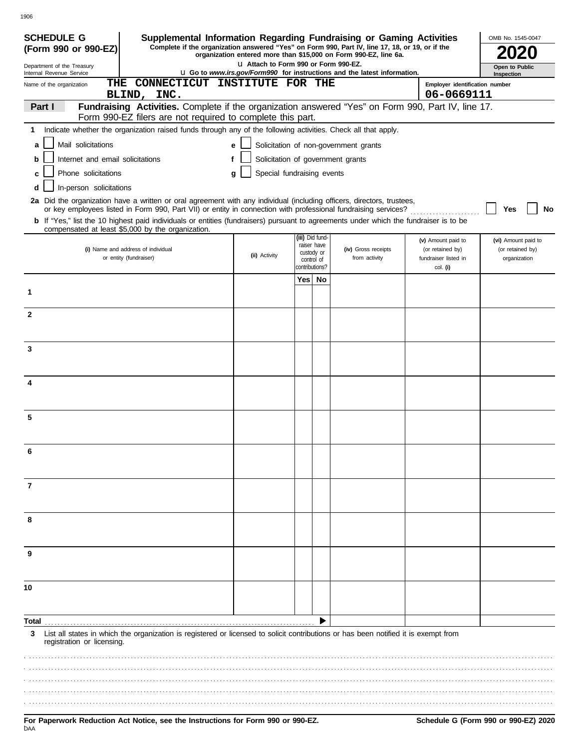**SCHEDULE G (Form 990 or 990-EZ)**

Department of the Treasury
Internal Revenue Service

# Supplemental Information Regarding Fundraising or Gaming Activities

**Complete if the organization answered "Yes" on Form 990, Part IV, line 17, 18, or 19, or if the organization entered more than $15,000 on Form 990-EZ, line 6a.**

**u Attach to Form 990 or Form 990-EZ.**

**u Go to *www.irs.gov/Form990* for instructions and the latest information.**

OMB No. 1545-0047

**2020**

**Open to Public Inspection**

Name of the organization: THE CONNECTICUT INSTITUTE FOR THE BLIND, INC.

Employer identification number: 06-0669111

**Part I** **Fundraising Activities.** Complete if the organization answered "Yes" on Form 990, Part IV, line 17. Form 990-EZ filers are not required to complete this part.

**1** Indicate whether the organization raised funds through any of the following activities. Check all that apply.

- **a** ☐ Mail solicitations
- **b** ☐ Internet and email solicitations
- **c** ☐ Phone solicitations
- **d** ☐ In-person solicitations
- **e** ☐ Solicitation of non-government grants
- **f** ☐ Solicitation of government grants
- **g** ☐ Special fundraising events

**2a** Did the organization have a written or oral agreement with any individual (including officers, directors, trustees, or key employees listed in Form 990, Part VII) or entity in connection with professional fundraising services? ☐ Yes ☐ No

**b** If "Yes," list the 10 highest paid individuals or entities (fundraisers) pursuant to agreements under which the fundraiser is to be compensated at least $5,000 by the organization.

| | (i) Name and address of individual or entity (fundraiser) | (ii) Activity | (iii) Did fundraiser have custody or control of contributions? Yes | No | (iv) Gross receipts from activity | (v) Amount paid to (or retained by) fundraiser listed in col. (i) | (vi) Amount paid to (or retained by) organization |
|---|---|---|---|---|---|---|---|
| 1 | | | | | | | |
| 2 | | | | | | | |
| 3 | | | | | | | |
| 4 | | | | | | | |
| 5 | | | | | | | |
| 6 | | | | | | | |
| 7 | | | | | | | |
| 8 | | | | | | | |
| 9 | | | | | | | |
| 10 | | | | | | | |
| **Total** | | | | | | | |

**3** List all states in which the organization is registered or licensed to solicit contributions or has been notified it is exempt from registration or licensing.

**For Paperwork Reduction Act Notice, see the Instructions for Form 990 or 990-EZ.**

**Schedule G (Form 990 or 990-EZ) 2020**

DAA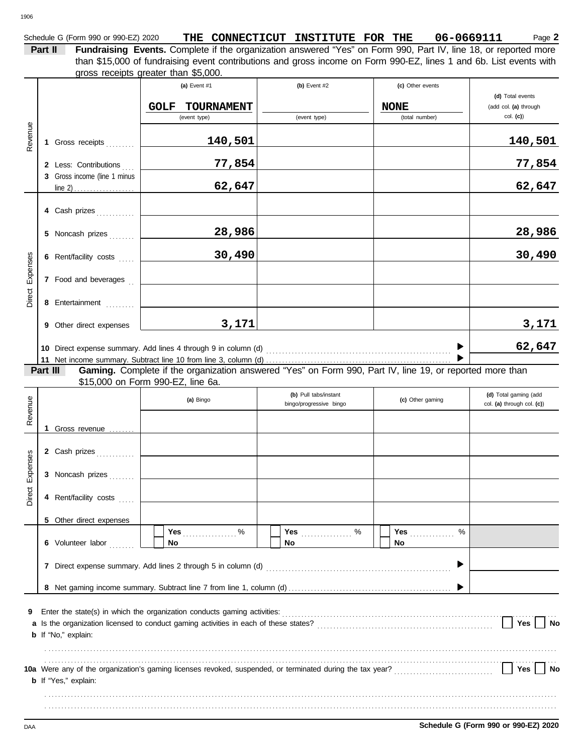Schedule G (Form 990 or 990-EZ) 2020 **THE CONNECTICUT INSTITUTE FOR THE 06-0669111** Page **2**

**Part II Fundraising Events.** Complete if the organization answered "Yes" on Form 990, Part IV, line 18, or reported more than $15,000 of fundraising event contributions and gross income on Form 990-EZ, lines 1 and 6b. List events with gross receipts greater than $5,000.

| | | (a) Event #1 | (b) Event #2 | (c) Other events | (d) Total events (add col. (a) through col. (c)) |
|---|---|---|---|---|---|
| | | GOLF TOURNAMENT (event type) | (event type) | NONE (total number) | |
| Revenue | 1 Gross receipts | 140,501 | | | 140,501 |
| | 2 Less: Contributions | 77,854 | | | 77,854 |
| | 3 Gross income (line 1 minus line 2) | 62,647 | | | 62,647 |
| Direct Expenses | 4 Cash prizes | | | | |
| | 5 Noncash prizes | 28,986 | | | 28,986 |
| | 6 Rent/facility costs | 30,490 | | | 30,490 |
| | 7 Food and beverages | | | | |
| | 8 Entertainment | | | | |
| | 9 Other direct expenses | 3,171 | | | 3,171 |
| | 10 Direct expense summary. Add lines 4 through 9 in column (d) | | | | 62,647 |
| | 11 Net income summary. Subtract line 10 from line 3, column (d) | | | | |

**Part III Gaming.** Complete if the organization answered "Yes" on Form 990, Part IV, line 19, or reported more than $15,000 on Form 990-EZ, line 6a.

| | | (a) Bingo | (b) Pull tabs/instant bingo/progressive bingo | (c) Other gaming | (d) Total gaming (add col. (a) through col. (c)) |
|---|---|---|---|---|---|
| Revenue | 1 Gross revenue | | | | |
| Direct Expenses | 2 Cash prizes | | | | |
| | 3 Noncash prizes | | | | |
| | 4 Rent/facility costs | | | | |
| | 5 Other direct expenses | | | | |
| | 6 Volunteer labor | Yes ___ % / No | Yes ___ % / No | Yes ___ % / No | |
| | 7 Direct expense summary. Add lines 2 through 5 in column (d) | | | | |
| | 8 Net gaming income summary. Subtract line 7 from line 1, column (d) | | | | |

9 Enter the state(s) in which the organization conducts gaming activities:

a Is the organization licensed to conduct gaming activities in each of these states? Yes No

b If "No," explain:

10a Were any of the organization's gaming licenses revoked, suspended, or terminated during the tax year? Yes No

b If "Yes," explain:

Schedule G (Form 990 or 990-EZ) 2020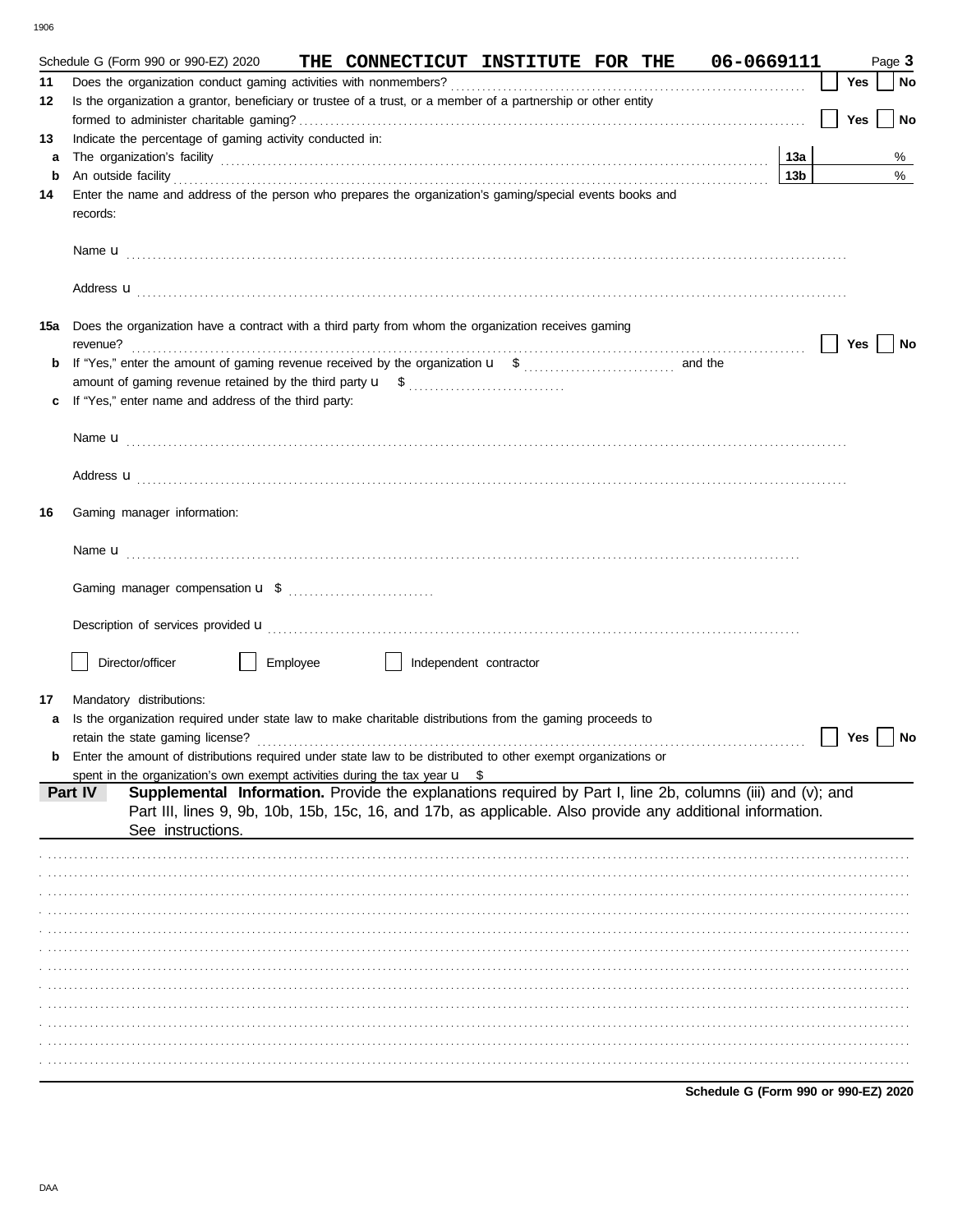Schedule G (Form 990 or 990-EZ) 2020 THE CONNECTICUT INSTITUTE FOR THE 06-0669111 Page **3**

**11** Does the organization conduct gaming activities with nonmembers? ☐ Yes ☐ No

**12** Is the organization a grantor, beneficiary or trustee of a trust, or a member of a partnership or other entity formed to administer charitable gaming? ☐ Yes ☐ No

**13** Indicate the percentage of gaming activity conducted in:

**a** The organization's facility **13a** %

**b** An outside facility **13b** %

**14** Enter the name and address of the person who prepares the organization's gaming/special events books and records:

Name u

Address u

**15a** Does the organization have a contract with a third party from whom the organization receives gaming revenue? ☐ Yes ☐ No

**b** If "Yes," enter the amount of gaming revenue received by the organization u $ and the amount of gaming revenue retained by the third party u $

**c** If "Yes," enter name and address of the third party:

Name u

Address u

**16** Gaming manager information:

Name u

Gaming manager compensation u $

Description of services provided u

☐ Director/officer ☐ Employee ☐ Independent contractor

**17** Mandatory distributions:

**a** Is the organization required under state law to make charitable distributions from the gaming proceeds to retain the state gaming license? ☐ Yes ☐ No

**b** Enter the amount of distributions required under state law to be distributed to other exempt organizations or spent in the organization's own exempt activities during the tax year u $

**Part IV** **Supplemental Information.** Provide the explanations required by Part I, line 2b, columns (iii) and (v); and Part III, lines 9, 9b, 10b, 15b, 15c, 16, and 17b, as applicable. Also provide any additional information. See instructions.

**Schedule G (Form 990 or 990-EZ) 2020**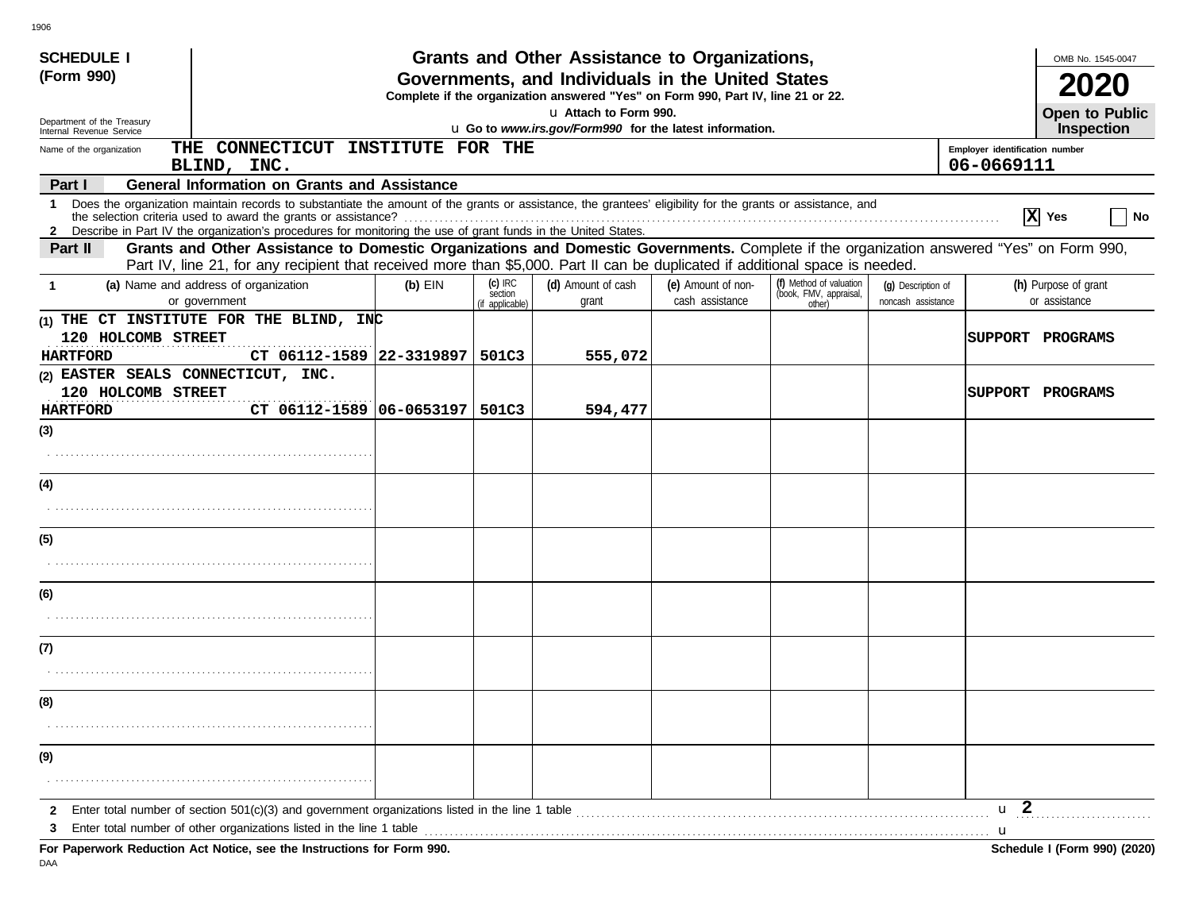**SCHEDULE I**
**(Form 990)**

Department of the Treasury
Internal Revenue Service

# Grants and Other Assistance to Organizations, Governments, and Individuals in the United States

**Complete if the organization answered "Yes" on Form 990, Part IV, line 21 or 22.**
u **Attach to Form 990.**
u **Go to *www.irs.gov/Form990* for the latest information.**

OMB No. 1545-0047
**2020**
**Open to Public Inspection**

Name of the organization: **THE CONNECTICUT INSTITUTE FOR THE BLIND, INC.**

Employer identification number: **06-0669111**

## Part I — General Information on Grants and Assistance

1 Does the organization maintain records to substantiate the amount of the grants or assistance, the grantees' eligibility for the grants or assistance, and the selection criteria used to award the grants or assistance? ..... [X] Yes [ ] No

2 Describe in Part IV the organization's procedures for monitoring the use of grant funds in the United States.

## Part II — Grants and Other Assistance to Domestic Organizations and Domestic Governments.

Complete if the organization answered "Yes" on Form 990, Part IV, line 21, for any recipient that received more than $5,000. Part II can be duplicated if additional space is needed.

| 1 (a) Name and address of organization or government | (b) EIN | (c) IRC section (if applicable) | (d) Amount of cash grant | (e) Amount of non-cash assistance | (f) Method of valuation (book, FMV, appraisal, other) | (g) Description of noncash assistance | (h) Purpose of grant or assistance |
|---|---|---|---|---|---|---|---|
| (1) THE CT INSTITUTE FOR THE BLIND, INC 120 HOLCOMB STREET HARTFORD CT 06112-1589 | 22-3319897 | 501C3 | 555,072 | | | | SUPPORT PROGRAMS |
| (2) EASTER SEALS CONNECTICUT, INC. 120 HOLCOMB STREET HARTFORD CT 06112-1589 | 06-0653197 | 501C3 | 594,477 | | | | SUPPORT PROGRAMS |
| (3) | | | | | | | |
| (4) | | | | | | | |
| (5) | | | | | | | |
| (6) | | | | | | | |
| (7) | | | | | | | |
| (8) | | | | | | | |
| (9) | | | | | | | |

2 Enter total number of section 501(c)(3) and government organizations listed in the line 1 table ..... u **2**

3 Enter total number of other organizations listed in the line 1 table ..... u

**For Paperwork Reduction Act Notice, see the Instructions for Form 990.** **Schedule I (Form 990) (2020)**

DAA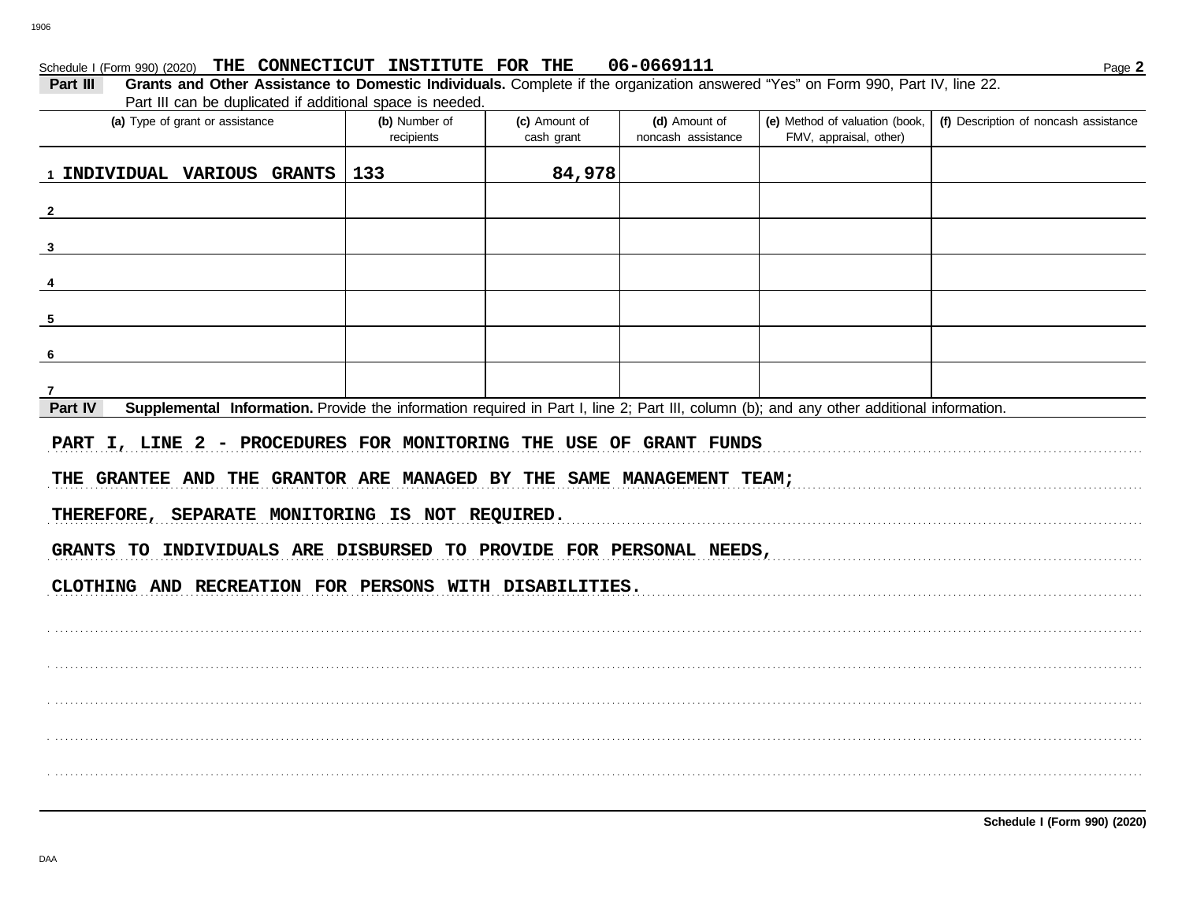Schedule I (Form 990) (2020) **THE CONNECTICUT INSTITUTE FOR THE** **06-0669111** Page **2**

**Part III** **Grants and Other Assistance to Domestic Individuals.** Complete if the organization answered "Yes" on Form 990, Part IV, line 22. Part III can be duplicated if additional space is needed.

| (a) Type of grant or assistance | (b) Number of recipients | (c) Amount of cash grant | (d) Amount of noncash assistance | (e) Method of valuation (book, FMV, appraisal, other) | (f) Description of noncash assistance |
|---|---|---|---|---|---|
| 1 INDIVIDUAL VARIOUS GRANTS | 133 | 84,978 | | | |
| 2 | | | | | |
| 3 | | | | | |
| 4 | | | | | |
| 5 | | | | | |
| 6 | | | | | |
| 7 | | | | | |

**Part IV** **Supplemental Information.** Provide the information required in Part I, line 2; Part III, column (b); and any other additional information.

PART I, LINE 2 - PROCEDURES FOR MONITORING THE USE OF GRANT FUNDS

THE GRANTEE AND THE GRANTOR ARE MANAGED BY THE SAME MANAGEMENT TEAM; THEREFORE, SEPARATE MONITORING IS NOT REQUIRED.

GRANTS TO INDIVIDUALS ARE DISBURSED TO PROVIDE FOR PERSONAL NEEDS, CLOTHING AND RECREATION FOR PERSONS WITH DISABILITIES.

**Schedule I (Form 990) (2020)**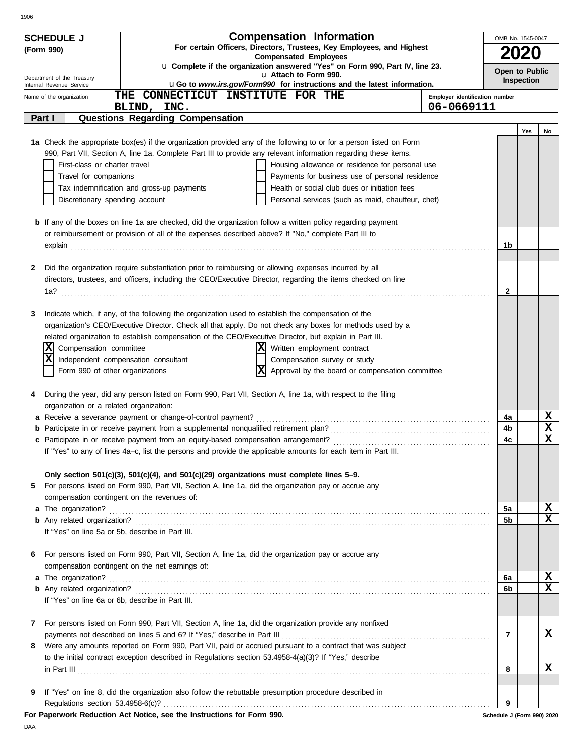**SCHEDULE J (Form 990)**

Department of the Treasury
Internal Revenue Service

# Compensation Information

**For certain Officers, Directors, Trustees, Key Employees, and Highest Compensated Employees**

u **Complete if the organization answered "Yes" on Form 990, Part IV, line 23.**
u **Attach to Form 990.**
u **Go to *www.irs.gov/Form990* for instructions and the latest information.**

OMB No. 1545-0047

**2020**

**Open to Public Inspection**

Name of the organization: THE CONNECTICUT INSTITUTE FOR THE BLIND, INC.

Employer identification number: 06-0669111

## Part I — Questions Regarding Compensation

| | | | Yes | No |
|---|---|---|---|---|
| **1a** | Check the appropriate box(es) if the organization provided any of the following to or for a person listed on Form 990, Part VII, Section A, line 1a. Complete Part III to provide any relevant information regarding these items.<br>☐ First-class or charter travel ☐ Housing allowance or residence for personal use<br>☐ Travel for companions ☐ Payments for business use of personal residence<br>☐ Tax indemnification and gross-up payments ☐ Health or social club dues or initiation fees<br>☐ Discretionary spending account ☐ Personal services (such as maid, chauffeur, chef) | | | |
| **b** | If any of the boxes on line 1a are checked, did the organization follow a written policy regarding payment or reimbursement or provision of all of the expenses described above? If "No," complete Part III to explain | 1b | | |
| **2** | Did the organization require substantiation prior to reimbursing or allowing expenses incurred by all directors, trustees, and officers, including the CEO/Executive Director, regarding the items checked on line 1a? | 2 | | |
| **3** | Indicate which, if any, of the following the organization used to establish the compensation of the organization's CEO/Executive Director. Check all that apply. Do not check any boxes for methods used by a related organization to establish compensation of the CEO/Executive Director, but explain in Part III.<br>☒ Compensation committee ☒ Written employment contract<br>☒ Independent compensation consultant ☐ Compensation survey or study<br>☐ Form 990 of other organizations ☒ Approval by the board or compensation committee | | | |
| **4** | During the year, did any person listed on Form 990, Part VII, Section A, line 1a, with respect to the filing organization or a related organization: | | | |
| **a** | Receive a severance payment or change-of-control payment? | 4a | | X |
| **b** | Participate in or receive payment from a supplemental nonqualified retirement plan? | 4b | | X |
| **c** | Participate in or receive payment from an equity-based compensation arrangement? | 4c | | X |
| | If "Yes" to any of lines 4a–c, list the persons and provide the applicable amounts for each item in Part III. | | | |
| | **Only section 501(c)(3), 501(c)(4), and 501(c)(29) organizations must complete lines 5–9.** | | | |
| **5** | For persons listed on Form 990, Part VII, Section A, line 1a, did the organization pay or accrue any compensation contingent on the revenues of: | | | |
| **a** | The organization? | 5a | | X |
| **b** | Any related organization? | 5b | | X |
| | If "Yes" on line 5a or 5b, describe in Part III. | | | |
| **6** | For persons listed on Form 990, Part VII, Section A, line 1a, did the organization pay or accrue any compensation contingent on the net earnings of: | | | |
| **a** | The organization? | 6a | | X |
| **b** | Any related organization? | 6b | | X |
| | If "Yes" on line 6a or 6b, describe in Part III. | | | |
| **7** | For persons listed on Form 990, Part VII, Section A, line 1a, did the organization provide any nonfixed payments not described on lines 5 and 6? If "Yes," describe in Part III | 7 | | X |
| **8** | Were any amounts reported on Form 990, Part VII, paid or accrued pursuant to a contract that was subject to the initial contract exception described in Regulations section 53.4958-4(a)(3)? If "Yes," describe in Part III | 8 | | X |
| **9** | If "Yes" on line 8, did the organization also follow the rebuttable presumption procedure described in Regulations section 53.4958-6(c)? | 9 | | |

**For Paperwork Reduction Act Notice, see the Instructions for Form 990.**

Schedule J (Form 990) 2020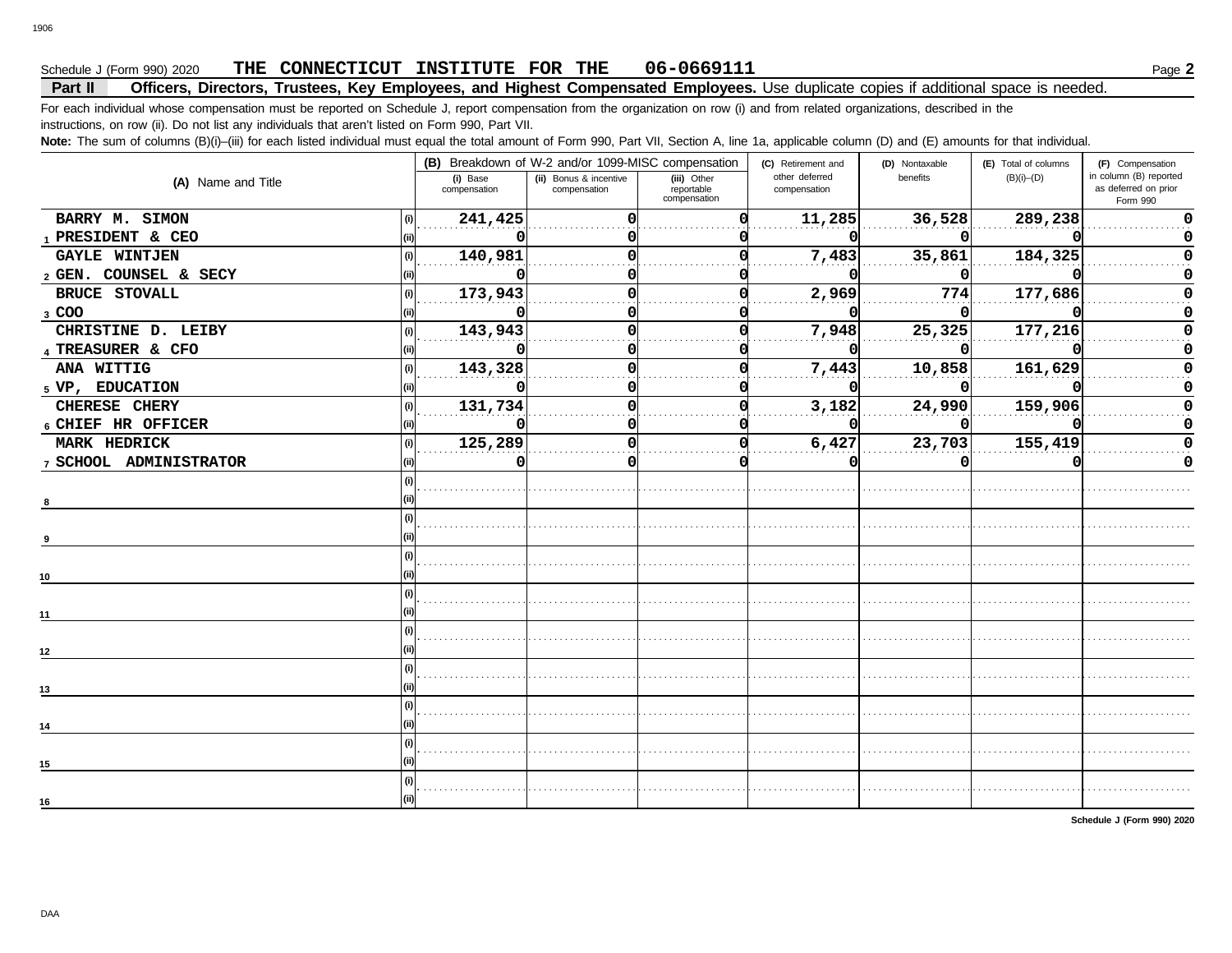Schedule J (Form 990) 2020 **THE CONNECTICUT INSTITUTE FOR THE 06-0669111** Page **2**

**Part II Officers, Directors, Trustees, Key Employees, and Highest Compensated Employees.** Use duplicate copies if additional space is needed.

For each individual whose compensation must be reported on Schedule J, report compensation from the organization on row (i) and from related organizations, described in the instructions, on row (ii). Do not list any individuals that aren't listed on Form 990, Part VII.

**Note:** The sum of columns (B)(i)–(iii) for each listed individual must equal the total amount of Form 990, Part VII, Section A, line 1a, applicable column (D) and (E) amounts for that individual.

| (A) Name and Title | | (B) Breakdown of W-2 and/or 1099-MISC compensation | | | (C) Retirement and other deferred compensation | (D) Nontaxable benefits | (E) Total of columns (B)(i)–(D) | (F) Compensation in column (B) reported as deferred on prior Form 990 |
|---|---|---|---|---|---|---|---|---|
| | | (i) Base compensation | (ii) Bonus & incentive compensation | (iii) Other reportable compensation | | | | |
| 1 BARRY M. SIMON | (i) | 241,425 | 0 | 0 | 11,285 | 36,528 | 289,238 | 0 |
| PRESIDENT & CEO | (ii) | 0 | 0 | 0 | 0 | 0 | 0 | 0 |
| 2 GAYLE WINTJEN | (i) | 140,981 | 0 | 0 | 7,483 | 35,861 | 184,325 | 0 |
| GEN. COUNSEL & SECY | (ii) | 0 | 0 | 0 | 0 | 0 | 0 | 0 |
| 3 BRUCE STOVALL | (i) | 173,943 | 0 | 0 | 2,969 | 774 | 177,686 | 0 |
| COO | (ii) | 0 | 0 | 0 | 0 | 0 | 0 | 0 |
| 4 CHRISTINE D. LEIBY | (i) | 143,943 | 0 | 0 | 7,948 | 25,325 | 177,216 | 0 |
| TREASURER & CFO | (ii) | 0 | 0 | 0 | 0 | 0 | 0 | 0 |
| 5 ANA WITTIG | (i) | 143,328 | 0 | 0 | 7,443 | 10,858 | 161,629 | 0 |
| VP, EDUCATION | (ii) | 0 | 0 | 0 | 0 | 0 | 0 | 0 |
| 6 CHERESE CHERY | (i) | 131,734 | 0 | 0 | 3,182 | 24,990 | 159,906 | 0 |
| CHIEF HR OFFICER | (ii) | 0 | 0 | 0 | 0 | 0 | 0 | 0 |
| 7 MARK HEDRICK | (i) | 125,289 | 0 | 0 | 6,427 | 23,703 | 155,419 | 0 |
| SCHOOL ADMINISTRATOR | (ii) | 0 | 0 | 0 | 0 | 0 | 0 | 0 |
| 8 | (i) | | | | | | | |
| | (ii) | | | | | | | |
| 9 | (i) | | | | | | | |
| | (ii) | | | | | | | |
| 10 | (i) | | | | | | | |
| | (ii) | | | | | | | |
| 11 | (i) | | | | | | | |
| | (ii) | | | | | | | |
| 12 | (i) | | | | | | | |
| | (ii) | | | | | | | |
| 13 | (i) | | | | | | | |
| | (ii) | | | | | | | |
| 14 | (i) | | | | | | | |
| | (ii) | | | | | | | |
| 15 | (i) | | | | | | | |
| | (ii) | | | | | | | |
| 16 | (i) | | | | | | | |
| | (ii) | | | | | | | |

**Schedule J (Form 990) 2020**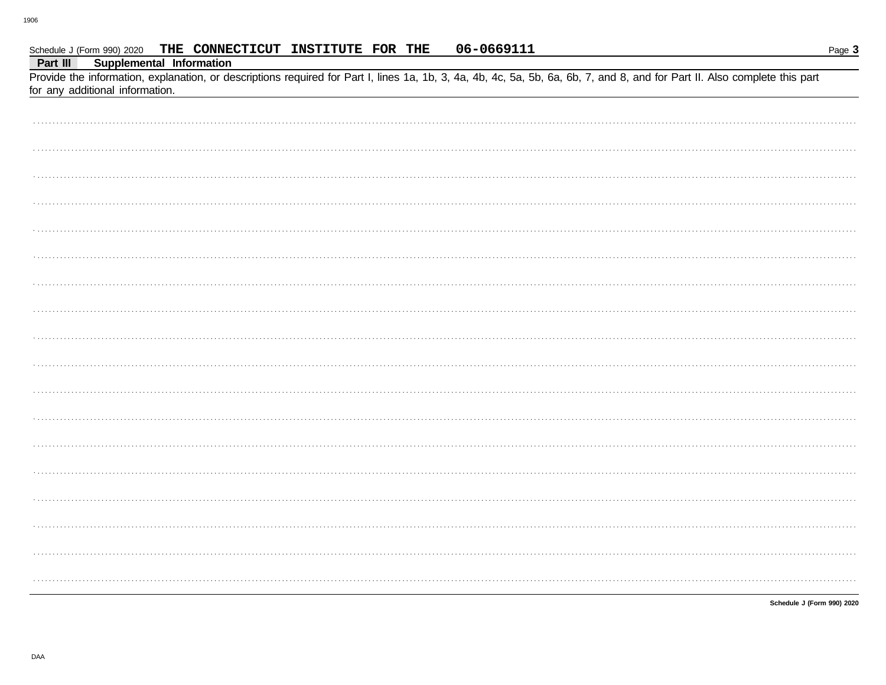Schedule J (Form 990) 2020 THE CONNECTICUT INSTITUTE FOR THE 06-0669111 Page **3**

**Part III** **Supplemental Information**

Provide the information, explanation, or descriptions required for Part I, lines 1a, 1b, 3, 4a, 4b, 4c, 5a, 5b, 6a, 6b, 7, and 8, and for Part II. Also complete this part for any additional information.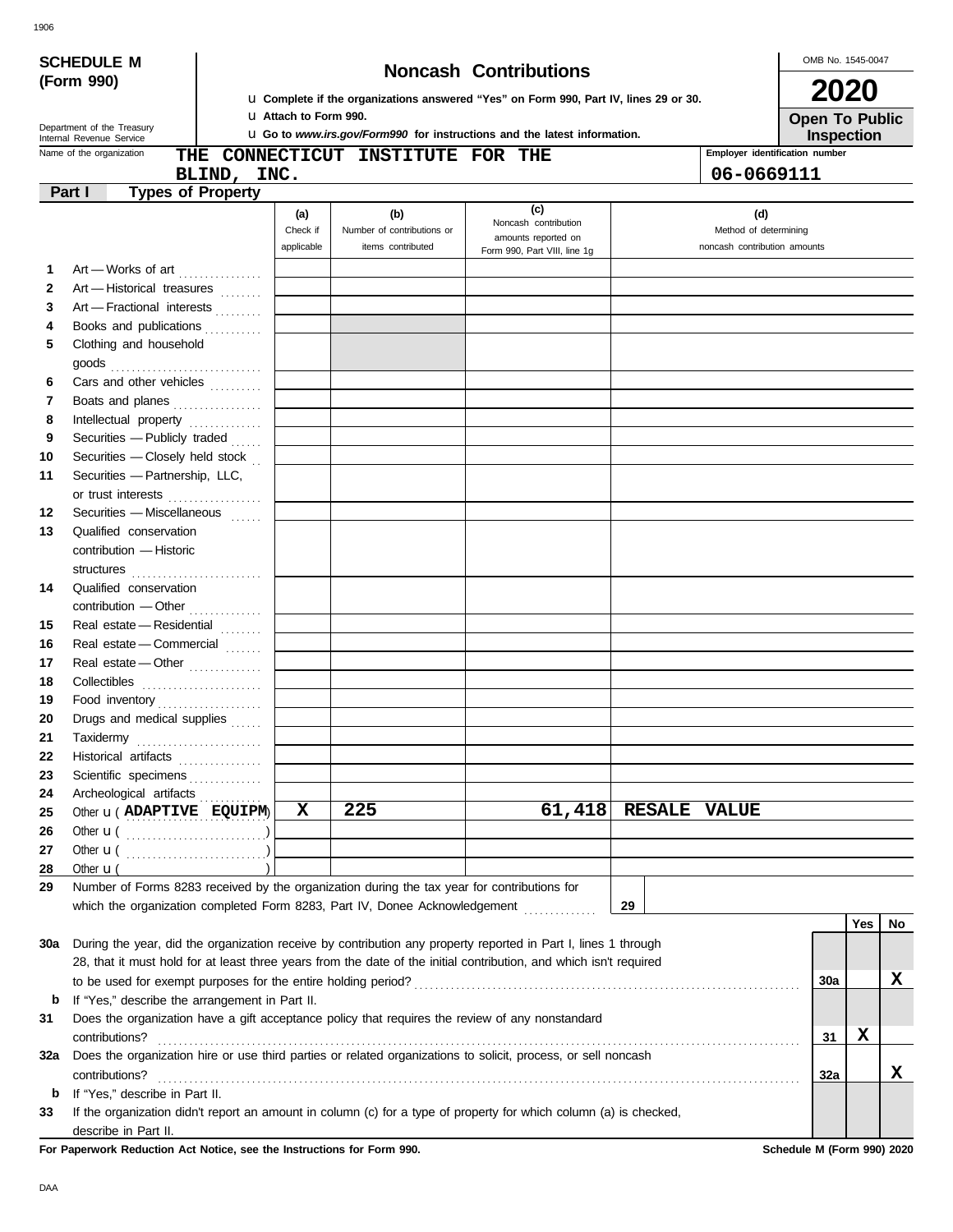**SCHEDULE M (Form 990)**

Department of the Treasury
Internal Revenue Service

# Noncash Contributions

u **Complete if the organizations answered "Yes" on Form 990, Part IV, lines 29 or 30.**
u **Attach to Form 990.**
u **Go to *www.irs.gov/Form990* for instructions and the latest information.**

OMB No. 1545-0047

**2020**

**Open To Public Inspection**

Name of the organization: **THE CONNECTICUT INSTITUTE FOR THE BLIND, INC.**

Employer identification number: **06-0669111**

## Part I Types of Property

| | | (a) Check if applicable | (b) Number of contributions or items contributed | (c) Noncash contribution amounts reported on Form 990, Part VIII, line 1g | (d) Method of determining noncash contribution amounts |
|---|---|---|---|---|---|
| 1 | Art — Works of art | | | | |
| 2 | Art — Historical treasures | | | | |
| 3 | Art — Fractional interests | | | | |
| 4 | Books and publications | | | | |
| 5 | Clothing and household goods | | | | |
| 6 | Cars and other vehicles | | | | |
| 7 | Boats and planes | | | | |
| 8 | Intellectual property | | | | |
| 9 | Securities — Publicly traded | | | | |
| 10 | Securities — Closely held stock | | | | |
| 11 | Securities — Partnership, LLC, or trust interests | | | | |
| 12 | Securities — Miscellaneous | | | | |
| 13 | Qualified conservation contribution — Historic structures | | | | |
| 14 | Qualified conservation contribution — Other | | | | |
| 15 | Real estate — Residential | | | | |
| 16 | Real estate — Commercial | | | | |
| 17 | Real estate — Other | | | | |
| 18 | Collectibles | | | | |
| 19 | Food inventory | | | | |
| 20 | Drugs and medical supplies | | | | |
| 21 | Taxidermy | | | | |
| 22 | Historical artifacts | | | | |
| 23 | Scientific specimens | | | | |
| 24 | Archeological artifacts | | | | |
| 25 | Other u ( ADAPTIVE EQUIPM ) | X | 225 | 61,418 | RESALE VALUE |
| 26 | Other u ( ) | | | | |
| 27 | Other u ( ) | | | | |
| 28 | Other u ( ) | | | | |

29 Number of Forms 8283 received by the organization during the tax year for contributions for which the organization completed Form 8283, Part IV, Donee Acknowledgement . . . . . **29**

| | | | Yes | No |
|---|---|---|---|---|
| 30a | During the year, did the organization receive by contribution any property reported in Part I, lines 1 through 28, that it must hold for at least three years from the date of the initial contribution, and which isn't required to be used for exempt purposes for the entire holding period? | 30a | | X |
| b | If "Yes," describe the arrangement in Part II. | | | |
| 31 | Does the organization have a gift acceptance policy that requires the review of any nonstandard contributions? | 31 | X | |
| 32a | Does the organization hire or use third parties or related organizations to solicit, process, or sell noncash contributions? | 32a | | X |
| b | If "Yes," describe in Part II. | | | |
| 33 | If the organization didn't report an amount in column (c) for a type of property for which column (a) is checked, describe in Part II. | | | |

**For Paperwork Reduction Act Notice, see the Instructions for Form 990.** **Schedule M (Form 990) 2020**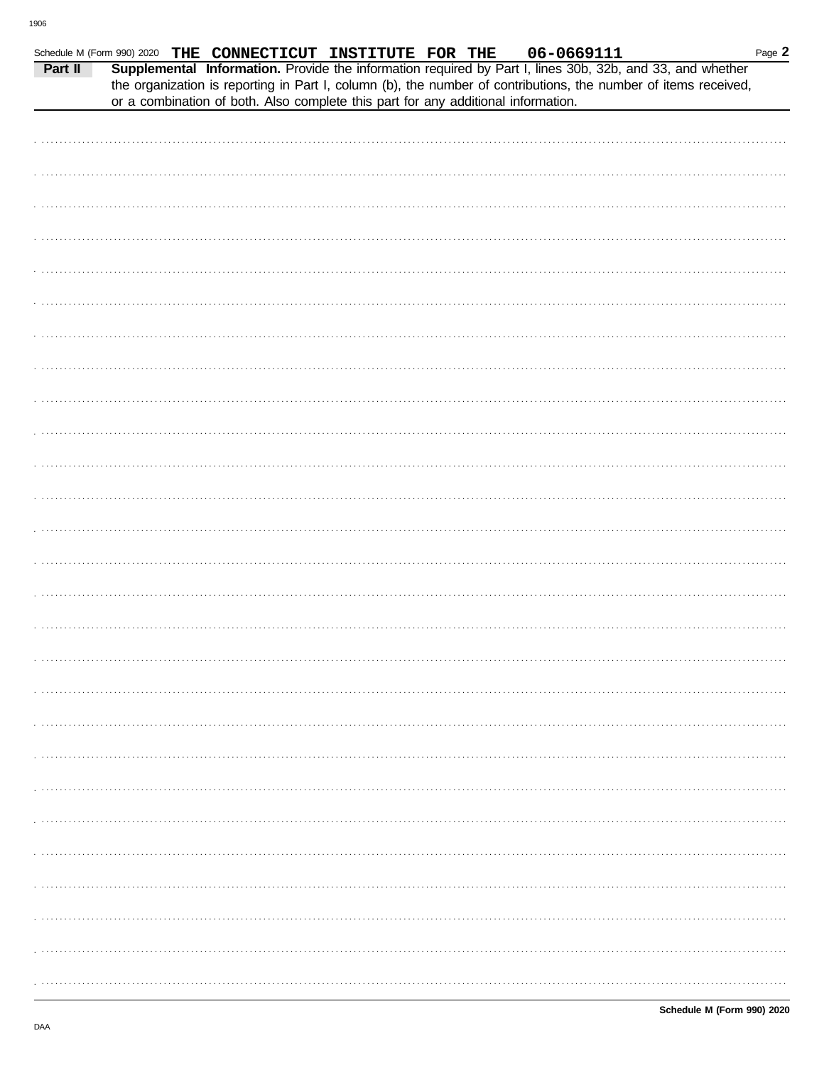Schedule M (Form 990) 2020 **THE CONNECTICUT INSTITUTE FOR THE 06-0669111** Page **2**

**Part II** **Supplemental Information.** Provide the information required by Part I, lines 30b, 32b, and 33, and whether the organization is reporting in Part I, column (b), the number of contributions, the number of items received, or a combination of both. Also complete this part for any additional information.

**Schedule M (Form 990) 2020**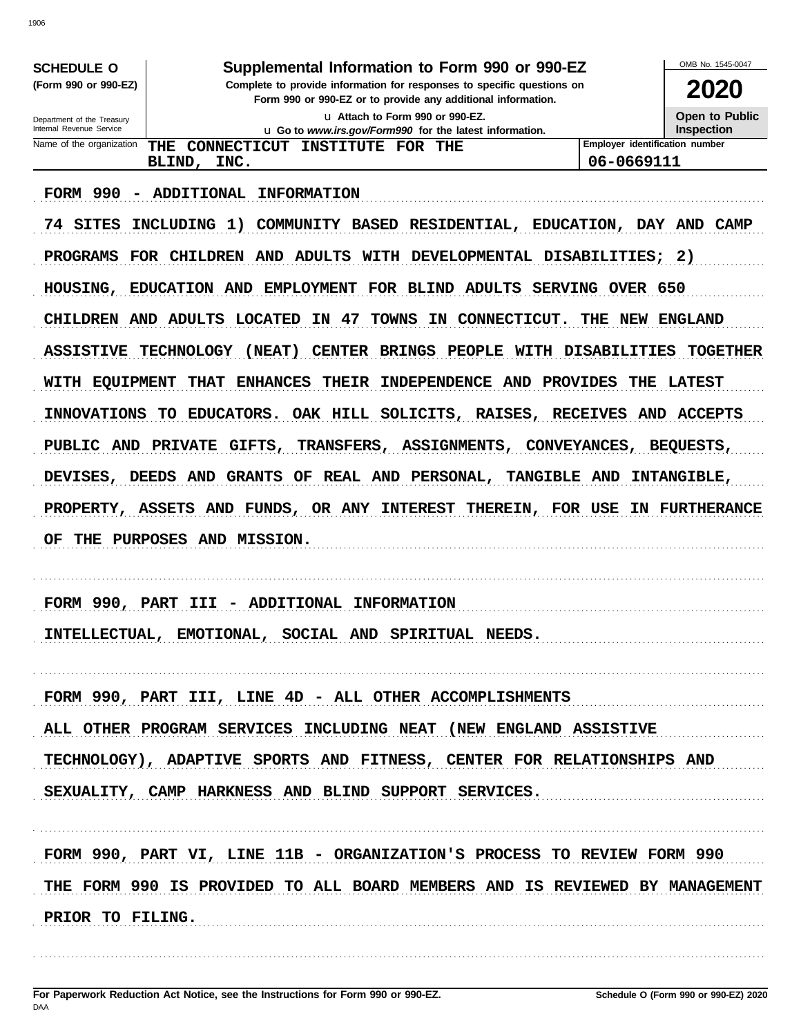**SCHEDULE O (Form 990 or 990-EZ)**

Department of the Treasury
Internal Revenue Service

# Supplemental Information to Form 990 or 990-EZ

**Complete to provide information for responses to specific questions on Form 990 or 990-EZ or to provide any additional information.**

u Attach to Form 990 or 990-EZ.
u Go to *www.irs.gov/Form990* for the latest information.

OMB No. 1545-0047

**2020**

**Open to Public Inspection**

| Name of the organization | Employer identification number |
|---|---|
| THE CONNECTICUT INSTITUTE FOR THE BLIND, INC. | 06-0669111 |

FORM 990 - ADDITIONAL INFORMATION

74 SITES INCLUDING 1) COMMUNITY BASED RESIDENTIAL, EDUCATION, DAY AND CAMP PROGRAMS FOR CHILDREN AND ADULTS WITH DEVELOPMENTAL DISABILITIES; 2) HOUSING, EDUCATION AND EMPLOYMENT FOR BLIND ADULTS SERVING OVER 650 CHILDREN AND ADULTS LOCATED IN 47 TOWNS IN CONNECTICUT. THE NEW ENGLAND ASSISTIVE TECHNOLOGY (NEAT) CENTER BRINGS PEOPLE WITH DISABILITIES TOGETHER WITH EQUIPMENT THAT ENHANCES THEIR INDEPENDENCE AND PROVIDES THE LATEST INNOVATIONS TO EDUCATORS. OAK HILL SOLICITS, RAISES, RECEIVES AND ACCEPTS PUBLIC AND PRIVATE GIFTS, TRANSFERS, ASSIGNMENTS, CONVEYANCES, BEQUESTS, DEVISES, DEEDS AND GRANTS OF REAL AND PERSONAL, TANGIBLE AND INTANGIBLE, PROPERTY, ASSETS AND FUNDS, OR ANY INTEREST THEREIN, FOR USE IN FURTHERANCE OF THE PURPOSES AND MISSION.

FORM 990, PART III - ADDITIONAL INFORMATION

INTELLECTUAL, EMOTIONAL, SOCIAL AND SPIRITUAL NEEDS.

FORM 990, PART III, LINE 4D - ALL OTHER ACCOMPLISHMENTS

ALL OTHER PROGRAM SERVICES INCLUDING NEAT (NEW ENGLAND ASSISTIVE TECHNOLOGY), ADAPTIVE SPORTS AND FITNESS, CENTER FOR RELATIONSHIPS AND SEXUALITY, CAMP HARKNESS AND BLIND SUPPORT SERVICES.

FORM 990, PART VI, LINE 11B - ORGANIZATION'S PROCESS TO REVIEW FORM 990

THE FORM 990 IS PROVIDED TO ALL BOARD MEMBERS AND IS REVIEWED BY MANAGEMENT PRIOR TO FILING.

**For Paperwork Reduction Act Notice, see the Instructions for Form 990 or 990-EZ.** **Schedule O (Form 990 or 990-EZ) 2020**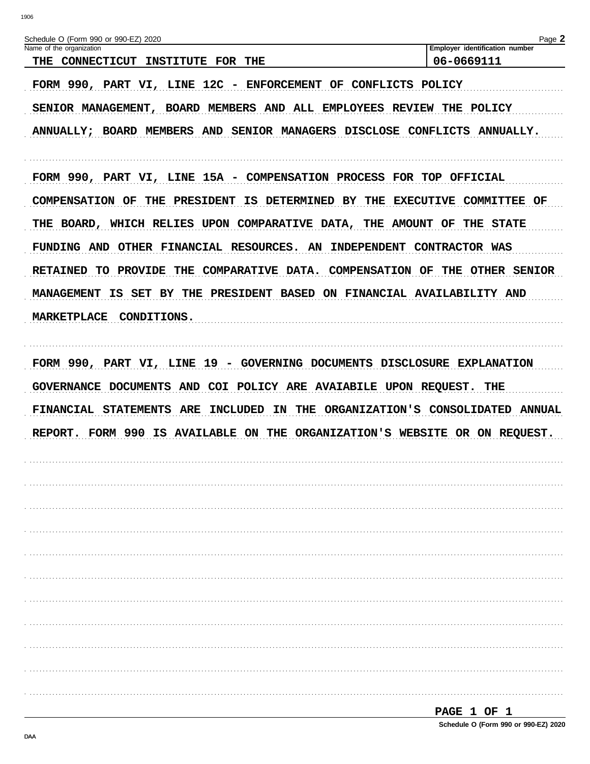Schedule O (Form 990 or 990-EZ) 2020

| Name of the organization | Employer identification number |
|---|---|
| THE CONNECTICUT INSTITUTE FOR THE | 06-0669111 |

FORM 990, PART VI, LINE 12C - ENFORCEMENT OF CONFLICTS POLICY

SENIOR MANAGEMENT, BOARD MEMBERS AND ALL EMPLOYEES REVIEW THE POLICY ANNUALLY; BOARD MEMBERS AND SENIOR MANAGERS DISCLOSE CONFLICTS ANNUALLY.

FORM 990, PART VI, LINE 15A - COMPENSATION PROCESS FOR TOP OFFICIAL

COMPENSATION OF THE PRESIDENT IS DETERMINED BY THE EXECUTIVE COMMITTEE OF THE BOARD, WHICH RELIES UPON COMPARATIVE DATA, THE AMOUNT OF THE STATE FUNDING AND OTHER FINANCIAL RESOURCES. AN INDEPENDENT CONTRACTOR WAS RETAINED TO PROVIDE THE COMPARATIVE DATA. COMPENSATION OF THE OTHER SENIOR MANAGEMENT IS SET BY THE PRESIDENT BASED ON FINANCIAL AVAILABILITY AND MARKETPLACE CONDITIONS.

FORM 990, PART VI, LINE 19 - GOVERNING DOCUMENTS DISCLOSURE EXPLANATION

GOVERNANCE DOCUMENTS AND COI POLICY ARE AVAIABILE UPON REQUEST. THE FINANCIAL STATEMENTS ARE INCLUDED IN THE ORGANIZATION'S CONSOLIDATED ANNUAL REPORT. FORM 990 IS AVAILABLE ON THE ORGANIZATION'S WEBSITE OR ON REQUEST.

PAGE 1 OF 1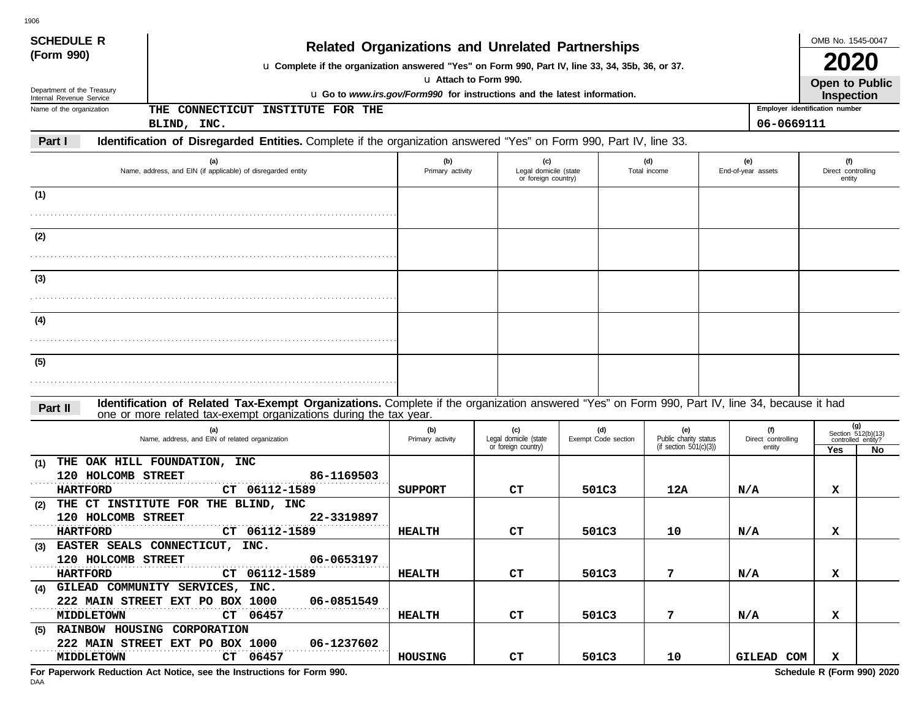**SCHEDULE R (Form 990)**

Department of the Treasury
Internal Revenue Service

# Related Organizations and Unrelated Partnerships

u Complete if the organization answered "Yes" on Form 990, Part IV, line 33, 34, 35b, 36, or 37.
u Attach to Form 990.
u Go to *www.irs.gov/Form990* for instructions and the latest information.

OMB No. 1545-0047
**2020**
**Open to Public Inspection**

Name of the organization: THE CONNECTICUT INSTITUTE FOR THE BLIND, INC.

Employer identification number: 06-0669111

## Part I Identification of Disregarded Entities.

Complete if the organization answered "Yes" on Form 990, Part IV, line 33.

| | (a) Name, address, and EIN (if applicable) of disregarded entity | (b) Primary activity | (c) Legal domicile (state or foreign country) | (d) Total income | (e) End-of-year assets | (f) Direct controlling entity |
|---|---|---|---|---|---|---|
| (1) | | | | | | |
| (2) | | | | | | |
| (3) | | | | | | |
| (4) | | | | | | |
| (5) | | | | | | |

## Part II Identification of Related Tax-Exempt Organizations.

Complete if the organization answered "Yes" on Form 990, Part IV, line 34, because it had one or more related tax-exempt organizations during the tax year.

| | (a) Name, address, and EIN of related organization | (b) Primary activity | (c) Legal domicile (state or foreign country) | (d) Exempt Code section | (e) Public charity status (if section 501(c)(3)) | (f) Direct controlling entity | (g) Section 512(b)(13) controlled entity? Yes | No |
|---|---|---|---|---|---|---|---|---|
| (1) | THE OAK HILL FOUNDATION, INC<br>120 HOLCOMB STREET 86-1169503<br>HARTFORD CT 06112-1589 | SUPPORT | CT | 501C3 | 12A | N/A | X | |
| (2) | THE CT INSTITUTE FOR THE BLIND, INC<br>120 HOLCOMB STREET 22-3319897<br>HARTFORD CT 06112-1589 | HEALTH | CT | 501C3 | 10 | N/A | X | |
| (3) | EASTER SEALS CONNECTICUT, INC.<br>120 HOLCOMB STREET 06-0653197<br>HARTFORD CT 06112-1589 | HEALTH | CT | 501C3 | 7 | N/A | X | |
| (4) | GILEAD COMMUNITY SERVICES, INC.<br>222 MAIN STREET EXT PO BOX 1000 06-0851549<br>MIDDLETOWN CT 06457 | HEALTH | CT | 501C3 | 7 | N/A | X | |
| (5) | RAINBOW HOUSING CORPORATION<br>222 MAIN STREET EXT PO BOX 1000 06-1237602<br>MIDDLETOWN CT 06457 | HOUSING | CT | 501C3 | 10 | GILEAD COM | X | |

**For Paperwork Reduction Act Notice, see the Instructions for Form 990.** **Schedule R (Form 990) 2020**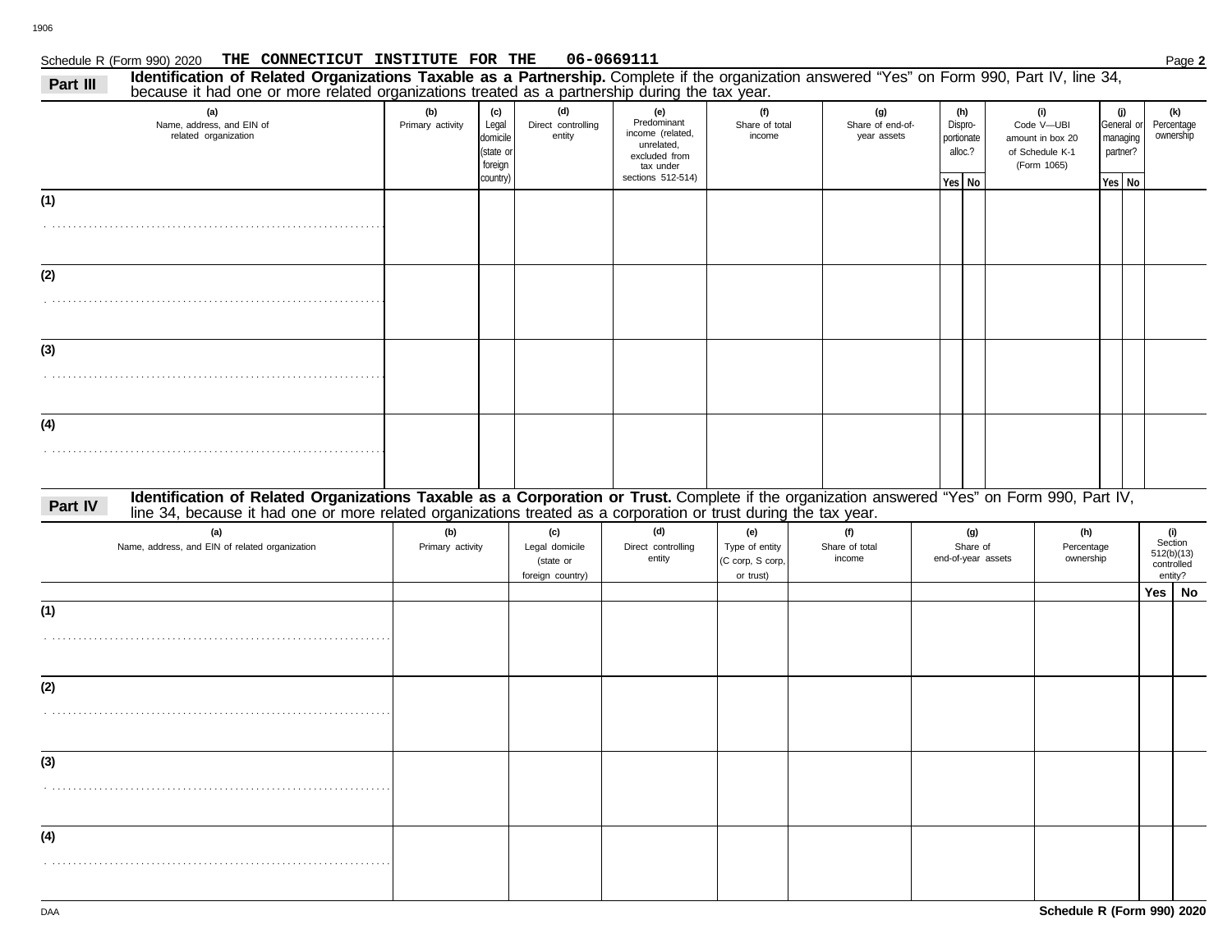Schedule R (Form 990) 2020 **THE CONNECTICUT INSTITUTE FOR THE 06-0669111** Page **2**

## Part III Identification of Related Organizations Taxable as a Partnership.

Complete if the organization answered "Yes" on Form 990, Part IV, line 34, because it had one or more related organizations treated as a partnership during the tax year.

| (a) Name, address, and EIN of related organization | (b) Primary activity | (c) Legal domicile (state or foreign country) | (d) Direct controlling entity | (e) Predominant income (related, unrelated, excluded from tax under sections 512-514) | (f) Share of total income | (g) Share of end-of-year assets | (h) Dispro-portionate alloc.? Yes | No | (i) Code V—UBI amount in box 20 of Schedule K-1 (Form 1065) | (j) General or managing partner? Yes | No | (k) Percentage ownership |
|---|---|---|---|---|---|---|---|---|---|---|---|---|
| (1) | | | | | | | | | | | | |
| (2) | | | | | | | | | | | | |
| (3) | | | | | | | | | | | | |
| (4) | | | | | | | | | | | | |

## Part IV Identification of Related Organizations Taxable as a Corporation or Trust.

Complete if the organization answered "Yes" on Form 990, Part IV, line 34, because it had one or more related organizations treated as a corporation or trust during the tax year.

| (a) Name, address, and EIN of related organization | (b) Primary activity | (c) Legal domicile (state or foreign country) | (d) Direct controlling entity | (e) Type of entity (C corp, S corp, or trust) | (f) Share of total income | (g) Share of end-of-year assets | (h) Percentage ownership | (i) Section 512(b)(13) controlled entity? Yes | No |
|---|---|---|---|---|---|---|---|---|---|
| (1) | | | | | | | | | |
| (2) | | | | | | | | | |
| (3) | | | | | | | | | |
| (4) | | | | | | | | | |

DAA **Schedule R (Form 990) 2020**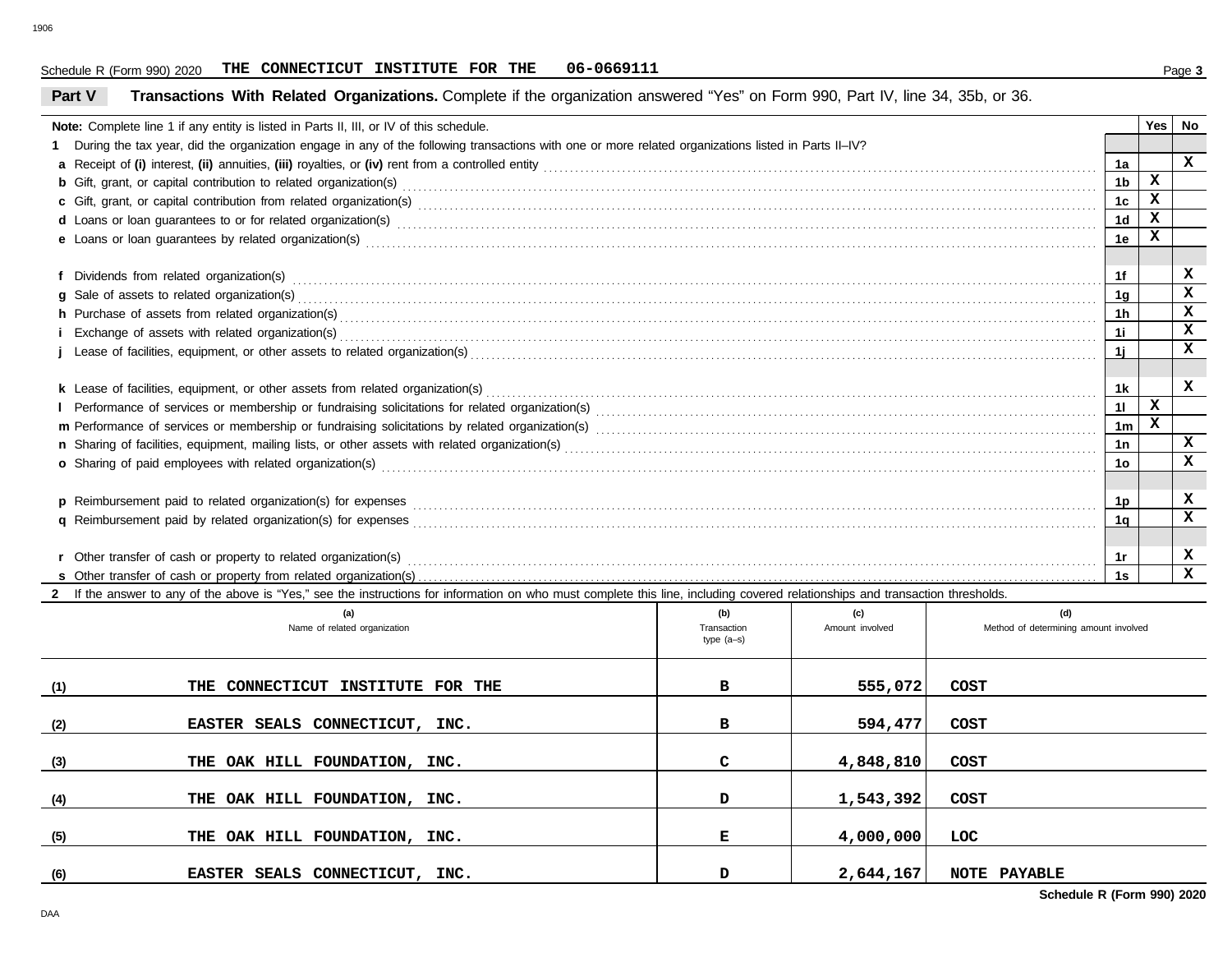Schedule R (Form 990) 2020 **THE CONNECTICUT INSTITUTE FOR THE 06-0669111**

## Part V Transactions With Related Organizations.

Complete if the organization answered "Yes" on Form 990, Part IV, line 34, 35b, or 36.

| **Note:** Complete line 1 if any entity is listed in Parts II, III, or IV of this schedule. | | Yes | No |
|---|---|---|---|
| **1** During the tax year, did the organization engage in any of the following transactions with one or more related organizations listed in Parts II–IV? | | | |
| **a** Receipt of **(i)** interest, **(ii)** annuities, **(iii)** royalties, or **(iv)** rent from a controlled entity | 1a | | X |
| **b** Gift, grant, or capital contribution to related organization(s) | 1b | X | |
| **c** Gift, grant, or capital contribution from related organization(s) | 1c | X | |
| **d** Loans or loan guarantees to or for related organization(s) | 1d | X | |
| **e** Loans or loan guarantees by related organization(s) | 1e | X | |
| **f** Dividends from related organization(s) | 1f | | X |
| **g** Sale of assets to related organization(s) | 1g | | X |
| **h** Purchase of assets from related organization(s) | 1h | | X |
| **i** Exchange of assets with related organization(s) | 1i | | X |
| **j** Lease of facilities, equipment, or other assets to related organization(s) | 1j | | X |
| **k** Lease of facilities, equipment, or other assets from related organization(s) | 1k | | X |
| **l** Performance of services or membership or fundraising solicitations for related organization(s) | 1l | X | |
| **m** Performance of services or membership or fundraising solicitations by related organization(s) | 1m | X | |
| **n** Sharing of facilities, equipment, mailing lists, or other assets with related organization(s) | 1n | | X |
| **o** Sharing of paid employees with related organization(s) | 1o | | X |
| **p** Reimbursement paid to related organization(s) for expenses | 1p | | X |
| **q** Reimbursement paid by related organization(s) for expenses | 1q | | X |
| **r** Other transfer of cash or property to related organization(s) | 1r | | X |
| **s** Other transfer of cash or property from related organization(s) | 1s | | X |

**2** If the answer to any of the above is "Yes," see the instructions for information on who must complete this line, including covered relationships and transaction thresholds.

| | (a) Name of related organization | (b) Transaction type (a–s) | (c) Amount involved | (d) Method of determining amount involved |
|---|---|---|---|---|
| (1) | THE CONNECTICUT INSTITUTE FOR THE | B | 555,072 | COST |
| (2) | EASTER SEALS CONNECTICUT, INC. | B | 594,477 | COST |
| (3) | THE OAK HILL FOUNDATION, INC. | C | 4,848,810 | COST |
| (4) | THE OAK HILL FOUNDATION, INC. | D | 1,543,392 | COST |
| (5) | THE OAK HILL FOUNDATION, INC. | E | 4,000,000 | LOC |
| (6) | EASTER SEALS CONNECTICUT, INC. | D | 2,644,167 | NOTE PAYABLE |

**Schedule R (Form 990) 2020**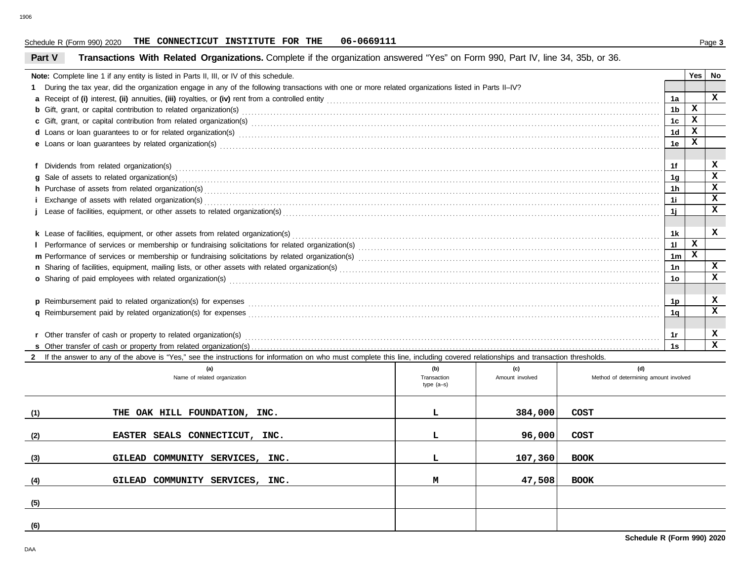Schedule R (Form 990) 2020 **THE CONNECTICUT INSTITUTE FOR THE 06-0669111**

## Part V Transactions With Related Organizations. 

Complete if the organization answered "Yes" on Form 990, Part IV, line 34, 35b, or 36.

| **Note:** Complete line 1 if any entity is listed in Parts II, III, or IV of this schedule. | | Yes | No |
|---|---|---|---|
| **1** During the tax year, did the organization engage in any of the following transactions with one or more related organizations listed in Parts II–IV? | | | |
| **a** Receipt of **(i)** interest, **(ii)** annuities, **(iii)** royalties, or **(iv)** rent from a controlled entity | 1a | | X |
| **b** Gift, grant, or capital contribution to related organization(s) | 1b | X | |
| **c** Gift, grant, or capital contribution from related organization(s) | 1c | X | |
| **d** Loans or loan guarantees to or for related organization(s) | 1d | X | |
| **e** Loans or loan guarantees by related organization(s) | 1e | X | |
| **f** Dividends from related organization(s) | 1f | | X |
| **g** Sale of assets to related organization(s) | 1g | | X |
| **h** Purchase of assets from related organization(s) | 1h | | X |
| **i** Exchange of assets with related organization(s) | 1i | | X |
| **j** Lease of facilities, equipment, or other assets to related organization(s) | 1j | | X |
| **k** Lease of facilities, equipment, or other assets from related organization(s) | 1k | | X |
| **l** Performance of services or membership or fundraising solicitations for related organization(s) | 1l | X | |
| **m** Performance of services or membership or fundraising solicitations by related organization(s) | 1m | X | |
| **n** Sharing of facilities, equipment, mailing lists, or other assets with related organization(s) | 1n | | X |
| **o** Sharing of paid employees with related organization(s) | 1o | | X |
| **p** Reimbursement paid to related organization(s) for expenses | 1p | | X |
| **q** Reimbursement paid by related organization(s) for expenses | 1q | | X |
| **r** Other transfer of cash or property to related organization(s) | 1r | | X |
| **s** Other transfer of cash or property from related organization(s) | 1s | | X |

**2** If the answer to any of the above is "Yes," see the instructions for information on who must complete this line, including covered relationships and transaction thresholds.

| | (a) Name of related organization | (b) Transaction type (a–s) | (c) Amount involved | (d) Method of determining amount involved |
|---|---|---|---|---|
| (1) | THE OAK HILL FOUNDATION, INC. | L | 384,000 | COST |
| (2) | EASTER SEALS CONNECTICUT, INC. | L | 96,000 | COST |
| (3) | GILEAD COMMUNITY SERVICES, INC. | L | 107,360 | BOOK |
| (4) | GILEAD COMMUNITY SERVICES, INC. | M | 47,508 | BOOK |
| (5) | | | | |
| (6) | | | | |

**Schedule R (Form 990) 2020**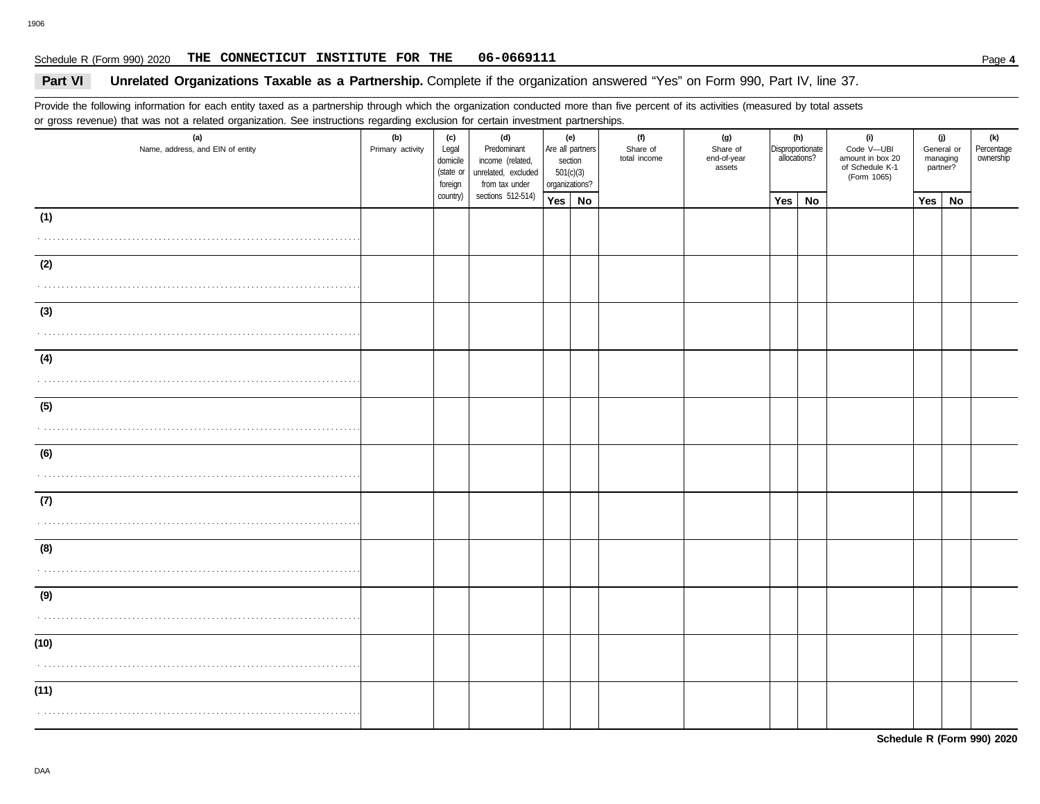Schedule R (Form 990) 2020 **THE CONNECTICUT INSTITUTE FOR THE 06-0669111**

## Part VI Unrelated Organizations Taxable as a Partnership.

Complete if the organization answered "Yes" on Form 990, Part IV, line 37.

Provide the following information for each entity taxed as a partnership through which the organization conducted more than five percent of its activities (measured by total assets or gross revenue) that was not a related organization. See instructions regarding exclusion for certain investment partnerships.

| (a) Name, address, and EIN of entity | (b) Primary activity | (c) Legal domicile (state or foreign country) | (d) Predominant income (related, unrelated, excluded from tax under sections 512-514) | (e) Are all partners section 501(c)(3) organizations? | | (f) Share of total income | (g) Share of end-of-year assets | (h) Disproportionate allocations? | | (i) Code V—UBI amount in box 20 of Schedule K-1 (Form 1065) | (j) General or managing partner? | | (k) Percentage ownership |
|---|---|---|---|---|---|---|---|---|---|---|---|---|---|
| | | | | Yes | No | | | Yes | No | | Yes | No | |
| (1) | | | | | | | | | | | | | |
| (2) | | | | | | | | | | | | | |
| (3) | | | | | | | | | | | | | |
| (4) | | | | | | | | | | | | | |
| (5) | | | | | | | | | | | | | |
| (6) | | | | | | | | | | | | | |
| (7) | | | | | | | | | | | | | |
| (8) | | | | | | | | | | | | | |
| (9) | | | | | | | | | | | | | |
| (10) | | | | | | | | | | | | | |
| (11) | | | | | | | | | | | | | |

**Schedule R (Form 990) 2020**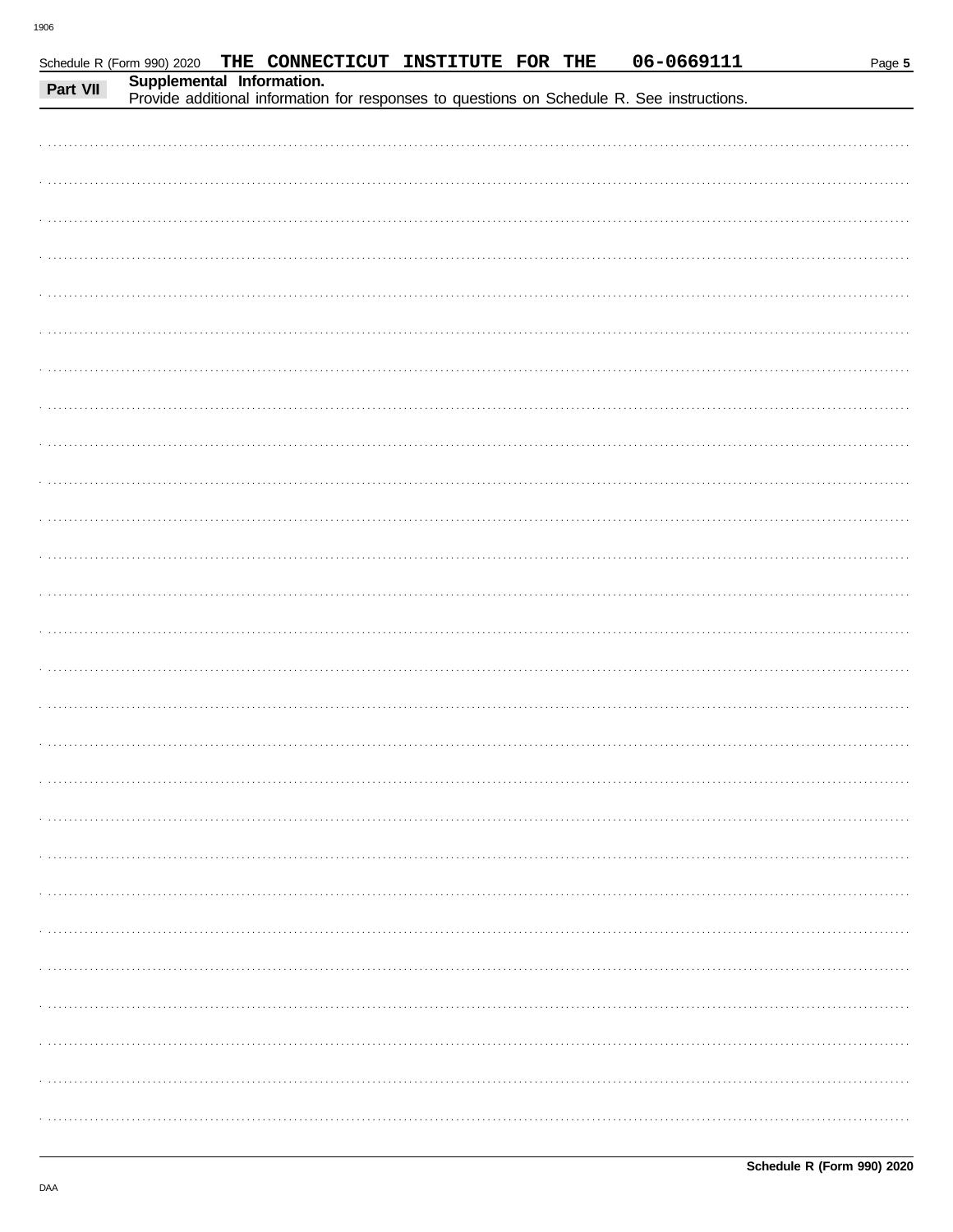Schedule R (Form 990) 2020 THE CONNECTICUT INSTITUTE FOR THE 06-0669111 Page 5

## Part VII Supplemental Information.

Provide additional information for responses to questions on Schedule R. See instructions.

Schedule R (Form 990) 2020

DAA